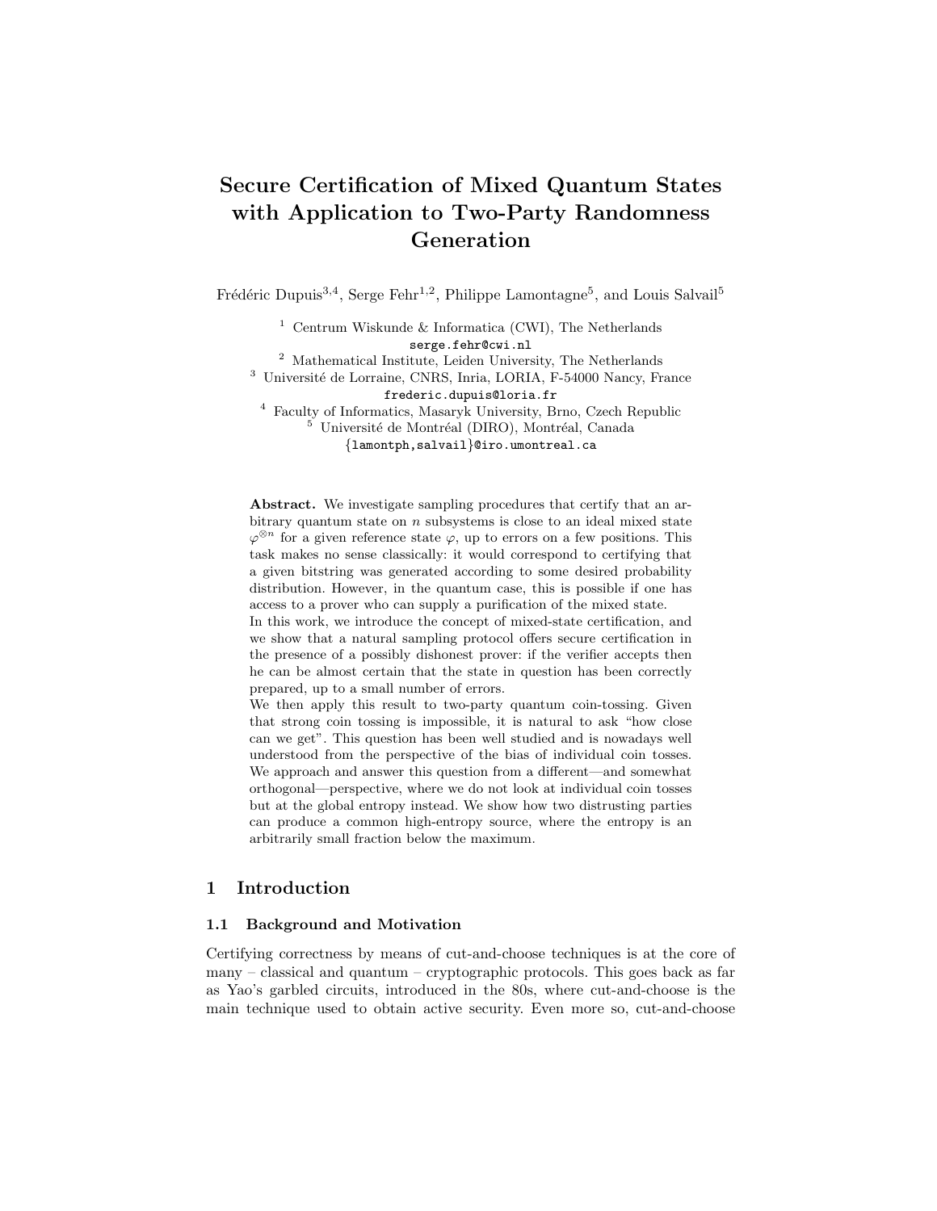# Secure Certification of Mixed Quantum States with Application to Two-Party Randomness Generation

Frédéric Dupuis[3,4], Serge Fehr[1,2], Philippe Lamontagne[5], and Louis Salvail[5]

[1] Centrum Wiskunde & Informatica (CWI), The Netherlands
serge.fehr@cwi.nl

[2] Mathematical Institute, Leiden University, The Netherlands

[3] Université de Lorraine, CNRS, Inria, LORIA, F-54000 Nancy, France
frederic.dupuis@loria.fr

[4] Faculty of Informatics, Masaryk University, Brno, Czech Republic

[5] Université de Montréal (DIRO), Montréal, Canada
{lamontph,salvail}@iro.umontreal.ca

**Abstract.** We investigate sampling procedures that certify that an arbitrary quantum state on $n$ subsystems is close to an ideal mixed state $\varphi^{\otimes n}$ for a given reference state $\varphi$, up to errors on a few positions. This task makes no sense classically: it would correspond to certifying that a given bitstring was generated according to some desired probability distribution. However, in the quantum case, this is possible if one has access to a prover who can supply a purification of the mixed state.

In this work, we introduce the concept of mixed-state certification, and we show that a natural sampling protocol offers secure certification in the presence of a possibly dishonest prover: if the verifier accepts then he can be almost certain that the state in question has been correctly prepared, up to a small number of errors.

We then apply this result to two-party quantum coin-tossing. Given that strong coin tossing is impossible, it is natural to ask "how close can we get". This question has been well studied and is nowadays well understood from the perspective of the bias of individual coin tosses. We approach and answer this question from a different—and somewhat orthogonal—perspective, where we do not look at individual coin tosses but at the global entropy instead. We show how two distrusting parties can produce a common high-entropy source, where the entropy is an arbitrarily small fraction below the maximum.

## 1 Introduction

### 1.1 Background and Motivation

Certifying correctness by means of cut-and-choose techniques is at the core of many – classical and quantum – cryptographic protocols. This goes back as far as Yao's garbled circuits, introduced in the 80s, where cut-and-choose is the main technique used to obtain active security. Even more so, cut-and-choose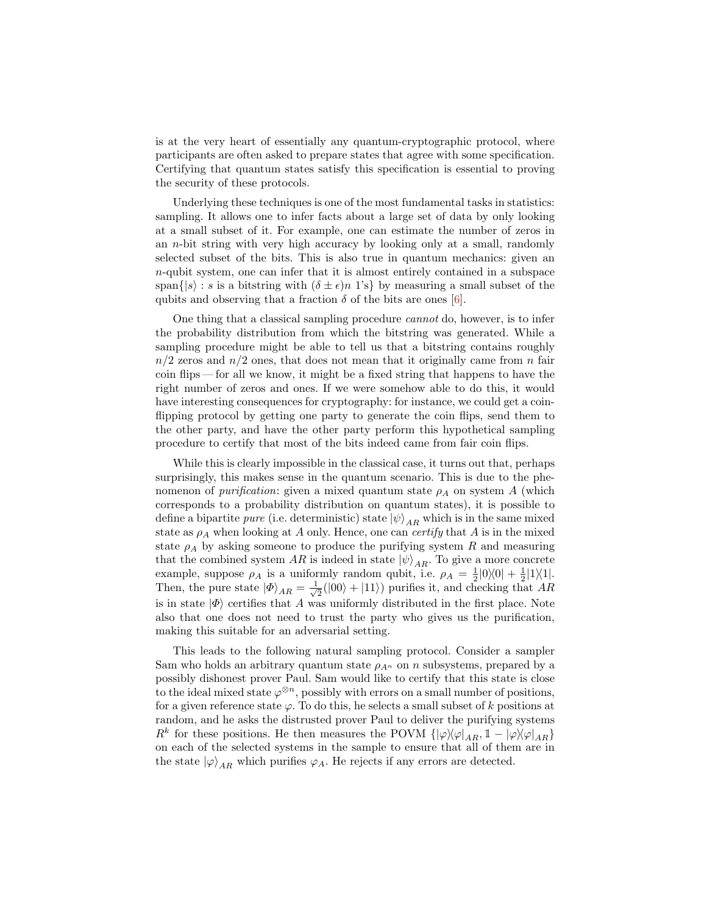is at the very heart of essentially any quantum-cryptographic protocol, where participants are often asked to prepare states that agree with some specification. Certifying that quantum states satisfy this specification is essential to proving the security of these protocols.

Underlying these techniques is one of the most fundamental tasks in statistics: sampling. It allows one to infer facts about a large set of data by only looking at a small subset of it. For example, one can estimate the number of zeros in an $n$-bit string with very high accuracy by looking only at a small, randomly selected subset of the bits. This is also true in quantum mechanics: given an $n$-qubit system, one can infer that it is almost entirely contained in a subspace $\text{span}\{|s\rangle : s \text{ is a bitstring with } (\delta \pm \epsilon)n \text{ 1's}\}$ by measuring a small subset of the qubits and observing that a fraction $\delta$ of the bits are ones [6].

One thing that a classical sampling procedure *cannot* do, however, is to infer the probability distribution from which the bitstring was generated. While a sampling procedure might be able to tell us that a bitstring contains roughly $n/2$ zeros and $n/2$ ones, that does not mean that it originally came from $n$ fair coin flips — for all we know, it might be a fixed string that happens to have the right number of zeros and ones. If we were somehow able to do this, it would have interesting consequences for cryptography: for instance, we could get a coin-flipping protocol by getting one party to generate the coin flips, send them to the other party, and have the other party perform this hypothetical sampling procedure to certify that most of the bits indeed came from fair coin flips.

While this is clearly impossible in the classical case, it turns out that, perhaps surprisingly, this makes sense in the quantum scenario. This is due to the phenomenon of *purification*: given a mixed quantum state $\rho_A$ on system $A$ (which corresponds to a probability distribution on quantum states), it is possible to define a bipartite *pure* (i.e. deterministic) state $|\psi\rangle_{AR}$ which is in the same mixed state as $\rho_A$ when looking at $A$ only. Hence, one can *certify* that $A$ is in the mixed state $\rho_A$ by asking someone to produce the purifying system $R$ and measuring that the combined system $AR$ is indeed in state $|\psi\rangle_{AR}$. To give a more concrete example, suppose $\rho_A$ is a uniformly random qubit, i.e. $\rho_A = \frac{1}{2}|0\rangle\langle 0| + \frac{1}{2}|1\rangle\langle 1|$. Then, the pure state $|\Phi\rangle_{AR} = \frac{1}{\sqrt{2}}(|00\rangle + |11\rangle)$ purifies it, and checking that $AR$ is in state $|\Phi\rangle$ certifies that $A$ was uniformly distributed in the first place. Note also that one does not need to trust the party who gives us the purification, making this suitable for an adversarial setting.

This leads to the following natural sampling protocol. Consider a sampler Sam who holds an arbitrary quantum state $\rho_{A^n}$ on $n$ subsystems, prepared by a possibly dishonest prover Paul. Sam would like to certify that this state is close to the ideal mixed state $\varphi^{\otimes n}$, possibly with errors on a small number of positions, for a given reference state $\varphi$. To do this, he selects a small subset of $k$ positions at random, and he asks the distrusted prover Paul to deliver the purifying systems $R^k$ for these positions. He then measures the POVM $\{|\varphi\rangle\langle\varphi|_{AR}, \mathbb{1} - |\varphi\rangle\langle\varphi|_{AR}\}$ on each of the selected systems in the sample to ensure that all of them are in the state $|\varphi\rangle_{AR}$ which purifies $\varphi_A$. He rejects if any errors are detected.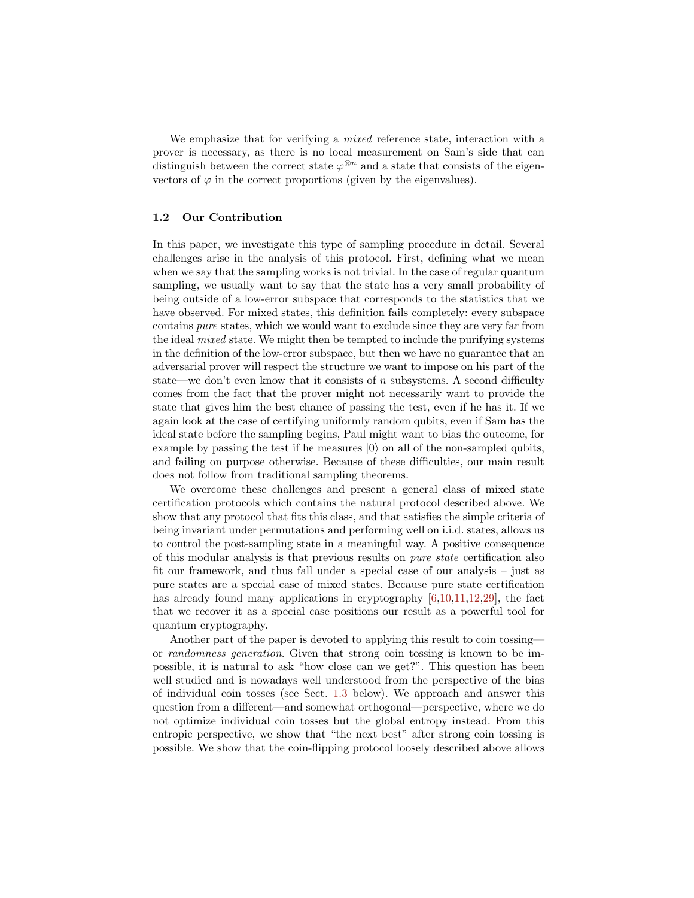We emphasize that for verifying a *mixed* reference state, interaction with a prover is necessary, as there is no local measurement on Sam's side that can distinguish between the correct state $\varphi^{\otimes n}$ and a state that consists of the eigenvectors of $\varphi$ in the correct proportions (given by the eigenvalues).

### 1.2 Our Contribution

In this paper, we investigate this type of sampling procedure in detail. Several challenges arise in the analysis of this protocol. First, defining what we mean when we say that the sampling works is not trivial. In the case of regular quantum sampling, we usually want to say that the state has a very small probability of being outside of a low-error subspace that corresponds to the statistics that we have observed. For mixed states, this definition fails completely: every subspace contains *pure* states, which we would want to exclude since they are very far from the ideal *mixed* state. We might then be tempted to include the purifying systems in the definition of the low-error subspace, but then we have no guarantee that an adversarial prover will respect the structure we want to impose on his part of the state—we don't even know that it consists of $n$ subsystems. A second difficulty comes from the fact that the prover might not necessarily want to provide the state that gives him the best chance of passing the test, even if he has it. If we again look at the case of certifying uniformly random qubits, even if Sam has the ideal state before the sampling begins, Paul might want to bias the outcome, for example by passing the test if he measures $|0\rangle$ on all of the non-sampled qubits, and failing on purpose otherwise. Because of these difficulties, our main result does not follow from traditional sampling theorems.

We overcome these challenges and present a general class of mixed state certification protocols which contains the natural protocol described above. We show that any protocol that fits this class, and that satisfies the simple criteria of being invariant under permutations and performing well on i.i.d. states, allows us to control the post-sampling state in a meaningful way. A positive consequence of this modular analysis is that previous results on *pure state* certification also fit our framework, and thus fall under a special case of our analysis – just as pure states are a special case of mixed states. Because pure state certification has already found many applications in cryptography [6,10,11,12,29], the fact that we recover it as a special case positions our result as a powerful tool for quantum cryptography.

Another part of the paper is devoted to applying this result to coin tossing—or *randomness generation*. Given that strong coin tossing is known to be impossible, it is natural to ask "how close can we get?". This question has been well studied and is nowadays well understood from the perspective of the bias of individual coin tosses (see Sect. 1.3 below). We approach and answer this question from a different—and somewhat orthogonal—perspective, where we do not optimize individual coin tosses but the global entropy instead. From this entropic perspective, we show that "the next best" after strong coin tossing is possible. We show that the coin-flipping protocol loosely described above allows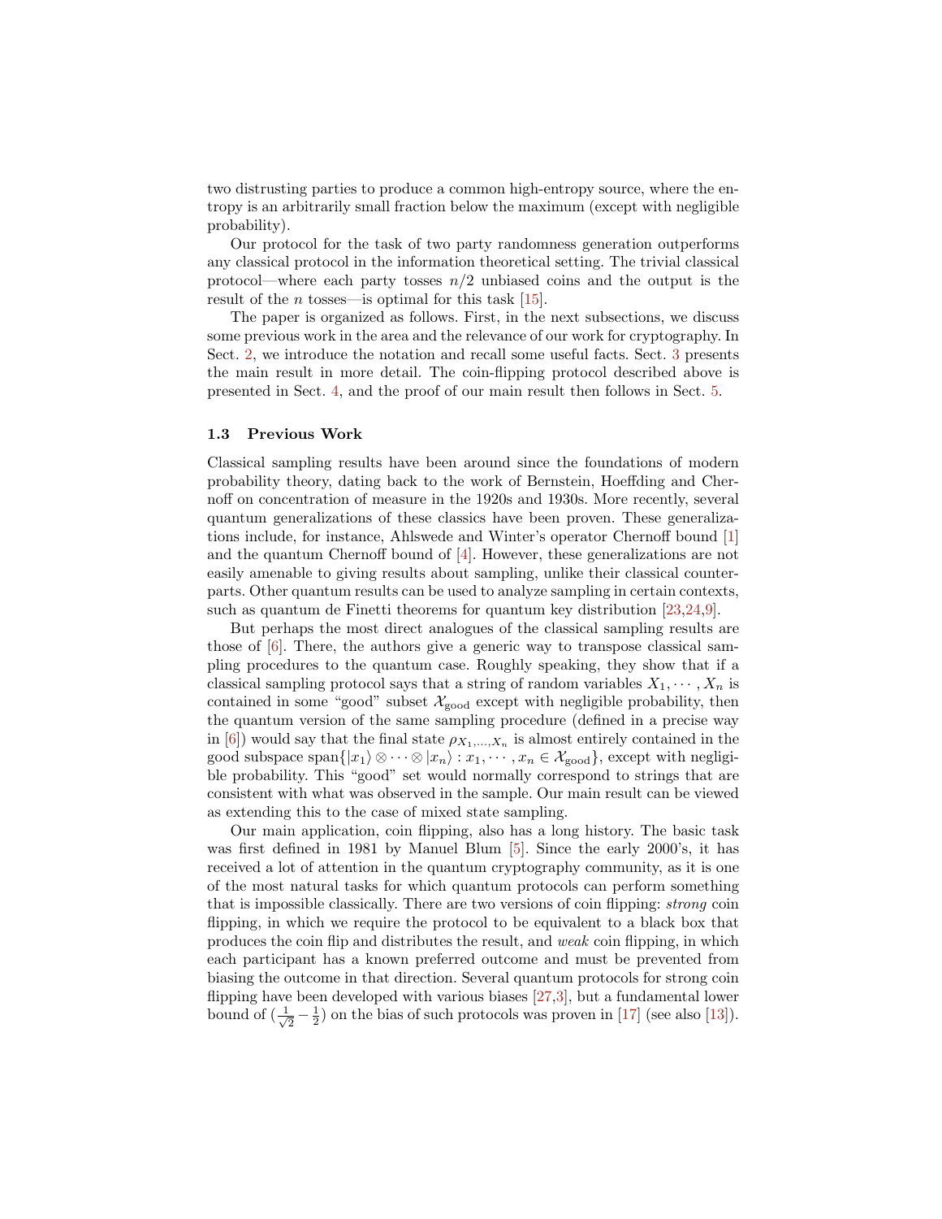two distrusting parties to produce a common high-entropy source, where the entropy is an arbitrarily small fraction below the maximum (except with negligible probability).

Our protocol for the task of two party randomness generation outperforms any classical protocol in the information theoretical setting. The trivial classical protocol—where each party tosses $n/2$ unbiased coins and the output is the result of the $n$ tosses—is optimal for this task [15].

The paper is organized as follows. First, in the next subsections, we discuss some previous work in the area and the relevance of our work for cryptography. In Sect. 2, we introduce the notation and recall some useful facts. Sect. 3 presents the main result in more detail. The coin-flipping protocol described above is presented in Sect. 4, and the proof of our main result then follows in Sect. 5.

### 1.3 Previous Work

Classical sampling results have been around since the foundations of modern probability theory, dating back to the work of Bernstein, Hoeffding and Chernoff on concentration of measure in the 1920s and 1930s. More recently, several quantum generalizations of these classics have been proven. These generalizations include, for instance, Ahlswede and Winter's operator Chernoff bound [1] and the quantum Chernoff bound of [4]. However, these generalizations are not easily amenable to giving results about sampling, unlike their classical counterparts. Other quantum results can be used to analyze sampling in certain contexts, such as quantum de Finetti theorems for quantum key distribution [23,24,9].

But perhaps the most direct analogues of the classical sampling results are those of [6]. There, the authors give a generic way to transpose classical sampling procedures to the quantum case. Roughly speaking, they show that if a classical sampling protocol says that a string of random variables $X_1, \cdots, X_n$ is contained in some "good" subset $\mathcal{X}_{\text{good}}$ except with negligible probability, then the quantum version of the same sampling procedure (defined in a precise way in [6]) would say that the final state $\rho_{X_1,\ldots,X_n}$ is almost entirely contained in the good subspace $\text{span}\{|x_1\rangle \otimes \cdots \otimes |x_n\rangle : x_1, \cdots, x_n \in \mathcal{X}_{\text{good}}\}$, except with negligible probability. This "good" set would normally correspond to strings that are consistent with what was observed in the sample. Our main result can be viewed as extending this to the case of mixed state sampling.

Our main application, coin flipping, also has a long history. The basic task was first defined in 1981 by Manuel Blum [5]. Since the early 2000's, it has received a lot of attention in the quantum cryptography community, as it is one of the most natural tasks for which quantum protocols can perform something that is impossible classically. There are two versions of coin flipping: *strong* coin flipping, in which we require the protocol to be equivalent to a black box that produces the coin flip and distributes the result, and *weak* coin flipping, in which each participant has a known preferred outcome and must be prevented from biasing the outcome in that direction. Several quantum protocols for strong coin flipping have been developed with various biases [27,3], but a fundamental lower bound of $(\frac{1}{\sqrt{2}} - \frac{1}{2})$ on the bias of such protocols was proven in [17] (see also [13]).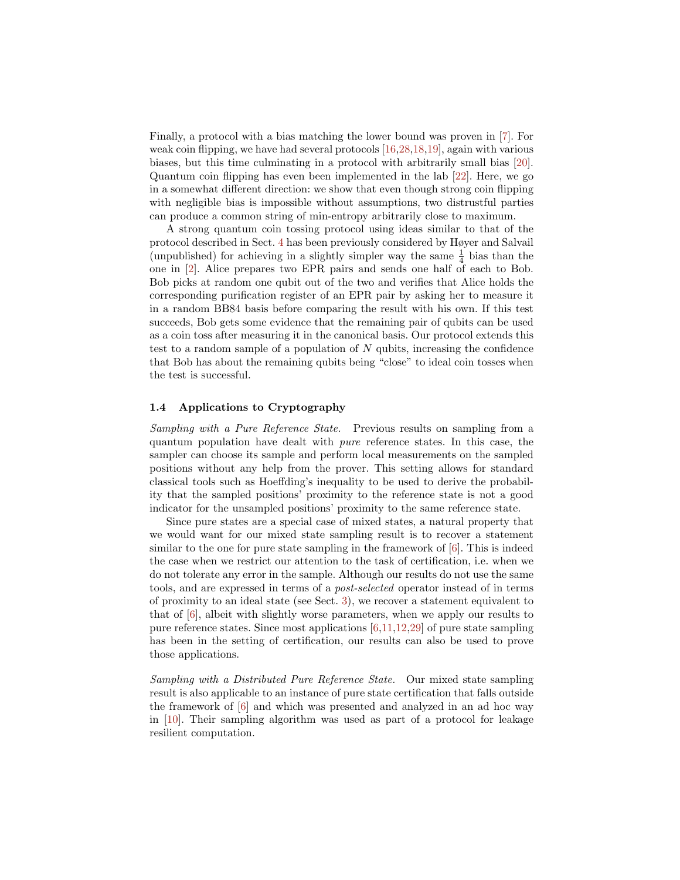Finally, a protocol with a bias matching the lower bound was proven in [7]. For weak coin flipping, we have had several protocols [16,28,18,19], again with various biases, but this time culminating in a protocol with arbitrarily small bias [20]. Quantum coin flipping has even been implemented in the lab [22]. Here, we go in a somewhat different direction: we show that even though strong coin flipping with negligible bias is impossible without assumptions, two distrustful parties can produce a common string of min-entropy arbitrarily close to maximum.

A strong quantum coin tossing protocol using ideas similar to that of the protocol described in Sect. 4 has been previously considered by Høyer and Salvail (unpublished) for achieving in a slightly simpler way the same $\frac{1}{4}$ bias than the one in [2]. Alice prepares two EPR pairs and sends one half of each to Bob. Bob picks at random one qubit out of the two and verifies that Alice holds the corresponding purification register of an EPR pair by asking her to measure it in a random BB84 basis before comparing the result with his own. If this test succeeds, Bob gets some evidence that the remaining pair of qubits can be used as a coin toss after measuring it in the canonical basis. Our protocol extends this test to a random sample of a population of $N$ qubits, increasing the confidence that Bob has about the remaining qubits being "close" to ideal coin tosses when the test is successful.

### 1.4 Applications to Cryptography

*Sampling with a Pure Reference State.* Previous results on sampling from a quantum population have dealt with *pure* reference states. In this case, the sampler can choose its sample and perform local measurements on the sampled positions without any help from the prover. This setting allows for standard classical tools such as Hoeffding's inequality to be used to derive the probability that the sampled positions' proximity to the reference state is not a good indicator for the unsampled positions' proximity to the same reference state.

Since pure states are a special case of mixed states, a natural property that we would want for our mixed state sampling result is to recover a statement similar to the one for pure state sampling in the framework of [6]. This is indeed the case when we restrict our attention to the task of certification, i.e. when we do not tolerate any error in the sample. Although our results do not use the same tools, and are expressed in terms of a *post-selected* operator instead of in terms of proximity to an ideal state (see Sect. 3), we recover a statement equivalent to that of [6], albeit with slightly worse parameters, when we apply our results to pure reference states. Since most applications [6,11,12,29] of pure state sampling has been in the setting of certification, our results can also be used to prove those applications.

*Sampling with a Distributed Pure Reference State.* Our mixed state sampling result is also applicable to an instance of pure state certification that falls outside the framework of [6] and which was presented and analyzed in an ad hoc way in [10]. Their sampling algorithm was used as part of a protocol for leakage resilient computation.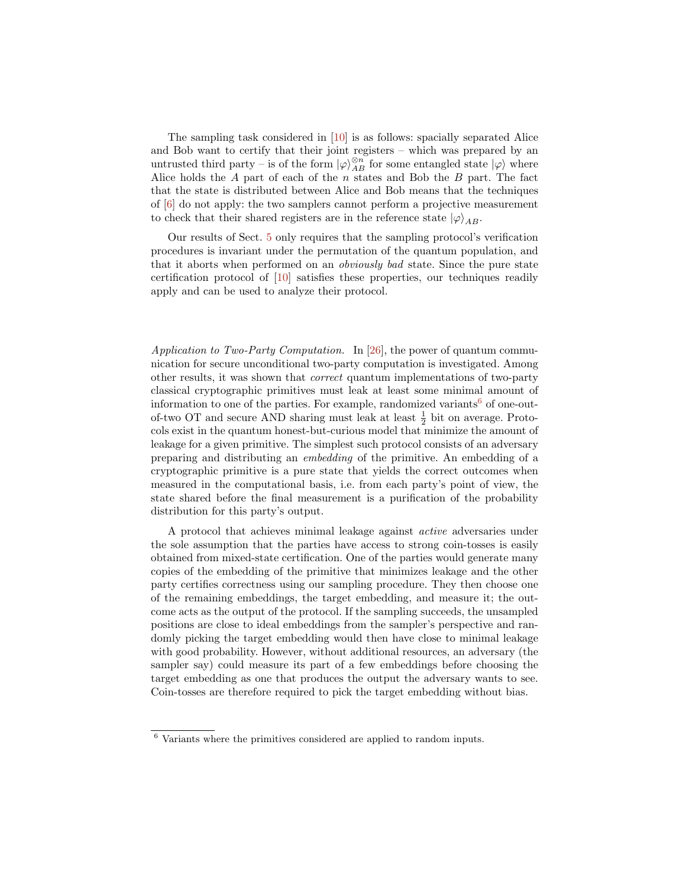The sampling task considered in [10] is as follows: spacially separated Alice and Bob want to certify that their joint registers – which was prepared by an untrusted third party – is of the form $|\varphi\rangle_{AB}^{\otimes n}$ for some entangled state $|\varphi\rangle$ where Alice holds the $A$ part of each of the $n$ states and Bob the $B$ part. The fact that the state is distributed between Alice and Bob means that the techniques of [6] do not apply: the two samplers cannot perform a projective measurement to check that their shared registers are in the reference state $|\varphi\rangle_{AB}$.

Our results of Sect. 5 only requires that the sampling protocol's verification procedures is invariant under the permutation of the quantum population, and that it aborts when performed on an *obviously bad* state. Since the pure state certification protocol of [10] satisfies these properties, our techniques readily apply and can be used to analyze their protocol.

*Application to Two-Party Computation.* In [26], the power of quantum communication for secure unconditional two-party computation is investigated. Among other results, it was shown that *correct* quantum implementations of two-party classical cryptographic primitives must leak at least some minimal amount of information to one of the parties. For example, randomized variants[6] of one-out-of-two OT and secure AND sharing must leak at least $\frac{1}{2}$ bit on average. Protocols exist in the quantum honest-but-curious model that minimize the amount of leakage for a given primitive. The simplest such protocol consists of an adversary preparing and distributing an *embedding* of the primitive. An embedding of a cryptographic primitive is a pure state that yields the correct outcomes when measured in the computational basis, i.e. from each party's point of view, the state shared before the final measurement is a purification of the probability distribution for this party's output.

A protocol that achieves minimal leakage against *active* adversaries under the sole assumption that the parties have access to strong coin-tosses is easily obtained from mixed-state certification. One of the parties would generate many copies of the embedding of the primitive that minimizes leakage and the other party certifies correctness using our sampling procedure. They then choose one of the remaining embeddings, the target embedding, and measure it; the outcome acts as the output of the protocol. If the sampling succeeds, the unsampled positions are close to ideal embeddings from the sampler's perspective and randomly picking the target embedding would then have close to minimal leakage with good probability. However, without additional resources, an adversary (the sampler say) could measure its part of a few embeddings before choosing the target embedding as one that produces the output the adversary wants to see. Coin-tosses are therefore required to pick the target embedding without bias.

[6] Variants where the primitives considered are applied to random inputs.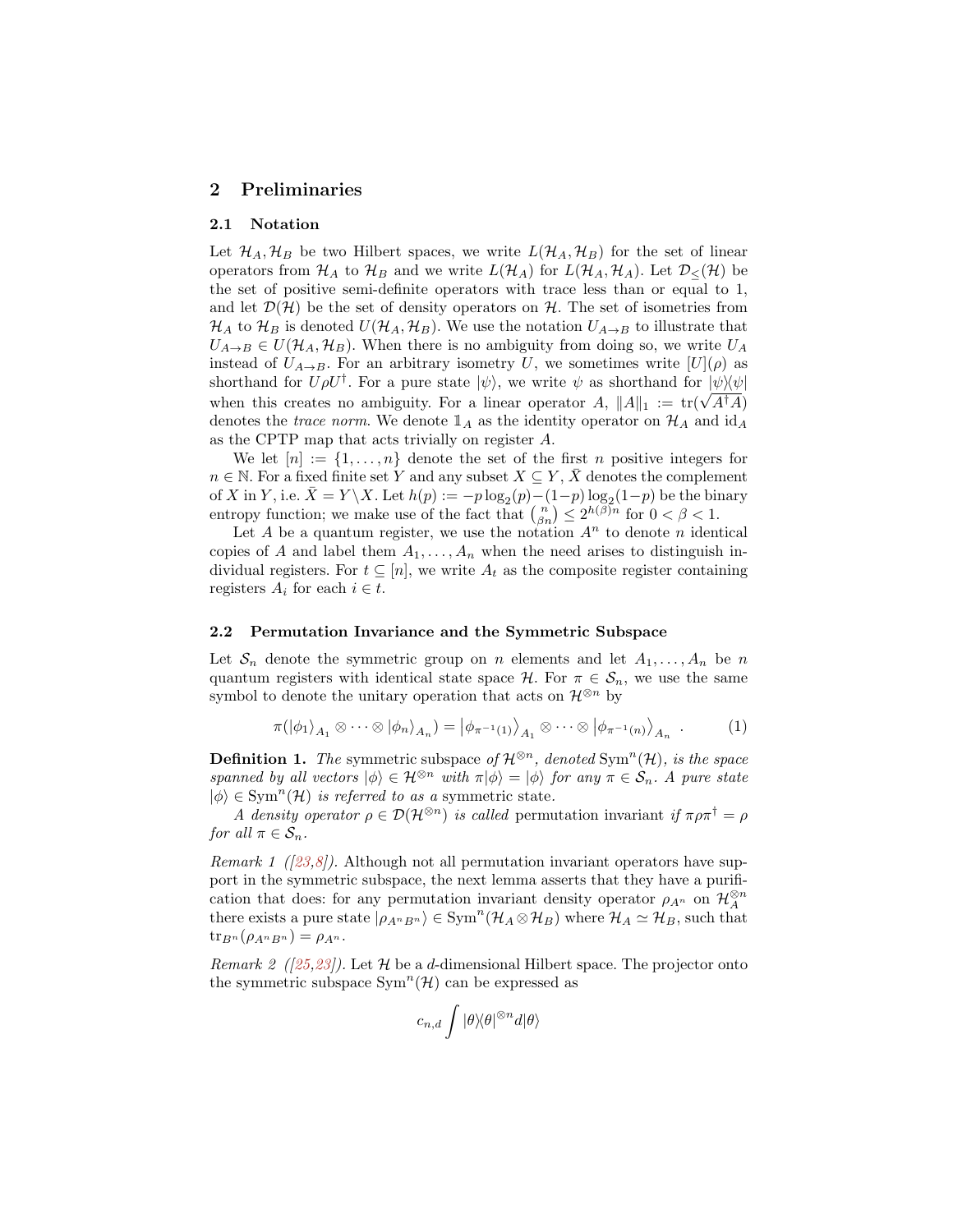## 2 Preliminaries

### 2.1 Notation

Let $\mathcal{H}_A, \mathcal{H}_B$ be two Hilbert spaces, we write $L(\mathcal{H}_A, \mathcal{H}_B)$ for the set of linear operators from $\mathcal{H}_A$ to $\mathcal{H}_B$ and we write $L(\mathcal{H}_A)$ for $L(\mathcal{H}_A, \mathcal{H}_A)$. Let $\mathcal{D}_{\leq}(\mathcal{H})$ be the set of positive semi-definite operators with trace less than or equal to 1, and let $\mathcal{D}(\mathcal{H})$ be the set of density operators on $\mathcal{H}$. The set of isometries from $\mathcal{H}_A$ to $\mathcal{H}_B$ is denoted $U(\mathcal{H}_A, \mathcal{H}_B)$. We use the notation $U_{A\to B}$ to illustrate that $U_{A\to B} \in U(\mathcal{H}_A, \mathcal{H}_B)$. When there is no ambiguity from doing so, we write $U_A$ instead of $U_{A\to B}$. For an arbitrary isometry $U$, we sometimes write $[U](\rho)$ as shorthand for $U\rho U^\dagger$. For a pure state $|\psi\rangle$, we write $\psi$ as shorthand for $|\psi\rangle\!\langle\psi|$ when this creates no ambiguity. For a linear operator $A$, $\|A\|_1 := \operatorname{tr}(\sqrt{A^\dagger A})$ denotes the *trace norm*. We denote $\mathbb{1}_A$ as the identity operator on $\mathcal{H}_A$ and $\mathrm{id}_A$ as the CPTP map that acts trivially on register $A$.

We let $[n] := \{1, \ldots, n\}$ denote the set of the first $n$ positive integers for $n \in \mathbb{N}$. For a fixed finite set $Y$ and any subset $X \subseteq Y$, $\bar{X}$ denotes the complement of $X$ in $Y$, i.e. $\bar{X} = Y \backslash X$. Let $h(p) := -p\log_2(p) - (1-p)\log_2(1-p)$ be the binary entropy function; we make use of the fact that $\binom{n}{\beta n} \leq 2^{h(\beta)n}$ for $0 < \beta < 1$.

Let $A$ be a quantum register, we use the notation $A^n$ to denote $n$ identical copies of $A$ and label them $A_1, \ldots, A_n$ when the need arises to distinguish individual registers. For $t \subseteq [n]$, we write $A_t$ as the composite register containing registers $A_i$ for each $i \in t$.

### 2.2 Permutation Invariance and the Symmetric Subspace

Let $\mathcal{S}_n$ denote the symmetric group on $n$ elements and let $A_1, \ldots, A_n$ be $n$ quantum registers with identical state space $\mathcal{H}$. For $\pi \in \mathcal{S}_n$, we use the same symbol to denote the unitary operation that acts on $\mathcal{H}^{\otimes n}$ by

$$\pi(|\phi_1\rangle_{A_1} \otimes \cdots \otimes |\phi_n\rangle_{A_n}) = \left|\phi_{\pi^{-1}(1)}\right\rangle_{A_1} \otimes \cdots \otimes \left|\phi_{\pi^{-1}(n)}\right\rangle_{A_n} . \tag{1}$$

**Definition 1.** *The* symmetric subspace *of $\mathcal{H}^{\otimes n}$, denoted $\mathrm{Sym}^n(\mathcal{H})$, is the space spanned by all vectors $|\phi\rangle \in \mathcal{H}^{\otimes n}$ with $\pi|\phi\rangle = |\phi\rangle$ for any $\pi \in \mathcal{S}_n$. A pure state $|\phi\rangle \in \mathrm{Sym}^n(\mathcal{H})$ is referred to as a* symmetric state.

*A density operator $\rho \in \mathcal{D}(\mathcal{H}^{\otimes n})$ is called* permutation invariant *if $\pi\rho\pi^\dagger = \rho$ for all $\pi \in \mathcal{S}_n$.*

*Remark 1 ([23,8]).* Although not all permutation invariant operators have support in the symmetric subspace, the next lemma asserts that they have a purification that does: for any permutation invariant density operator $\rho_{A^n}$ on $\mathcal{H}_A^{\otimes n}$ there exists a pure state $|\rho_{A^nB^n}\rangle \in \mathrm{Sym}^n(\mathcal{H}_A \otimes \mathcal{H}_B)$ where $\mathcal{H}_A \simeq \mathcal{H}_B$, such that $\operatorname{tr}_{B^n}(\rho_{A^nB^n}) = \rho_{A^n}$.

*Remark 2 ([25,23]).* Let $\mathcal{H}$ be a $d$-dimensional Hilbert space. The projector onto the symmetric subspace $\mathrm{Sym}^n(\mathcal{H})$ can be expressed as

$$c_{n,d} \int |\theta\rangle\!\langle\theta|^{\otimes n} d|\theta\rangle$$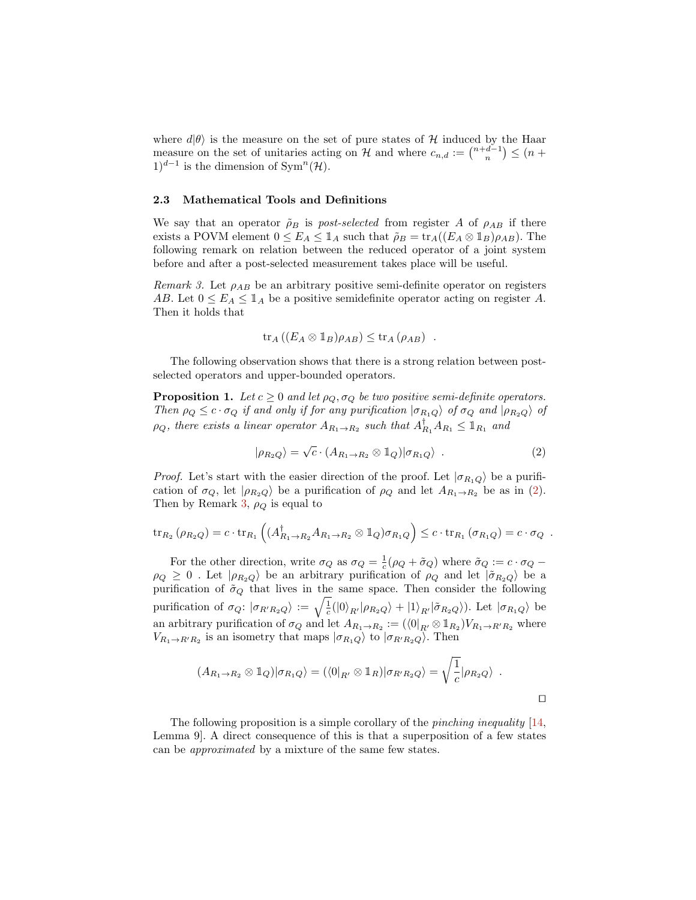where $d|\theta\rangle$ is the measure on the set of pure states of $\mathcal{H}$ induced by the Haar measure on the set of unitaries acting on $\mathcal{H}$ and where $c_{n,d} := \binom{n+d-1}{n} \leq (n+1)^{d-1}$ is the dimension of $\text{Sym}^n(\mathcal{H})$.

### 2.3 Mathematical Tools and Definitions

We say that an operator $\tilde{\rho}_B$ is *post-selected* from register $A$ of $\rho_{AB}$ if there exists a POVM element $0 \leq E_A \leq \mathbb{1}_A$ such that $\tilde{\rho}_B = \text{tr}_A((E_A \otimes \mathbb{1}_B)\rho_{AB})$. The following remark on relation between the reduced operator of a joint system before and after a post-selected measurement takes place will be useful.

*Remark 3.* Let $\rho_{AB}$ be an arbitrary positive semi-definite operator on registers $AB$. Let $0 \leq E_A \leq \mathbb{1}_A$ be a positive semidefinite operator acting on register $A$. Then it holds that

$$\text{tr}_A\left((E_A \otimes \mathbb{1}_B)\rho_{AB}\right) \leq \text{tr}_A\left(\rho_{AB}\right) \quad .$$

The following observation shows that there is a strong relation between post-selected operators and upper-bounded operators.

**Proposition 1.** *Let $c \geq 0$ and let $\rho_Q, \sigma_Q$ be two positive semi-definite operators. Then $\rho_Q \leq c \cdot \sigma_Q$ if and only if for any purification $|\sigma_{R_1Q}\rangle$ of $\sigma_Q$ and $|\rho_{R_2Q}\rangle$ of $\rho_Q$, there exists a linear operator $A_{R_1\to R_2}$ such that $A^\dagger_{R_1}A_{R_1} \leq \mathbb{1}_{R_1}$ and*

$$|\rho_{R_2Q}\rangle = \sqrt{c} \cdot (A_{R_1\to R_2} \otimes \mathbb{1}_Q)|\sigma_{R_1Q}\rangle \quad . \tag{2}$$

*Proof.* Let's start with the easier direction of the proof. Let $|\sigma_{R_1Q}\rangle$ be a purification of $\sigma_Q$, let $|\rho_{R_2Q}\rangle$ be a purification of $\rho_Q$ and let $A_{R_1\to R_2}$ be as in (2). Then by Remark 3, $\rho_Q$ is equal to

$$\text{tr}_{R_2}\left(\rho_{R_2Q}\right) = c \cdot \text{tr}_{R_1}\left((A^\dagger_{R_1\to R_2}A_{R_1\to R_2} \otimes \mathbb{1}_Q)\sigma_{R_1Q}\right) \leq c \cdot \text{tr}_{R_1}\left(\sigma_{R_1Q}\right) = c \cdot \sigma_Q \quad .$$

For the other direction, write $\sigma_Q$ as $\sigma_Q = \frac{1}{c}(\rho_Q + \tilde{\sigma}_Q)$ where $\tilde{\sigma}_Q := c \cdot \sigma_Q - \rho_Q \geq 0$ . Let $|\rho_{R_2Q}\rangle$ be an arbitrary purification of $\rho_Q$ and let $|\tilde{\sigma}_{R_2Q}\rangle$ be a purification of $\tilde{\sigma}_Q$ that lives in the same space. Then consider the following purification of $\sigma_Q$: $|\sigma_{R'R_2Q}\rangle := \sqrt{\frac{1}{c}}(|0\rangle_{R'}|\rho_{R_2Q}\rangle + |1\rangle_{R'}|\tilde{\sigma}_{R_2Q}\rangle)$. Let $|\sigma_{R_1Q}\rangle$ be an arbitrary purification of $\sigma_Q$ and let $A_{R_1\to R_2} := (\langle 0|_{R'} \otimes \mathbb{1}_{R_2})V_{R_1\to R'R_2}$ where $V_{R_1\to R'R_2}$ is an isometry that maps $|\sigma_{R_1Q}\rangle$ to $|\sigma_{R'R_2Q}\rangle$. Then

$$(A_{R_1\to R_2} \otimes \mathbb{1}_Q)|\sigma_{R_1Q}\rangle = (\langle 0|_{R'} \otimes \mathbb{1}_R)|\sigma_{R'R_2Q}\rangle = \sqrt{\frac{1}{c}}|\rho_{R_2Q}\rangle \quad .$$

□

The following proposition is a simple corollary of the *pinching inequality* [14, Lemma 9]. A direct consequence of this is that a superposition of a few states can be *approximated* by a mixture of the same few states.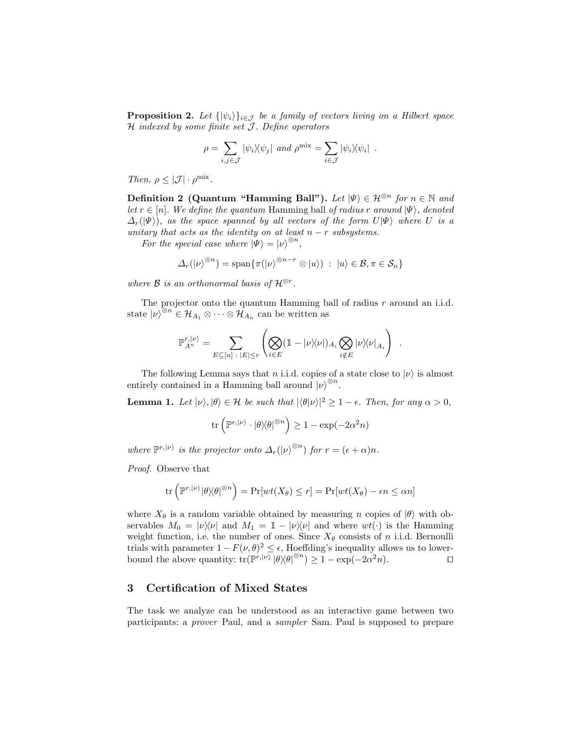**Proposition 2.** *Let $\{|\psi_i\rangle\}_{i\in\mathcal{J}}$ be a family of vectors living on a Hilbert space $\mathcal{H}$ indexed by some finite set $\mathcal{J}$. Define operators*

$$\rho = \sum_{i,j\in\mathcal{J}} |\psi_i\rangle\!\langle\psi_j| \text{ and } \rho^{\text{mix}} = \sum_{i\in\mathcal{J}} |\psi_i\rangle\!\langle\psi_i| \ .$$

*Then, $\rho \leq |\mathcal{J}| \cdot \rho^{\text{mix}}$.*

**Definition 2 (Quantum "Hamming Ball").** *Let $|\Psi\rangle \in \mathcal{H}^{\otimes n}$ for $n \in \mathbb{N}$ and let $r \in [n]$. We define the quantum* Hamming ball *of radius $r$ around $|\Psi\rangle$, denoted $\Delta_r(|\Psi\rangle)$, as the space spanned by all vectors of the form $U|\Psi\rangle$ where $U$ is a unitary that acts as the identity on at least $n-r$ subsystems.*

*For the special case where $|\Psi\rangle = |\nu\rangle^{\otimes n}$,*

$$\Delta_r(|\nu\rangle^{\otimes n}) = \text{span}\{\pi(|\nu\rangle^{\otimes n-r} \otimes |u\rangle) \ : \ |u\rangle \in \mathcal{B}, \pi \in \mathcal{S}_n\}$$

*where $\mathcal{B}$ is an orthonormal basis of $\mathcal{H}^{\otimes r}$.*

The projector onto the quantum Hamming ball of radius $r$ around an i.i.d. state $|\nu\rangle^{\otimes n} \in \mathcal{H}_{A_1} \otimes \cdots \otimes \mathcal{H}_{A_n}$ can be written as

$$\mathbb{P}^{r,|\nu\rangle}_{A^n} = \sum_{E\subseteq[n]\,:\,|E|\leq r} \left( \bigotimes_{i\in E} (\mathbb{1} - |\nu\rangle\!\langle\nu|)_{A_i} \bigotimes_{i\notin E} |\nu\rangle\!\langle\nu|_{A_i} \right) \ .$$

The following Lemma says that $n$ i.i.d. copies of a state close to $|\nu\rangle$ is almost entirely contained in a Hamming ball around $|\nu\rangle^{\otimes n}$.

**Lemma 1.** *Let $|\nu\rangle, |\theta\rangle \in \mathcal{H}$ be such that $|\langle\theta|\nu\rangle|^2 \geq 1-\epsilon$. Then, for any $\alpha > 0$,*

$$\text{tr}\left(\mathbb{P}^{r,|\nu\rangle} \cdot |\theta\rangle\!\langle\theta|^{\otimes n}\right) \geq 1 - \exp(-2\alpha^2 n)$$

*where $\mathbb{P}^{r,|\nu\rangle}$ is the projector onto $\Delta_r(|\nu\rangle^{\otimes n})$ for $r = (\epsilon+\alpha)n$.*

*Proof.* Observe that

$$\text{tr}\left(\mathbb{P}^{r,|\nu\rangle}|\theta\rangle\!\langle\theta|^{\otimes n}\right) = \Pr[wt(X_\theta) \leq r] = \Pr[wt(X_\theta) - \epsilon n \leq \alpha n]$$

where $X_\theta$ is a random variable obtained by measuring $n$ copies of $|\theta\rangle$ with observables $M_0 = |\nu\rangle\!\langle\nu|$ and $M_1 = \mathbb{1} - |\nu\rangle\!\langle\nu|$ and where $wt(\cdot)$ is the Hamming weight function, i.e. the number of ones. Since $X_\theta$ consists of $n$ i.i.d. Bernoulli trials with parameter $1 - F(\nu,\theta)^2 \leq \epsilon$, Hoeffding's inequality allows us to lower-bound the above quantity: $\text{tr}(\mathbb{P}^{r,|\nu\rangle}\,|\theta\rangle\!\langle\theta|^{\otimes n}) \geq 1 - \exp(-2\alpha^2 n)$. $\square$

## 3 Certification of Mixed States

The task we analyze can be understood as an interactive game between two participants: a *prover* Paul, and a *sampler* Sam. Paul is supposed to prepare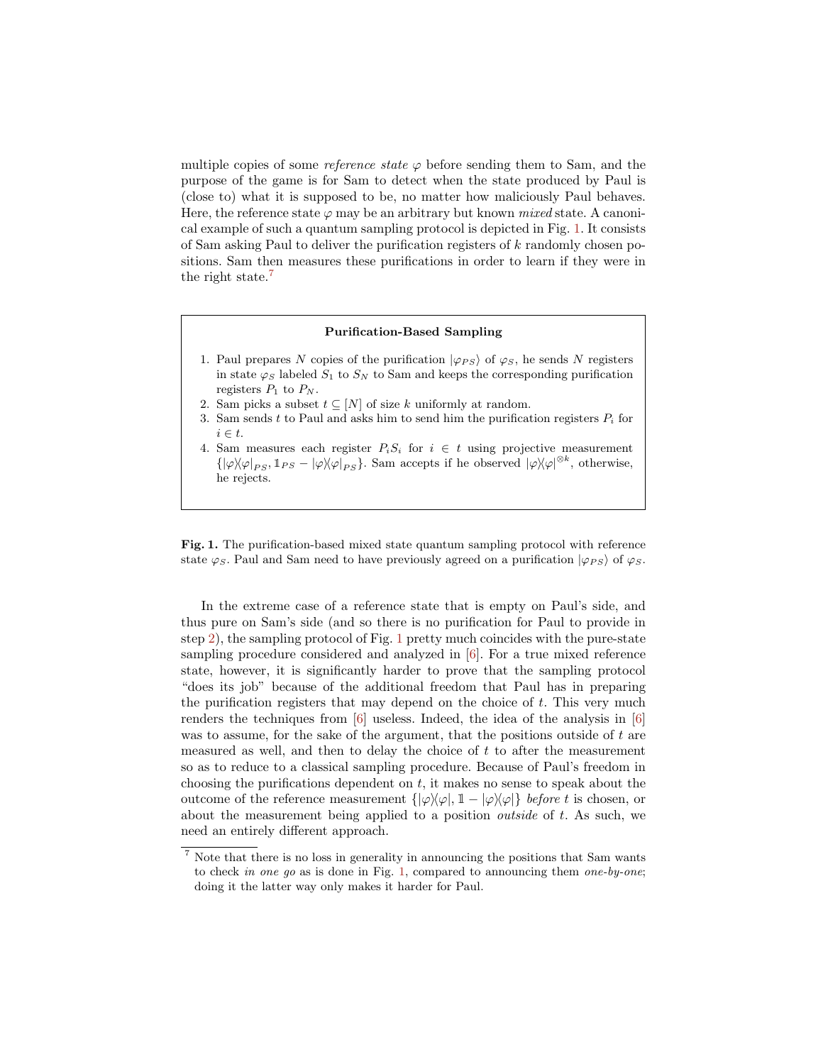multiple copies of some *reference state* $\varphi$ before sending them to Sam, and the purpose of the game is for Sam to detect when the state produced by Paul is (close to) what it is supposed to be, no matter how maliciously Paul behaves. Here, the reference state $\varphi$ may be an arbitrary but known *mixed* state. A canonical example of such a quantum sampling protocol is depicted in Fig. 1. It consists of Sam asking Paul to deliver the purification registers of $k$ randomly chosen positions. Sam then measures these purifications in order to learn if they were in the right state.[7]

**Purification-Based Sampling**

1. Paul prepares $N$ copies of the purification $|\varphi_{PS}\rangle$ of $\varphi_S$, he sends $N$ registers in state $\varphi_S$ labeled $S_1$ to $S_N$ to Sam and keeps the corresponding purification registers $P_1$ to $P_N$.
2. Sam picks a subset $t \subseteq [N]$ of size $k$ uniformly at random.
3. Sam sends $t$ to Paul and asks him to send him the purification registers $P_i$ for $i \in t$.
4. Sam measures each register $P_iS_i$ for $i \in t$ using projective measurement $\{|\varphi\rangle\langle\varphi|_{PS}, \mathbb{1}_{PS} - |\varphi\rangle\langle\varphi|_{PS}\}$. Sam accepts if he observed $|\varphi\rangle\langle\varphi|^{\otimes k}$, otherwise, he rejects.

**Fig. 1.** The purification-based mixed state quantum sampling protocol with reference state $\varphi_S$. Paul and Sam need to have previously agreed on a purification $|\varphi_{PS}\rangle$ of $\varphi_S$.

In the extreme case of a reference state that is empty on Paul's side, and thus pure on Sam's side (and so there is no purification for Paul to provide in step 2), the sampling protocol of Fig. 1 pretty much coincides with the pure-state sampling procedure considered and analyzed in [6]. For a true mixed reference state, however, it is significantly harder to prove that the sampling protocol "does its job" because of the additional freedom that Paul has in preparing the purification registers that may depend on the choice of $t$. This very much renders the techniques from [6] useless. Indeed, the idea of the analysis in [6] was to assume, for the sake of the argument, that the positions outside of $t$ are measured as well, and then to delay the choice of $t$ to after the measurement so as to reduce to a classical sampling procedure. Because of Paul's freedom in choosing the purifications dependent on $t$, it makes no sense to speak about the outcome of the reference measurement $\{|\varphi\rangle\langle\varphi|, \mathbb{1} - |\varphi\rangle\langle\varphi|\}$ *before* $t$ is chosen, or about the measurement being applied to a position *outside* of $t$. As such, we need an entirely different approach.

[7] Note that there is no loss in generality in announcing the positions that Sam wants to check *in one go* as is done in Fig. 1, compared to announcing them *one-by-one*; doing it the latter way only makes it harder for Paul.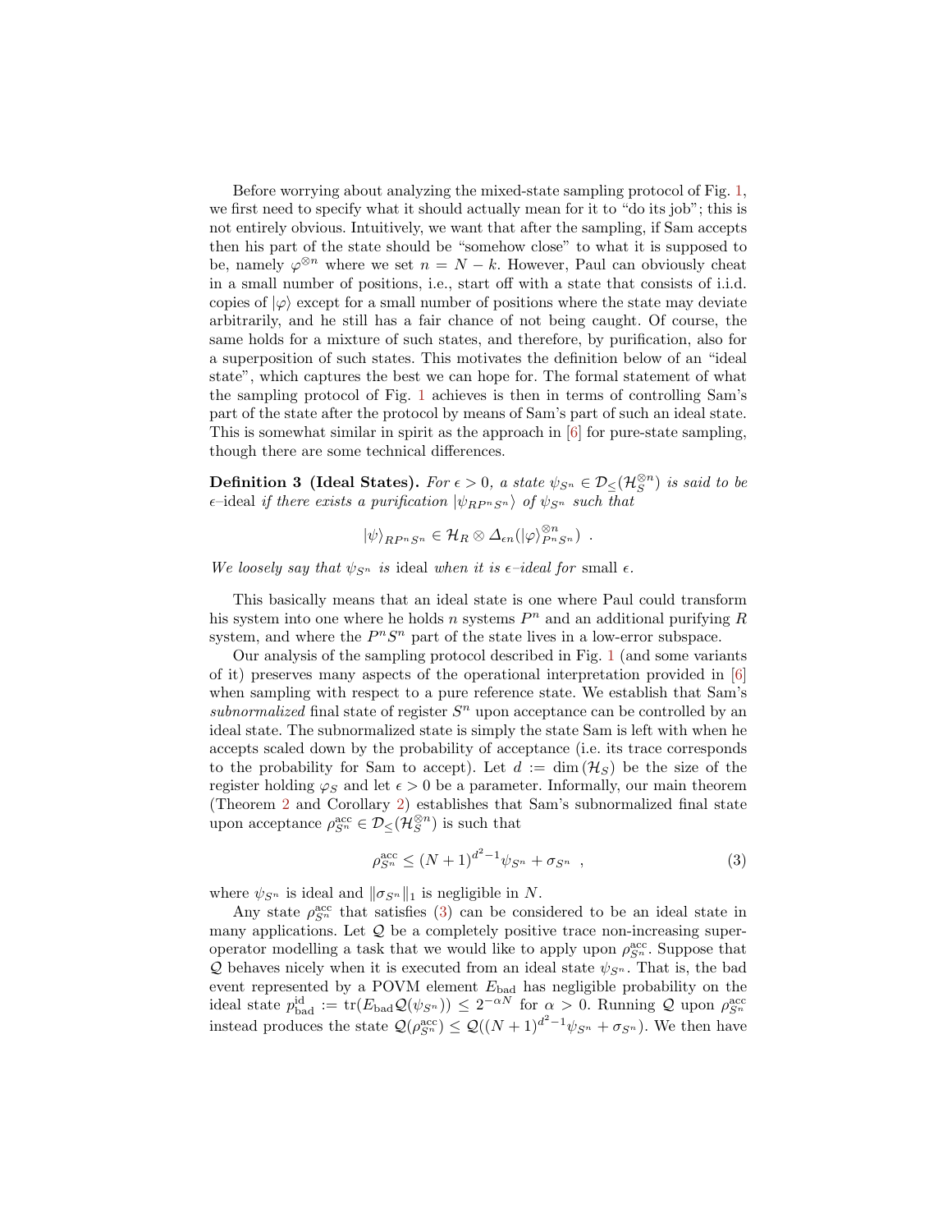Before worrying about analyzing the mixed-state sampling protocol of Fig. 1, we first need to specify what it should actually mean for it to "do its job"; this is not entirely obvious. Intuitively, we want that after the sampling, if Sam accepts then his part of the state should be "somehow close" to what it is supposed to be, namely $\varphi^{\otimes n}$ where we set $n = N - k$. However, Paul can obviously cheat in a small number of positions, i.e., start off with a state that consists of i.i.d. copies of $|\varphi\rangle$ except for a small number of positions where the state may deviate arbitrarily, and he still has a fair chance of not being caught. Of course, the same holds for a mixture of such states, and therefore, by purification, also for a superposition of such states. This motivates the definition below of an "ideal state", which captures the best we can hope for. The formal statement of what the sampling protocol of Fig. 1 achieves is then in terms of controlling Sam's part of the state after the protocol by means of Sam's part of such an ideal state. This is somewhat similar in spirit as the approach in [6] for pure-state sampling, though there are some technical differences.

**Definition 3 (Ideal States).** *For $\epsilon > 0$, a state $\psi_{S^n} \in \mathcal{D}_{\leq}(\mathcal{H}_S^{\otimes n})$ is said to be $\epsilon$–*ideal *if there exists a purification $|\psi_{RP^nS^n}\rangle$ of $\psi_{S^n}$ such that*

$$|\psi\rangle_{RP^nS^n} \in \mathcal{H}_R \otimes \Delta_{\epsilon n}(|\varphi\rangle_{P^nS^n}^{\otimes n}) \ .$$

*We loosely say that $\psi_{S^n}$ is* ideal *when it is $\epsilon$–ideal for* small *$\epsilon$.*

This basically means that an ideal state is one where Paul could transform his system into one where he holds $n$ systems $P^n$ and an additional purifying $R$ system, and where the $P^nS^n$ part of the state lives in a low-error subspace.

Our analysis of the sampling protocol described in Fig. 1 (and some variants of it) preserves many aspects of the operational interpretation provided in [6] when sampling with respect to a pure reference state. We establish that Sam's *subnormalized* final state of register $S^n$ upon acceptance can be controlled by an ideal state. The subnormalized state is simply the state Sam is left with when he accepts scaled down by the probability of acceptance (i.e. its trace corresponds to the probability for Sam to accept). Let $d := \dim(\mathcal{H}_S)$ be the size of the register holding $\varphi_S$ and let $\epsilon > 0$ be a parameter. Informally, our main theorem (Theorem 2 and Corollary 2) establishes that Sam's subnormalized final state upon acceptance $\rho_{S^n}^{\text{acc}} \in \mathcal{D}_{\leq}(\mathcal{H}_S^{\otimes n})$ is such that

$$\rho_{S^n}^{\text{acc}} \leq (N+1)^{d^2-1}\psi_{S^n} + \sigma_{S^n} \ , \tag{3}$$

where $\psi_{S^n}$ is ideal and $\|\sigma_{S^n}\|_1$ is negligible in $N$.

Any state $\rho_{S^n}^{\text{acc}}$ that satisfies (3) can be considered to be an ideal state in many applications. Let $\mathcal{Q}$ be a completely positive trace non-increasing superoperator modelling a task that we would like to apply upon $\rho_{S^n}^{\text{acc}}$. Suppose that $\mathcal{Q}$ behaves nicely when it is executed from an ideal state $\psi_{S^n}$. That is, the bad event represented by a POVM element $E_{\text{bad}}$ has negligible probability on the ideal state $p_{\text{bad}}^{\text{id}} := \text{tr}(E_{\text{bad}}\mathcal{Q}(\psi_{S^n})) \leq 2^{-\alpha N}$ for $\alpha > 0$. Running $\mathcal{Q}$ upon $\rho_{S^n}^{\text{acc}}$ instead produces the state $\mathcal{Q}(\rho_{S^n}^{\text{acc}}) \leq \mathcal{Q}((N+1)^{d^2-1}\psi_{S^n} + \sigma_{S^n})$. We then have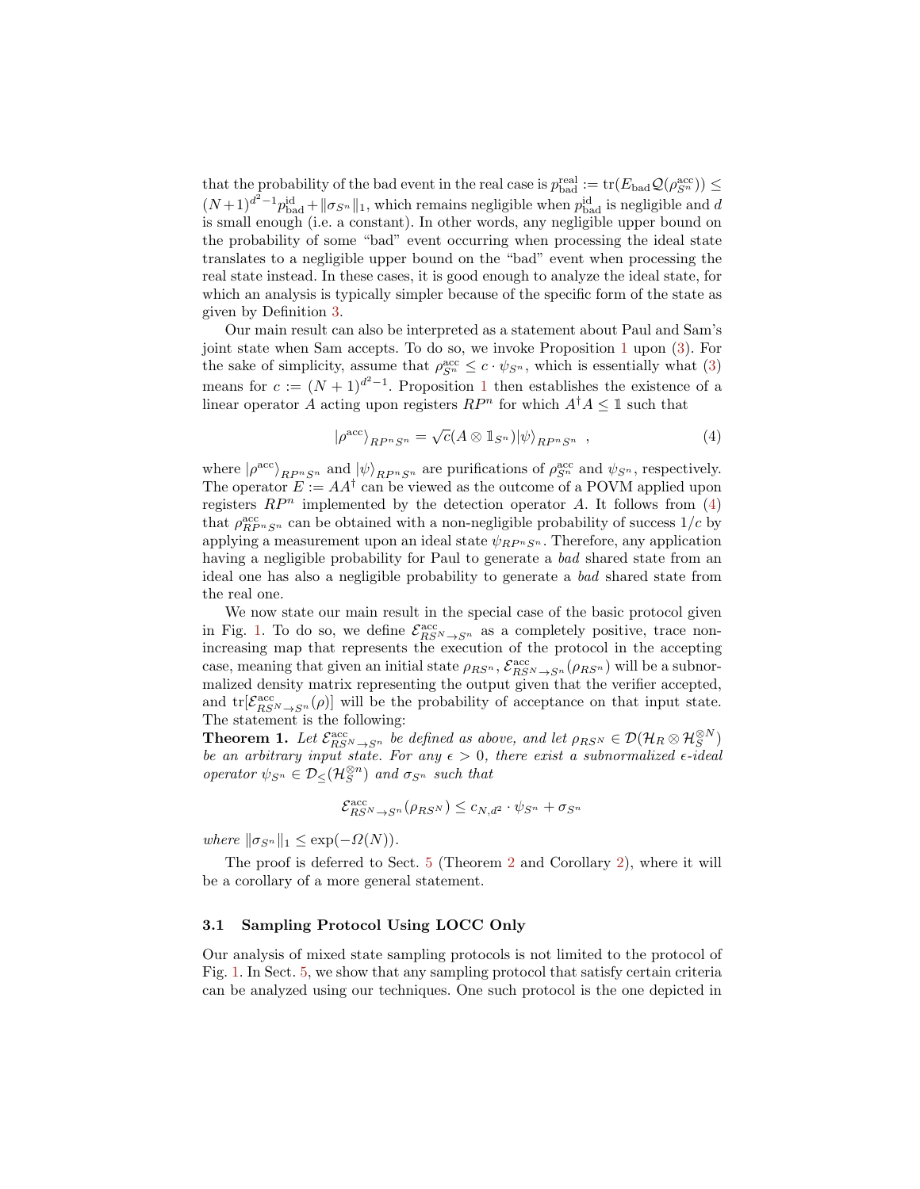that the probability of the bad event in the real case is $p_{\text{bad}}^{\text{real}} := \operatorname{tr}(E_{\text{bad}}\mathcal{Q}(\rho_{S^n}^{\text{acc}})) \leq (N+1)^{d^2-1} p_{\text{bad}}^{\text{id}} + \|\sigma_{S^n}\|_1$, which remains negligible when $p_{\text{bad}}^{\text{id}}$ is negligible and $d$ is small enough (i.e. a constant). In other words, any negligible upper bound on the probability of some "bad" event occurring when processing the ideal state translates to a negligible upper bound on the "bad" event when processing the real state instead. In these cases, it is good enough to analyze the ideal state, for which an analysis is typically simpler because of the specific form of the state as given by Definition 3.

Our main result can also be interpreted as a statement about Paul and Sam's joint state when Sam accepts. To do so, we invoke Proposition 1 upon (3). For the sake of simplicity, assume that $\rho_{S^n}^{\text{acc}} \leq c \cdot \psi_{S^n}$, which is essentially what (3) means for $c := (N+1)^{d^2-1}$. Proposition 1 then establishes the existence of a linear operator $A$ acting upon registers $RP^n$ for which $A^\dagger A \leq \mathbb{1}$ such that

$$|\rho^{\text{acc}}\rangle_{RP^nS^n} = \sqrt{c}(A \otimes \mathbb{1}_{S^n})|\psi\rangle_{RP^nS^n} \ , \tag{4}$$

where $|\rho^{\text{acc}}\rangle_{RP^nS^n}$ and $|\psi\rangle_{RP^nS^n}$ are purifications of $\rho_{S^n}^{\text{acc}}$ and $\psi_{S^n}$, respectively. The operator $E := AA^\dagger$ can be viewed as the outcome of a POVM applied upon registers $RP^n$ implemented by the detection operator $A$. It follows from (4) that $\rho_{RP^nS^n}^{\text{acc}}$ can be obtained with a non-negligible probability of success $1/c$ by applying a measurement upon an ideal state $\psi_{RP^nS^n}$. Therefore, any application having a negligible probability for Paul to generate a *bad* shared state from an ideal one has also a negligible probability to generate a *bad* shared state from the real one.

We now state our main result in the special case of the basic protocol given in Fig. 1. To do so, we define $\mathcal{E}_{RS^N \to S^n}^{\text{acc}}$ as a completely positive, trace non-increasing map that represents the execution of the protocol in the accepting case, meaning that given an initial state $\rho_{RS^n}$, $\mathcal{E}_{RS^N \to S^n}^{\text{acc}}(\rho_{RS^n})$ will be a subnormalized density matrix representing the output given that the verifier accepted, and $\operatorname{tr}[\mathcal{E}_{RS^N \to S^n}^{\text{acc}}(\rho)]$ will be the probability of acceptance on that input state. The statement is the following:

**Theorem 1.** *Let $\mathcal{E}_{RS^N \to S^n}^{\text{acc}}$ be defined as above, and let $\rho_{RS^N} \in \mathcal{D}(\mathcal{H}_R \otimes \mathcal{H}_S^{\otimes N})$ be an arbitrary input state. For any $\epsilon > 0$, there exist a subnormalized $\epsilon$-ideal operator $\psi_{S^n} \in \mathcal{D}_\leq(\mathcal{H}_S^{\otimes n})$ and $\sigma_{S^n}$ such that*

$$\mathcal{E}_{RS^N \to S^n}^{\text{acc}}(\rho_{RS^N}) \leq c_{N,d^2} \cdot \psi_{S^n} + \sigma_{S^n}$$

*where $\|\sigma_{S^n}\|_1 \leq \exp(-\Omega(N))$.*

The proof is deferred to Sect. 5 (Theorem 2 and Corollary 2), where it will be a corollary of a more general statement.

### 3.1 Sampling Protocol Using LOCC Only

Our analysis of mixed state sampling protocols is not limited to the protocol of Fig. 1. In Sect. 5, we show that any sampling protocol that satisfy certain criteria can be analyzed using our techniques. One such protocol is the one depicted in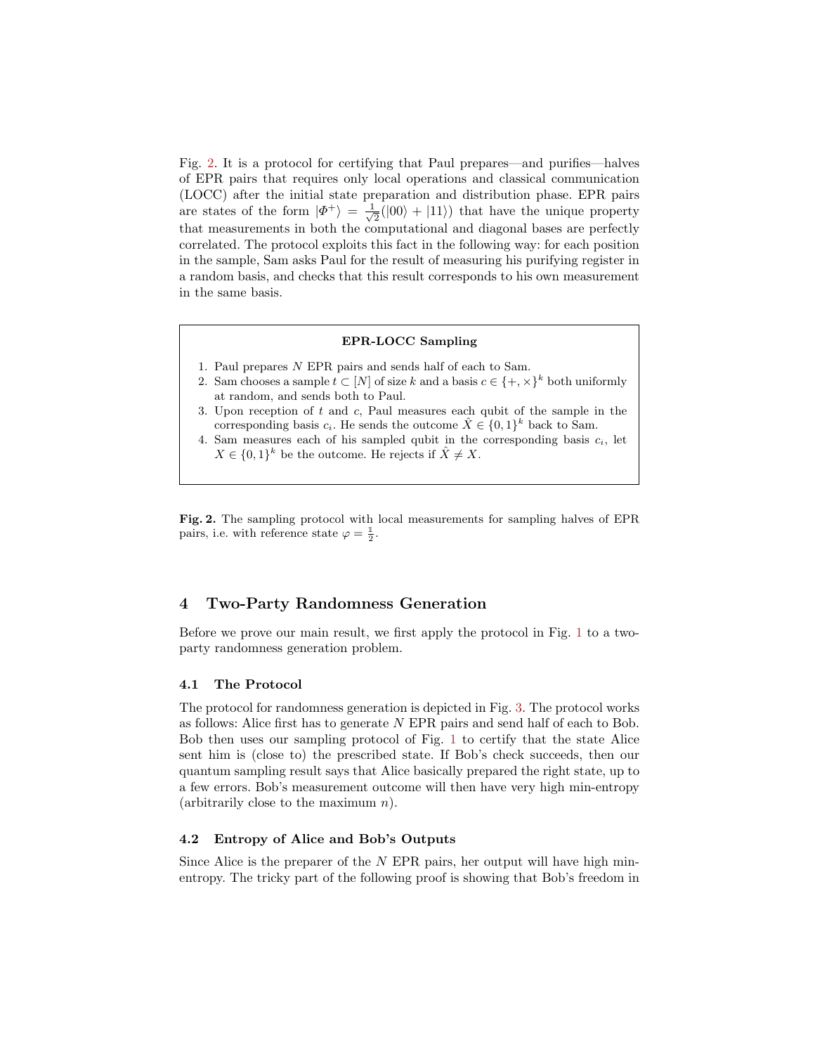Fig. 2. It is a protocol for certifying that Paul prepares—and purifies—halves of EPR pairs that requires only local operations and classical communication (LOCC) after the initial state preparation and distribution phase. EPR pairs are states of the form $|\Phi^+\rangle = \frac{1}{\sqrt{2}}(|00\rangle + |11\rangle)$ that have the unique property that measurements in both the computational and diagonal bases are perfectly correlated. The protocol exploits this fact in the following way: for each position in the sample, Sam asks Paul for the result of measuring his purifying register in a random basis, and checks that this result corresponds to his own measurement in the same basis.

**EPR-LOCC Sampling**

1. Paul prepares $N$ EPR pairs and sends half of each to Sam.
2. Sam chooses a sample $t \subset [N]$ of size $k$ and a basis $c \in \{+, \times\}^k$ both uniformly at random, and sends both to Paul.
3. Upon reception of $t$ and $c$, Paul measures each qubit of the sample in the corresponding basis $c_i$. He sends the outcome $\hat{X} \in \{0,1\}^k$ back to Sam.
4. Sam measures each of his sampled qubit in the corresponding basis $c_i$, let $X \in \{0,1\}^k$ be the outcome. He rejects if $\hat{X} \neq X$.

**Fig. 2.** The sampling protocol with local measurements for sampling halves of EPR pairs, i.e. with reference state $\varphi = \frac{1}{2}$.

## 4 Two-Party Randomness Generation

Before we prove our main result, we first apply the protocol in Fig. 1 to a two-party randomness generation problem.

### 4.1 The Protocol

The protocol for randomness generation is depicted in Fig. 3. The protocol works as follows: Alice first has to generate $N$ EPR pairs and send half of each to Bob. Bob then uses our sampling protocol of Fig. 1 to certify that the state Alice sent him is (close to) the prescribed state. If Bob's check succeeds, then our quantum sampling result says that Alice basically prepared the right state, up to a few errors. Bob's measurement outcome will then have very high min-entropy (arbitrarily close to the maximum $n$).

### 4.2 Entropy of Alice and Bob's Outputs

Since Alice is the preparer of the $N$ EPR pairs, her output will have high min-entropy. The tricky part of the following proof is showing that Bob's freedom in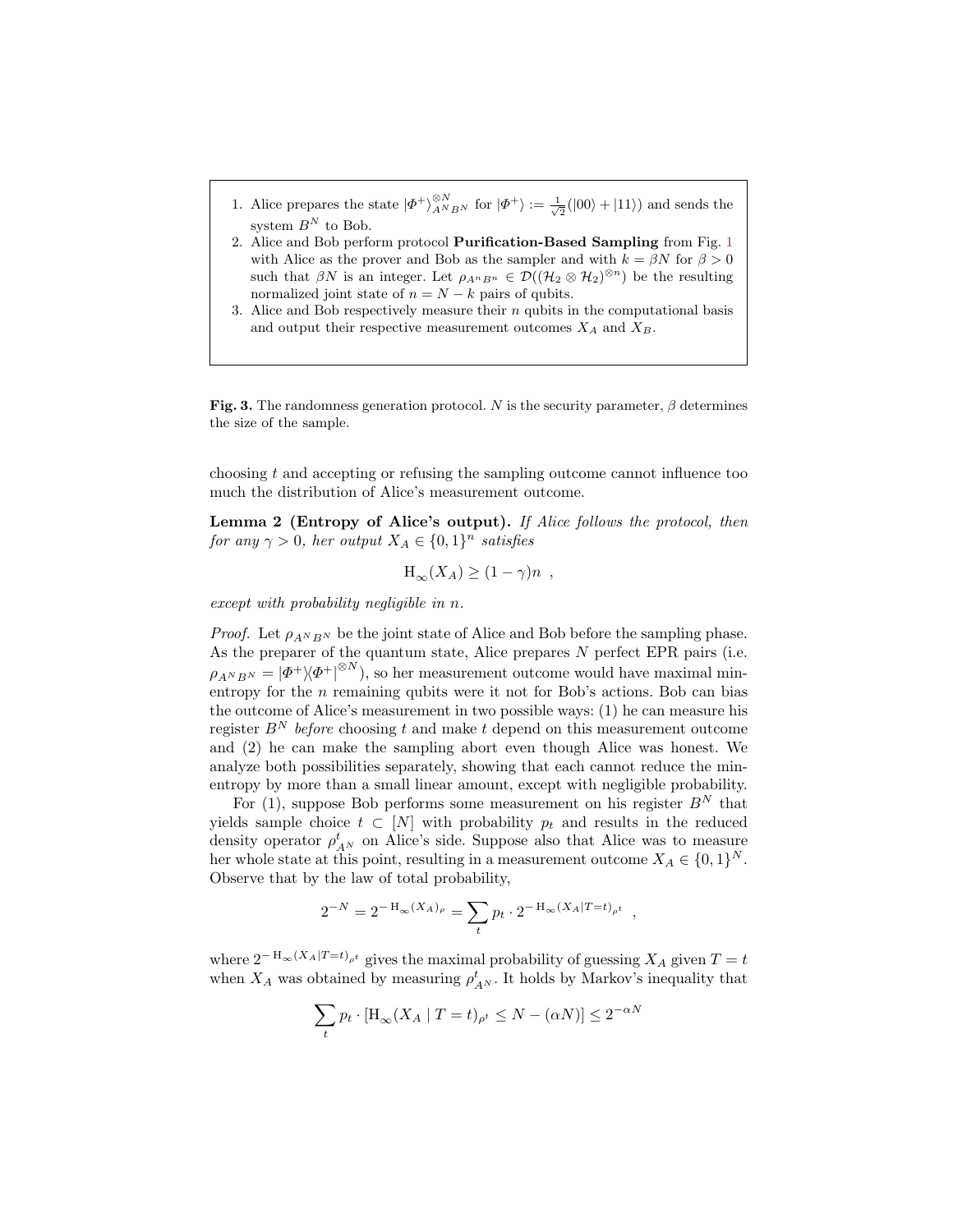1. Alice prepares the state $|\Phi^+\rangle^{\otimes N}_{A^N B^N}$ for $|\Phi^+\rangle := \frac{1}{\sqrt{2}}(|00\rangle + |11\rangle)$ and sends the system $B^N$ to Bob.
2. Alice and Bob perform protocol **Purification-Based Sampling** from Fig. 1 with Alice as the prover and Bob as the sampler and with $k = \beta N$ for $\beta > 0$ such that $\beta N$ is an integer. Let $\rho_{A^n B^n} \in \mathcal{D}((\mathcal{H}_2 \otimes \mathcal{H}_2)^{\otimes n})$ be the resulting normalized joint state of $n = N - k$ pairs of qubits.
3. Alice and Bob respectively measure their $n$ qubits in the computational basis and output their respective measurement outcomes $X_A$ and $X_B$.

**Fig. 3.** The randomness generation protocol. $N$ is the security parameter, $\beta$ determines the size of the sample.

choosing $t$ and accepting or refusing the sampling outcome cannot influence too much the distribution of Alice's measurement outcome.

**Lemma 2 (Entropy of Alice's output).** *If Alice follows the protocol, then for any $\gamma > 0$, her output $X_A \in \{0,1\}^n$ satisfies*

$$\mathrm{H}_\infty(X_A) \geq (1-\gamma)n \ ,$$

*except with probability negligible in $n$.*

*Proof.* Let $\rho_{A^N B^N}$ be the joint state of Alice and Bob before the sampling phase. As the preparer of the quantum state, Alice prepares $N$ perfect EPR pairs (i.e. $\rho_{A^N B^N} = |\Phi^+\rangle\langle\Phi^+|^{\otimes N}$), so her measurement outcome would have maximal min-entropy for the $n$ remaining qubits were it not for Bob's actions. Bob can bias the outcome of Alice's measurement in two possible ways: (1) he can measure his register $B^N$ *before* choosing $t$ and make $t$ depend on this measurement outcome and (2) he can make the sampling abort even though Alice was honest. We analyze both possibilities separately, showing that each cannot reduce the min-entropy by more than a small linear amount, except with negligible probability.

For (1), suppose Bob performs some measurement on his register $B^N$ that yields sample choice $t \subset [N]$ with probability $p_t$ and results in the reduced density operator $\rho^t_{A^N}$ on Alice's side. Suppose also that Alice was to measure her whole state at this point, resulting in a measurement outcome $X_A \in \{0,1\}^N$. Observe that by the law of total probability,

$$2^{-N} = 2^{-\mathrm{H}_\infty(X_A)_\rho} = \sum_t p_t \cdot 2^{-\mathrm{H}_\infty(X_A|T=t)_{\rho^t}} \ ,$$

where $2^{-\mathrm{H}_\infty(X_A|T=t)_{\rho^t}}$ gives the maximal probability of guessing $X_A$ given $T = t$ when $X_A$ was obtained by measuring $\rho^t_{A^N}$. It holds by Markov's inequality that

$$\sum_t p_t \cdot [\mathrm{H}_\infty(X_A \mid T=t)_{\rho^t} \leq N - (\alpha N)] \leq 2^{-\alpha N}$$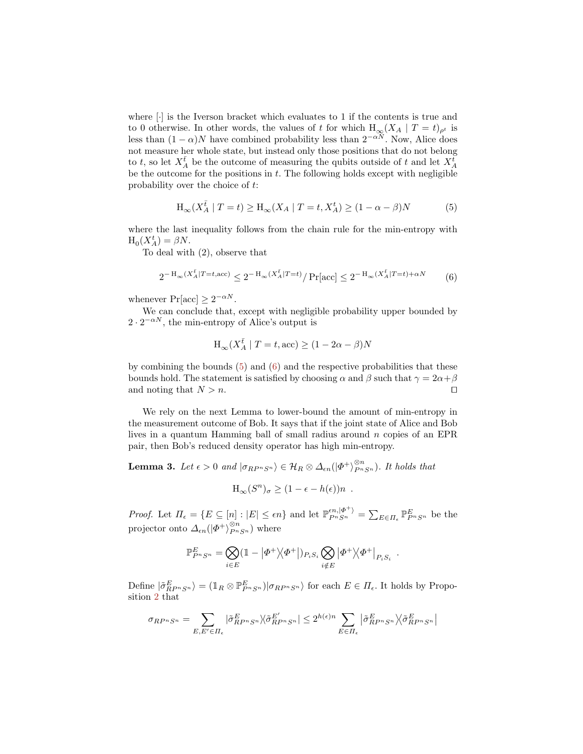where $[\cdot]$ is the Iverson bracket which evaluates to 1 if the contents is true and to 0 otherwise. In other words, the values of $t$ for which $\mathrm{H}_\infty(X_A \mid T = t)_{\rho^t}$ is less than $(1-\alpha)N$ have combined probability less than $2^{-\alpha N}$. Now, Alice does not measure her whole state, but instead only those positions that do not belong to $t$, so let $X_A^{\bar{t}}$ be the outcome of measuring the qubits outside of $t$ and let $X_A^t$ be the outcome for the positions in $t$. The following holds except with negligible probability over the choice of $t$:

$$\mathrm{H}_\infty(X_A^{\bar{t}} \mid T = t) \geq \mathrm{H}_\infty(X_A \mid T = t, X_A^t) \geq (1 - \alpha - \beta)N \tag{5}$$

where the last inequality follows from the chain rule for the min-entropy with $\mathrm{H}_0(X_A^t) = \beta N$.

To deal with (2), observe that

$$2^{-\mathrm{H}_\infty(X_A^{\bar{t}}|T=t,\text{acc})} \leq 2^{-\mathrm{H}_\infty(X_A^{\bar{t}}|T=t)}/\Pr[\text{acc}] \leq 2^{-\mathrm{H}_\infty(X_A^{\bar{t}}|T=t)+\alpha N} \tag{6}$$

whenever $\Pr[\text{acc}] \geq 2^{-\alpha N}$.

We can conclude that, except with negligible probability upper bounded by $2 \cdot 2^{-\alpha N}$, the min-entropy of Alice's output is

$$\mathrm{H}_\infty(X_A^{\bar{t}} \mid T = t, \text{acc}) \geq (1 - 2\alpha - \beta)N$$

by combining the bounds (5) and (6) and the respective probabilities that these bounds hold. The statement is satisfied by choosing $\alpha$ and $\beta$ such that $\gamma = 2\alpha + \beta$ and noting that $N > n$. □

We rely on the next Lemma to lower-bound the amount of min-entropy in the measurement outcome of Bob. It says that if the joint state of Alice and Bob lives in a quantum Hamming ball of small radius around $n$ copies of an EPR pair, then Bob's reduced density operator has high min-entropy.

**Lemma 3.** *Let $\epsilon > 0$ and $|\sigma_{RP^nS^n}\rangle \in \mathcal{H}_R \otimes \Delta_{\epsilon n}(|\Phi^+\rangle^{\otimes n}_{P^nS^n})$. It holds that*

$$\mathrm{H}_\infty(S^n)_\sigma \geq (1 - \epsilon - h(\epsilon))n \enspace .$$

*Proof.* Let $\Pi_\epsilon = \{E \subseteq [n] : |E| \leq \epsilon n\}$ and let $\mathbb{P}^{\epsilon n, |\Phi^+\rangle}_{P^nS^n} = \sum_{E \in \Pi_\epsilon} \mathbb{P}^E_{P^nS^n}$ be the projector onto $\Delta_{\epsilon n}(|\Phi^+\rangle^{\otimes n}_{P^nS^n})$ where

$$\mathbb{P}^E_{P^nS^n} = \bigotimes_{i \in E} (\mathbb{1} - |\Phi^+\rangle\langle\Phi^+|)_{P_iS_i} \bigotimes_{i \notin E} |\Phi^+\rangle\langle\Phi^+|_{P_iS_i} \enspace .$$

Define $|\tilde{\sigma}^E_{RP^nS^n}\rangle = (\mathbb{1}_R \otimes \mathbb{P}^E_{P^nS^n})|\sigma_{RP^nS^n}\rangle$ for each $E \in \Pi_\epsilon$. It holds by Proposition 2 that

$$\sigma_{RP^nS^n} = \sum_{E,E' \in \Pi_\epsilon} |\tilde{\sigma}^E_{RP^nS^n}\rangle\langle\tilde{\sigma}^{E'}_{RP^nS^n}| \leq 2^{h(\epsilon)n} \sum_{E \in \Pi_\epsilon} |\tilde{\sigma}^E_{RP^nS^n}\rangle\langle\tilde{\sigma}^E_{RP^nS^n}|$$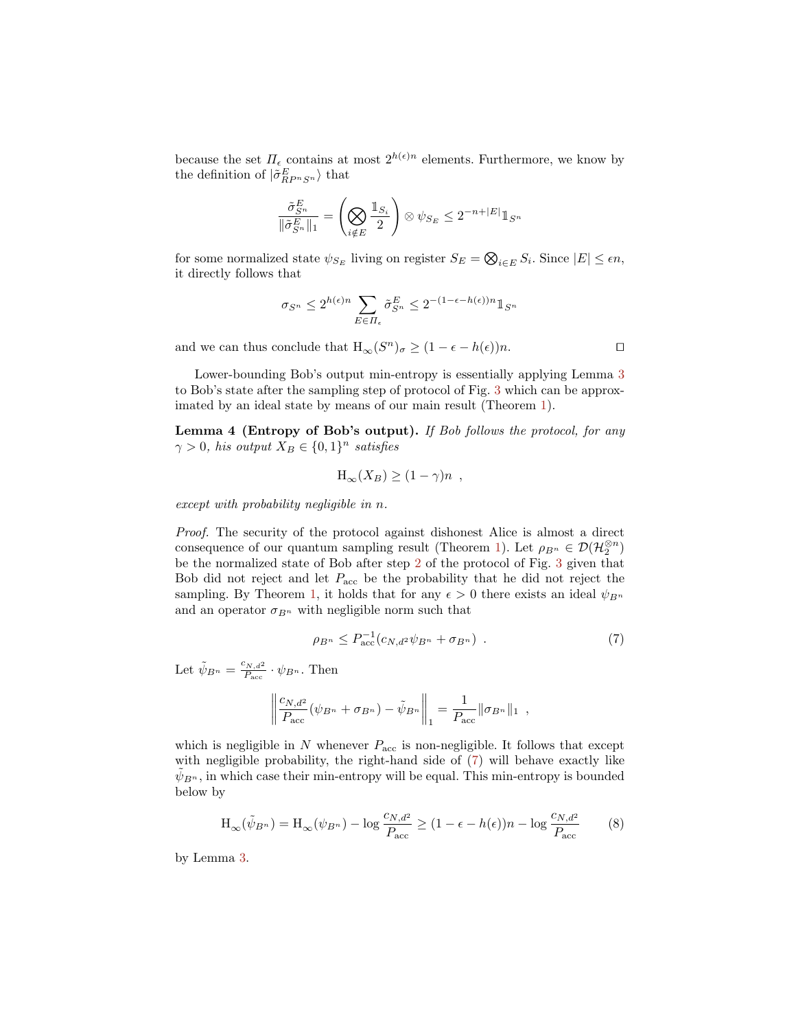because the set $\Pi_\epsilon$ contains at most $2^{h(\epsilon)n}$ elements. Furthermore, we know by the definition of $|\tilde{\sigma}^E_{RP^nS^n}\rangle$ that

$$\frac{\tilde{\sigma}^E_{S^n}}{\|\tilde{\sigma}^E_{S^n}\|_1} = \left(\bigotimes_{i\notin E}\frac{\mathbb{1}_{S_i}}{2}\right)\otimes\psi_{S_E} \leq 2^{-n+|E|}\mathbb{1}_{S^n}$$

for some normalized state $\psi_{S_E}$ living on register $S_E = \bigotimes_{i\in E} S_i$. Since $|E|\leq \epsilon n$, it directly follows that

$$\sigma_{S^n} \leq 2^{h(\epsilon)n}\sum_{E\in\Pi_\epsilon}\tilde{\sigma}^E_{S^n} \leq 2^{-(1-\epsilon-h(\epsilon))n}\mathbb{1}_{S^n}$$

and we can thus conclude that $\mathrm{H}_\infty(S^n)_\sigma \geq (1-\epsilon-h(\epsilon))n$. □

Lower-bounding Bob's output min-entropy is essentially applying Lemma 3 to Bob's state after the sampling step of protocol of Fig. 3 which can be approximated by an ideal state by means of our main result (Theorem 1).

**Lemma 4 (Entropy of Bob's output).** *If Bob follows the protocol, for any $\gamma > 0$, his output $X_B \in \{0,1\}^n$ satisfies*

$$\mathrm{H}_\infty(X_B) \geq (1-\gamma)n\ \ ,$$

*except with probability negligible in $n$.*

*Proof.* The security of the protocol against dishonest Alice is almost a direct consequence of our quantum sampling result (Theorem 1). Let $\rho_{B^n} \in \mathcal{D}(\mathcal{H}_2^{\otimes n})$ be the normalized state of Bob after step 2 of the protocol of Fig. 3 given that Bob did not reject and let $P_{\mathrm{acc}}$ be the probability that he did not reject the sampling. By Theorem 1, it holds that for any $\epsilon > 0$ there exists an ideal $\psi_{B^n}$ and an operator $\sigma_{B^n}$ with negligible norm such that

$$\rho_{B^n} \leq P_{\mathrm{acc}}^{-1}(c_{N,d^2}\psi_{B^n} + \sigma_{B^n})\ \ . \tag{7}$$

Let $\tilde{\psi}_{B^n} = \frac{c_{N,d^2}}{P_{\mathrm{acc}}}\cdot\psi_{B^n}$. Then

$$\left\|\frac{c_{N,d^2}}{P_{\mathrm{acc}}}(\psi_{B^n}+\sigma_{B^n}) - \tilde{\psi}_{B^n}\right\|_1 = \frac{1}{P_{\mathrm{acc}}}\|\sigma_{B^n}\|_1\ \ ,$$

which is negligible in $N$ whenever $P_{\mathrm{acc}}$ is non-negligible. It follows that except with negligible probability, the right-hand side of (7) will behave exactly like $\tilde{\psi}_{B^n}$, in which case their min-entropy will be equal. This min-entropy is bounded below by

$$\mathrm{H}_\infty(\tilde{\psi}_{B^n}) = \mathrm{H}_\infty(\psi_{B^n}) - \log\frac{c_{N,d^2}}{P_{\mathrm{acc}}} \geq (1-\epsilon-h(\epsilon))n - \log\frac{c_{N,d^2}}{P_{\mathrm{acc}}} \tag{8}$$

by Lemma 3.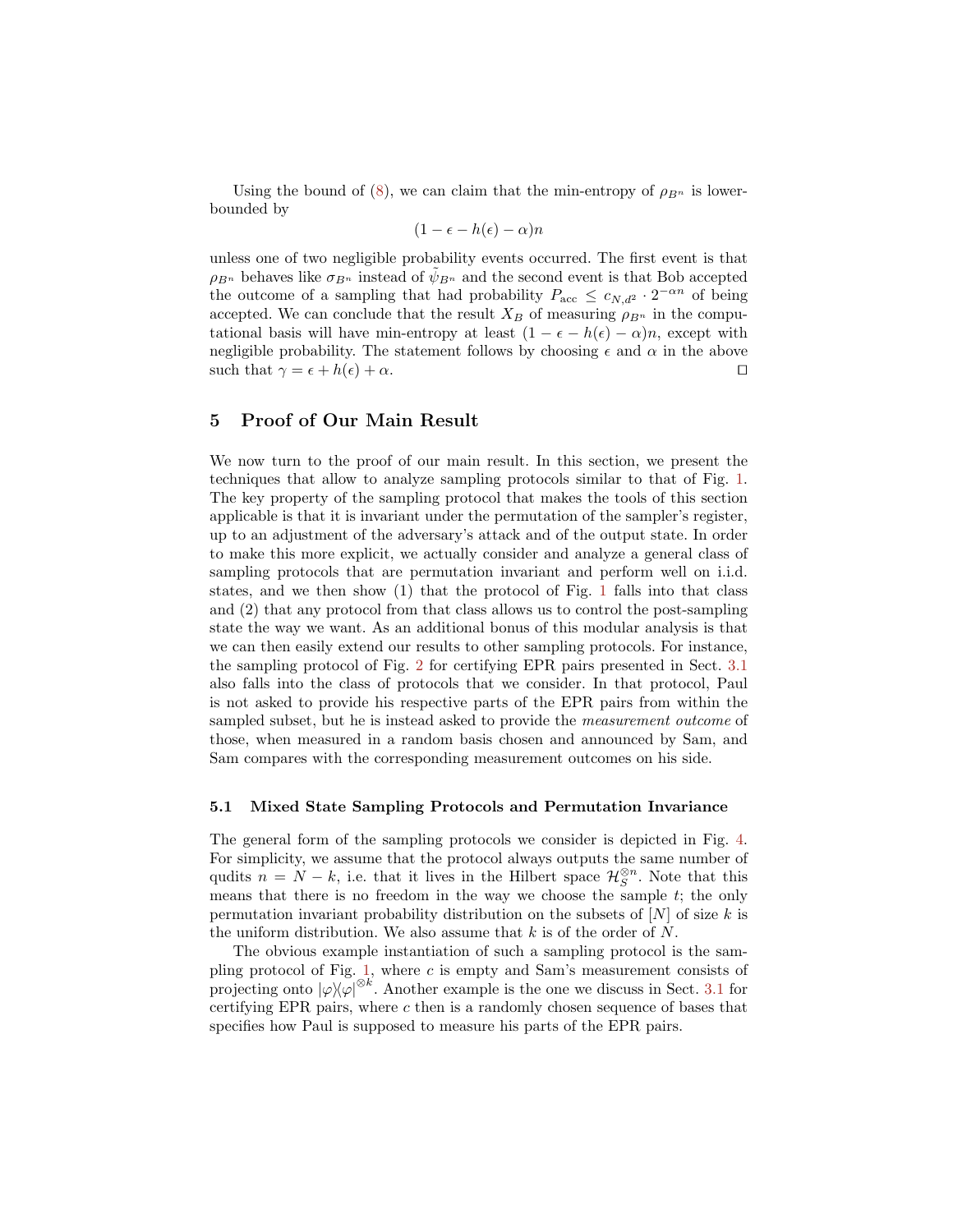Using the bound of (8), we can claim that the min-entropy of $\rho_{B^n}$ is lower-bounded by

$$(1 - \epsilon - h(\epsilon) - \alpha)n$$

unless one of two negligible probability events occurred. The first event is that $\rho_{B^n}$ behaves like $\sigma_{B^n}$ instead of $\tilde{\psi}_{B^n}$ and the second event is that Bob accepted the outcome of a sampling that had probability $P_{\text{acc}} \leq c_{N,d^2} \cdot 2^{-\alpha n}$ of being accepted. We can conclude that the result $X_B$ of measuring $\rho_{B^n}$ in the computational basis will have min-entropy at least $(1 - \epsilon - h(\epsilon) - \alpha)n$, except with negligible probability. The statement follows by choosing $\epsilon$ and $\alpha$ in the above such that $\gamma = \epsilon + h(\epsilon) + \alpha$. □

## 5 Proof of Our Main Result

We now turn to the proof of our main result. In this section, we present the techniques that allow to analyze sampling protocols similar to that of Fig. 1. The key property of the sampling protocol that makes the tools of this section applicable is that it is invariant under the permutation of the sampler's register, up to an adjustment of the adversary's attack and of the output state. In order to make this more explicit, we actually consider and analyze a general class of sampling protocols that are permutation invariant and perform well on i.i.d. states, and we then show (1) that the protocol of Fig. 1 falls into that class and (2) that any protocol from that class allows us to control the post-sampling state the way we want. As an additional bonus of this modular analysis is that we can then easily extend our results to other sampling protocols. For instance, the sampling protocol of Fig. 2 for certifying EPR pairs presented in Sect. 3.1 also falls into the class of protocols that we consider. In that protocol, Paul is not asked to provide his respective parts of the EPR pairs from within the sampled subset, but he is instead asked to provide the *measurement outcome* of those, when measured in a random basis chosen and announced by Sam, and Sam compares with the corresponding measurement outcomes on his side.

### 5.1 Mixed State Sampling Protocols and Permutation Invariance

The general form of the sampling protocols we consider is depicted in Fig. 4. For simplicity, we assume that the protocol always outputs the same number of qudits $n = N - k$, i.e. that it lives in the Hilbert space $\mathcal{H}_S^{\otimes n}$. Note that this means that there is no freedom in the way we choose the sample $t$; the only permutation invariant probability distribution on the subsets of $[N]$ of size $k$ is the uniform distribution. We also assume that $k$ is of the order of $N$.

The obvious example instantiation of such a sampling protocol is the sampling protocol of Fig. 1, where $c$ is empty and Sam's measurement consists of projecting onto $|\varphi\rangle\langle\varphi|^{\otimes k}$. Another example is the one we discuss in Sect. 3.1 for certifying EPR pairs, where $c$ then is a randomly chosen sequence of bases that specifies how Paul is supposed to measure his parts of the EPR pairs.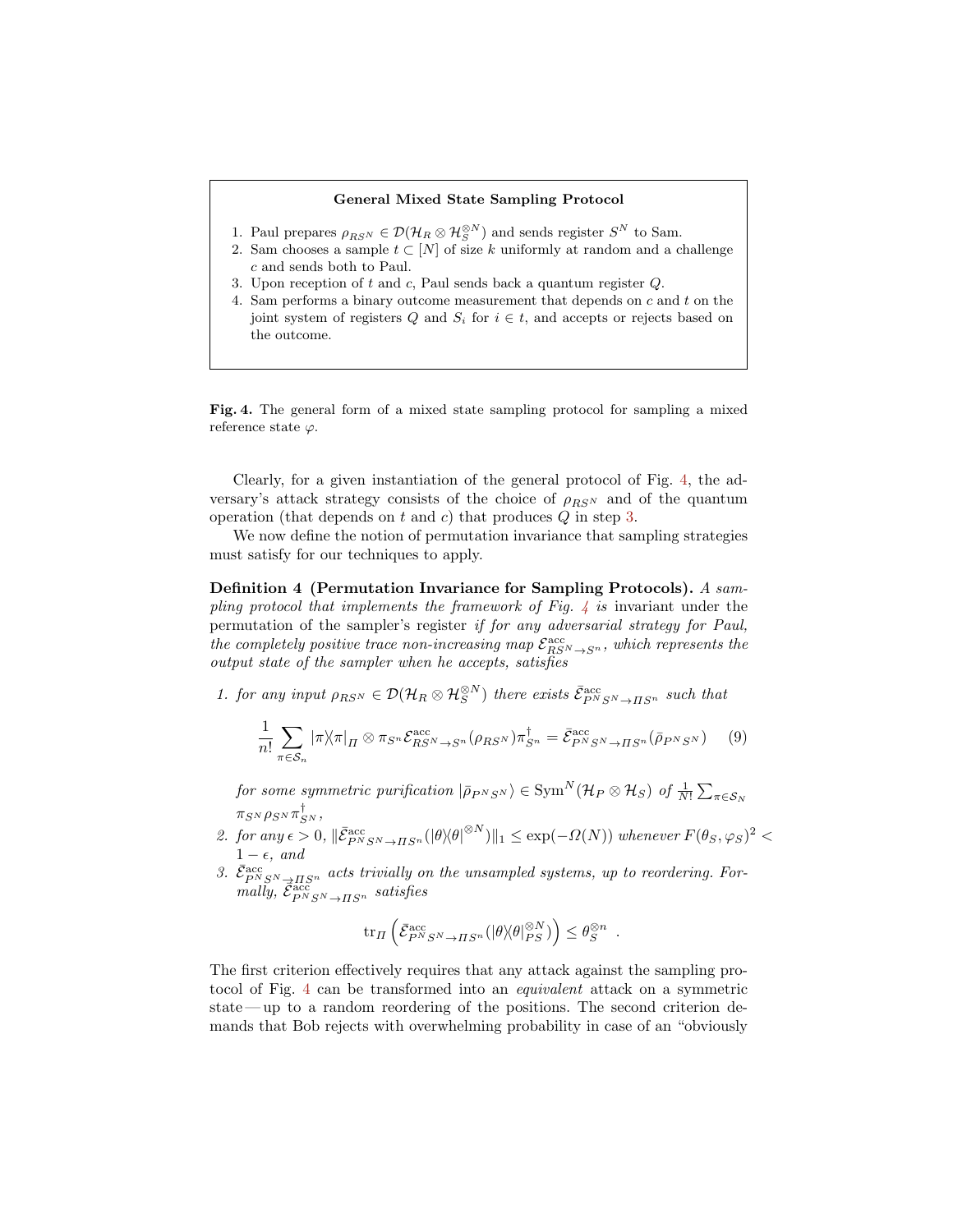**General Mixed State Sampling Protocol**

1. Paul prepares $\rho_{RS^N} \in \mathcal{D}(\mathcal{H}_R \otimes \mathcal{H}_S^{\otimes N})$ and sends register $S^N$ to Sam.
2. Sam chooses a sample $t \subset [N]$ of size $k$ uniformly at random and a challenge $c$ and sends both to Paul.
3. Upon reception of $t$ and $c$, Paul sends back a quantum register $Q$.
4. Sam performs a binary outcome measurement that depends on $c$ and $t$ on the joint system of registers $Q$ and $S_i$ for $i \in t$, and accepts or rejects based on the outcome.

**Fig. 4.** The general form of a mixed state sampling protocol for sampling a mixed reference state $\varphi$.

Clearly, for a given instantiation of the general protocol of Fig. 4, the adversary's attack strategy consists of the choice of $\rho_{RS^N}$ and of the quantum operation (that depends on $t$ and $c$) that produces $Q$ in step 3.

We now define the notion of permutation invariance that sampling strategies must satisfy for our techniques to apply.

**Definition 4 (Permutation Invariance for Sampling Protocols).** *A sampling protocol that implements the framework of Fig. 4 is* invariant under the permutation of the sampler's register *if for any adversarial strategy for Paul, the completely positive trace non-increasing map $\mathcal{E}^{\rm acc}_{RS^N \to S^n}$, which represents the output state of the sampler when he accepts, satisfies*

1. *for any input $\rho_{RS^N} \in \mathcal{D}(\mathcal{H}_R \otimes \mathcal{H}_S^{\otimes N})$ there exists $\bar{\mathcal{E}}^{\rm acc}_{P^N S^N \to \Pi S^n}$ such that*

$$\frac{1}{n!}\sum_{\pi \in \mathcal{S}_n} |\pi\rangle\langle\pi|_{\Pi} \otimes \pi_{S^n} \mathcal{E}^{\rm acc}_{RS^N \to S^n}(\rho_{RS^N}) \pi_{S^n}^{\dagger} = \bar{\mathcal{E}}^{\rm acc}_{P^N S^N \to \Pi S^n}(\bar{\rho}_{P^N S^N}) \qquad (9)$$

*for some symmetric purification $|\bar{\rho}_{P^N S^N}\rangle \in \mathrm{Sym}^N(\mathcal{H}_P \otimes \mathcal{H}_S)$ of $\frac{1}{N!}\sum_{\pi \in \mathcal{S}_N} \pi_{S^N} \rho_{S^N} \pi_{S^N}^{\dagger}$,*

2. *for any $\epsilon > 0$, $\|\bar{\mathcal{E}}^{\rm acc}_{P^N S^N \to \Pi S^n}(|\theta\rangle\langle\theta|^{\otimes N})\|_1 \leq \exp(-\Omega(N))$ whenever $F(\theta_S, \varphi_S)^2 < 1 - \epsilon$, and*
3. *$\bar{\mathcal{E}}^{\rm acc}_{P^N S^N \to \Pi S^n}$ acts trivially on the unsampled systems, up to reordering. Formally, $\bar{\mathcal{E}}^{\rm acc}_{P^N S^N \to \Pi S^n}$ satisfies*

$$\mathrm{tr}_{\Pi}\left(\bar{\mathcal{E}}^{\rm acc}_{P^N S^N \to \Pi S^n}(|\theta\rangle\langle\theta|_{PS}^{\otimes N})\right) \leq \theta_S^{\otimes n} \ .$$

The first criterion effectively requires that any attack against the sampling protocol of Fig. 4 can be transformed into an *equivalent* attack on a symmetric state — up to a random reordering of the positions. The second criterion demands that Bob rejects with overwhelming probability in case of an "obviously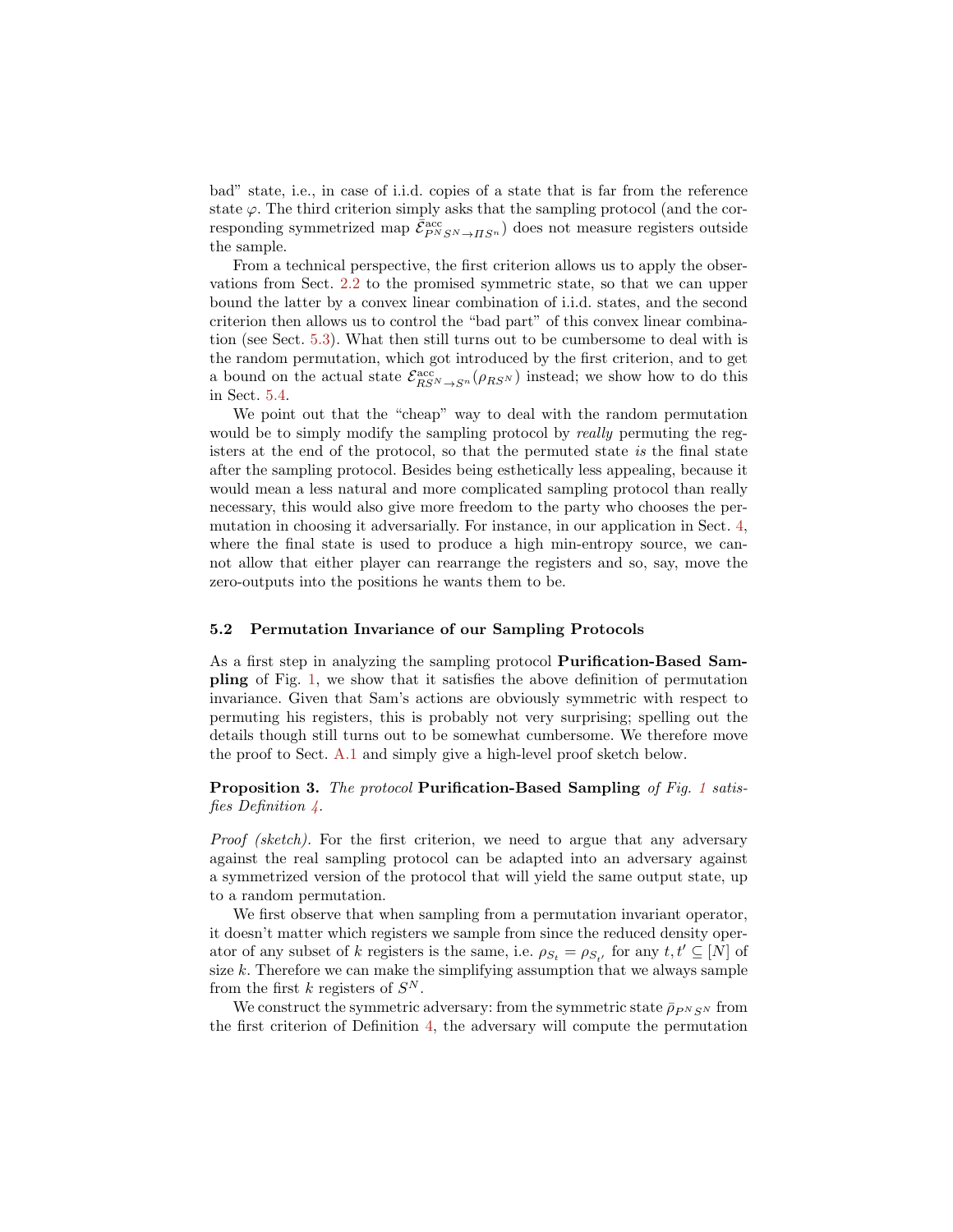bad" state, i.e., in case of i.i.d. copies of a state that is far from the reference state $\varphi$. The third criterion simply asks that the sampling protocol (and the corresponding symmetrized map $\bar{\mathcal{E}}^{\text{acc}}_{P^N S^N \to \Pi S^n}$) does not measure registers outside the sample.

From a technical perspective, the first criterion allows us to apply the observations from Sect. 2.2 to the promised symmetric state, so that we can upper bound the latter by a convex linear combination of i.i.d. states, and the second criterion then allows us to control the "bad part" of this convex linear combination (see Sect. 5.3). What then still turns out to be cumbersome to deal with is the random permutation, which got introduced by the first criterion, and to get a bound on the actual state $\mathcal{E}^{\text{acc}}_{RS^N \to S^n}(\rho_{RS^N})$ instead; we show how to do this in Sect. 5.4.

We point out that the "cheap" way to deal with the random permutation would be to simply modify the sampling protocol by *really* permuting the registers at the end of the protocol, so that the permuted state *is* the final state after the sampling protocol. Besides being esthetically less appealing, because it would mean a less natural and more complicated sampling protocol than really necessary, this would also give more freedom to the party who chooses the permutation in choosing it adversarially. For instance, in our application in Sect. 4, where the final state is used to produce a high min-entropy source, we cannot allow that either player can rearrange the registers and so, say, move the zero-outputs into the positions he wants them to be.

### 5.2 Permutation Invariance of our Sampling Protocols

As a first step in analyzing the sampling protocol **Purification-Based Sampling** of Fig. 1, we show that it satisfies the above definition of permutation invariance. Given that Sam's actions are obviously symmetric with respect to permuting his registers, this is probably not very surprising; spelling out the details though still turns out to be somewhat cumbersome. We therefore move the proof to Sect. A.1 and simply give a high-level proof sketch below.

**Proposition 3.** *The protocol* **Purification-Based Sampling** *of Fig. 1 satisfies Definition 4.*

*Proof (sketch).* For the first criterion, we need to argue that any adversary against the real sampling protocol can be adapted into an adversary against a symmetrized version of the protocol that will yield the same output state, up to a random permutation.

We first observe that when sampling from a permutation invariant operator, it doesn't matter which registers we sample from since the reduced density operator of any subset of $k$ registers is the same, i.e. $\rho_{S_t} = \rho_{S_{t'}}$ for any $t, t' \subseteq [N]$ of size $k$. Therefore we can make the simplifying assumption that we always sample from the first $k$ registers of $S^N$.

We construct the symmetric adversary: from the symmetric state $\bar{\rho}_{P^N S^N}$ from the first criterion of Definition 4, the adversary will compute the permutation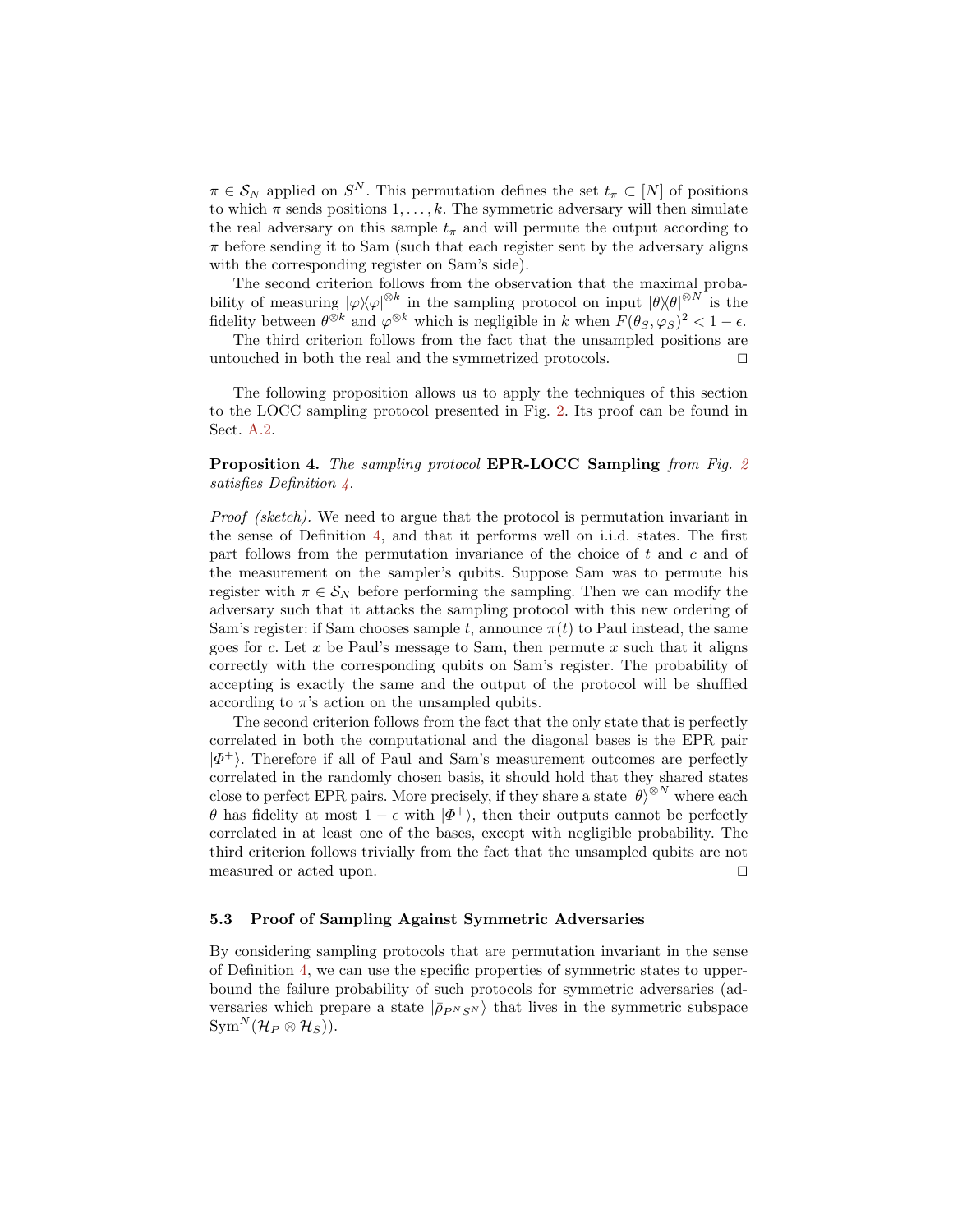$\pi \in \mathcal{S}_N$ applied on $S^N$. This permutation defines the set $t_\pi \subset [N]$ of positions to which $\pi$ sends positions $1, \ldots, k$. The symmetric adversary will then simulate the real adversary on this sample $t_\pi$ and will permute the output according to $\pi$ before sending it to Sam (such that each register sent by the adversary aligns with the corresponding register on Sam's side).

The second criterion follows from the observation that the maximal probability of measuring $|\varphi\rangle\langle\varphi|^{\otimes k}$ in the sampling protocol on input $|\theta\rangle\langle\theta|^{\otimes N}$ is the fidelity between $\theta^{\otimes k}$ and $\varphi^{\otimes k}$ which is negligible in $k$ when $F(\theta_S, \varphi_S)^2 < 1 - \epsilon$.

The third criterion follows from the fact that the unsampled positions are untouched in both the real and the symmetrized protocols. $\square$

The following proposition allows us to apply the techniques of this section to the LOCC sampling protocol presented in Fig. 2. Its proof can be found in Sect. A.2.

**Proposition 4.** *The sampling protocol* **EPR-LOCC Sampling** *from Fig. 2 satisfies Definition 4.*

*Proof (sketch).* We need to argue that the protocol is permutation invariant in the sense of Definition 4, and that it performs well on i.i.d. states. The first part follows from the permutation invariance of the choice of $t$ and $c$ and of the measurement on the sampler's qubits. Suppose Sam was to permute his register with $\pi \in \mathcal{S}_N$ before performing the sampling. Then we can modify the adversary such that it attacks the sampling protocol with this new ordering of Sam's register: if Sam chooses sample $t$, announce $\pi(t)$ to Paul instead, the same goes for $c$. Let $x$ be Paul's message to Sam, then permute $x$ such that it aligns correctly with the corresponding qubits on Sam's register. The probability of accepting is exactly the same and the output of the protocol will be shuffled according to $\pi$'s action on the unsampled qubits.

The second criterion follows from the fact that the only state that is perfectly correlated in both the computational and the diagonal bases is the EPR pair $|\Phi^+\rangle$. Therefore if all of Paul and Sam's measurement outcomes are perfectly correlated in the randomly chosen basis, it should hold that they shared states close to perfect EPR pairs. More precisely, if they share a state $|\theta\rangle^{\otimes N}$ where each $\theta$ has fidelity at most $1 - \epsilon$ with $|\Phi^+\rangle$, then their outputs cannot be perfectly correlated in at least one of the bases, except with negligible probability. The third criterion follows trivially from the fact that the unsampled qubits are not measured or acted upon. $\square$

### 5.3 Proof of Sampling Against Symmetric Adversaries

By considering sampling protocols that are permutation invariant in the sense of Definition 4, we can use the specific properties of symmetric states to upper-bound the failure probability of such protocols for symmetric adversaries (adversaries which prepare a state $|\bar{\rho}_{P^N S^N}\rangle$ that lives in the symmetric subspace $\mathrm{Sym}^N(\mathcal{H}_P \otimes \mathcal{H}_S)$).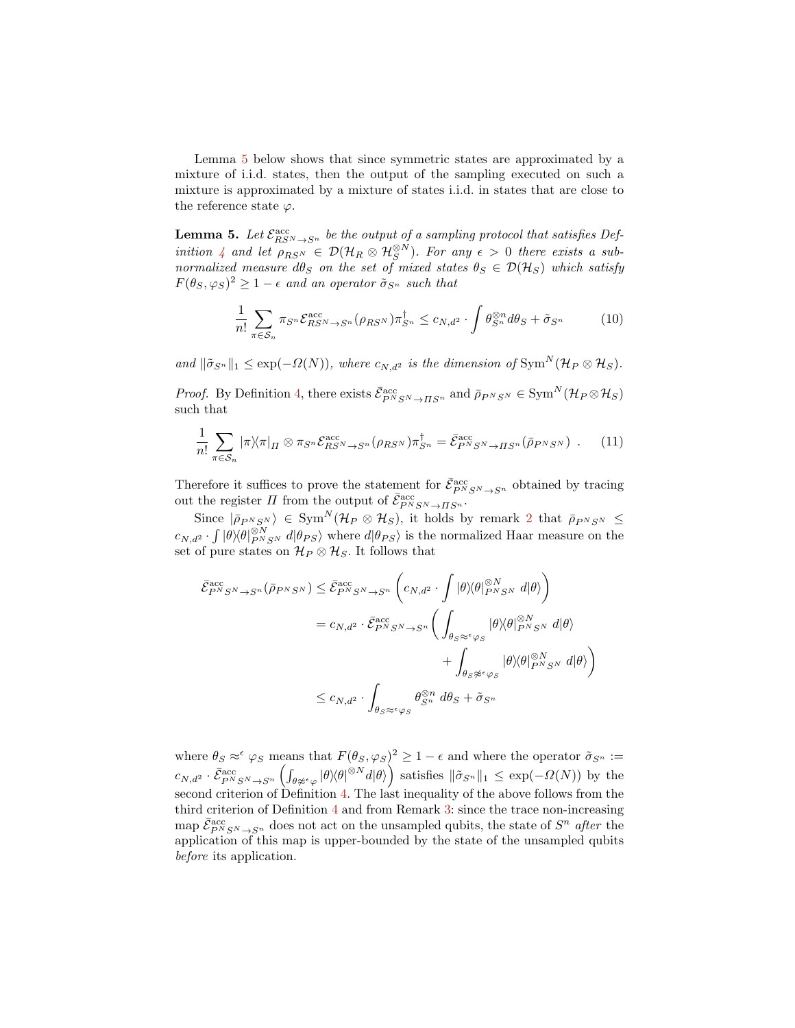Lemma 5 below shows that since symmetric states are approximated by a mixture of i.i.d. states, then the output of the sampling executed on such a mixture is approximated by a mixture of states i.i.d. in states that are close to the reference state $\varphi$.

**Lemma 5.** *Let $\mathcal{E}^{\mathrm{acc}}_{RS^N\to S^n}$ be the output of a sampling protocol that satisfies Definition 4 and let $\rho_{RS^N} \in \mathcal{D}(\mathcal{H}_R \otimes \mathcal{H}_S^{\otimes N})$. For any $\epsilon > 0$ there exists a subnormalized measure $d\theta_S$ on the set of mixed states $\theta_S \in \mathcal{D}(\mathcal{H}_S)$ which satisfy $F(\theta_S, \varphi_S)^2 \geq 1-\epsilon$ and an operator $\tilde{\sigma}_{S^n}$ such that*

$$\frac{1}{n!}\sum_{\pi\in\mathcal{S}_n} \pi_{S^n}\mathcal{E}^{\mathrm{acc}}_{RS^N\to S^n}(\rho_{RS^N})\pi^\dagger_{S^n} \leq c_{N,d^2}\cdot \int \theta^{\otimes n}_{S^n} d\theta_S + \tilde{\sigma}_{S^n} \tag{10}$$

*and $\|\tilde{\sigma}_{S^n}\|_1 \leq \exp(-\Omega(N))$, where $c_{N,d^2}$ is the dimension of $\mathrm{Sym}^N(\mathcal{H}_P \otimes \mathcal{H}_S)$.*

*Proof.* By Definition 4, there exists $\bar{\mathcal{E}}^{\mathrm{acc}}_{P^NS^N\to \Pi S^n}$ and $\bar{\rho}_{P^NS^N} \in \mathrm{Sym}^N(\mathcal{H}_P\otimes\mathcal{H}_S)$ such that

$$\frac{1}{n!}\sum_{\pi\in\mathcal{S}_n} |\pi\rangle\langle\pi|_\Pi \otimes \pi_{S^n}\mathcal{E}^{\mathrm{acc}}_{RS^N\to S^n}(\rho_{RS^N})\pi^\dagger_{S^n} = \bar{\mathcal{E}}^{\mathrm{acc}}_{P^NS^N\to\Pi S^n}(\bar{\rho}_{P^NS^N}) \ . \tag{11}$$

Therefore it suffices to prove the statement for $\bar{\mathcal{E}}^{\mathrm{acc}}_{P^NS^N\to S^n}$ obtained by tracing out the register $\Pi$ from the output of $\bar{\mathcal{E}}^{\mathrm{acc}}_{P^NS^N\to \Pi S^n}$.

Since $|\bar{\rho}_{P^NS^N}\rangle \in \mathrm{Sym}^N(\mathcal{H}_P\otimes\mathcal{H}_S)$, it holds by remark 2 that $\bar{\rho}_{P^NS^N} \leq c_{N,d^2}\cdot\int |\theta\rangle\langle\theta|^{\otimes N}_{P^NS^N}\ d|\theta_{PS}\rangle$ where $d|\theta_{PS}\rangle$ is the normalized Haar measure on the set of pure states on $\mathcal{H}_P\otimes\mathcal{H}_S$. It follows that

$$\begin{aligned}
\bar{\mathcal{E}}^{\mathrm{acc}}_{P^NS^N\to S^n}(\bar{\rho}_{P^NS^N}) &\leq \bar{\mathcal{E}}^{\mathrm{acc}}_{P^NS^N\to S^n}\left(c_{N,d^2}\cdot\int |\theta\rangle\langle\theta|^{\otimes N}_{P^NS^N}\ d|\theta\rangle\right)\\
&= c_{N,d^2}\cdot \bar{\mathcal{E}}^{\mathrm{acc}}_{P^NS^N\to S^n}\Bigg(\int_{\theta_S\approx^\epsilon\varphi_S} |\theta\rangle\langle\theta|^{\otimes N}_{P^NS^N}\ d|\theta\rangle\\
&\qquad\qquad + \int_{\theta_S\not\approx^\epsilon\varphi_S} |\theta\rangle\langle\theta|^{\otimes N}_{P^NS^N}\ d|\theta\rangle\Bigg)\\
&\leq c_{N,d^2}\cdot\int_{\theta_S\approx^\epsilon\varphi_S} \theta^{\otimes n}_{S^n}\ d\theta_S + \tilde{\sigma}_{S^n}
\end{aligned}$$

where $\theta_S \approx^\epsilon \varphi_S$ means that $F(\theta_S,\varphi_S)^2 \geq 1-\epsilon$ and where the operator $\tilde{\sigma}_{S^n} := c_{N,d^2}\cdot\bar{\mathcal{E}}^{\mathrm{acc}}_{P^NS^N\to S^n}\left(\int_{\theta\not\approx^\epsilon\varphi}|\theta\rangle\langle\theta|^{\otimes N}d|\theta\rangle\right)$ satisfies $\|\tilde{\sigma}_{S^n}\|_1 \leq \exp(-\Omega(N))$ by the second criterion of Definition 4. The last inequality of the above follows from the third criterion of Definition 4 and from Remark 3: since the trace non-increasing map $\bar{\mathcal{E}}^{\mathrm{acc}}_{P^NS^N\to S^n}$ does not act on the unsampled qubits, the state of $S^n$ *after* the application of this map is upper-bounded by the state of the unsampled qubits *before* its application.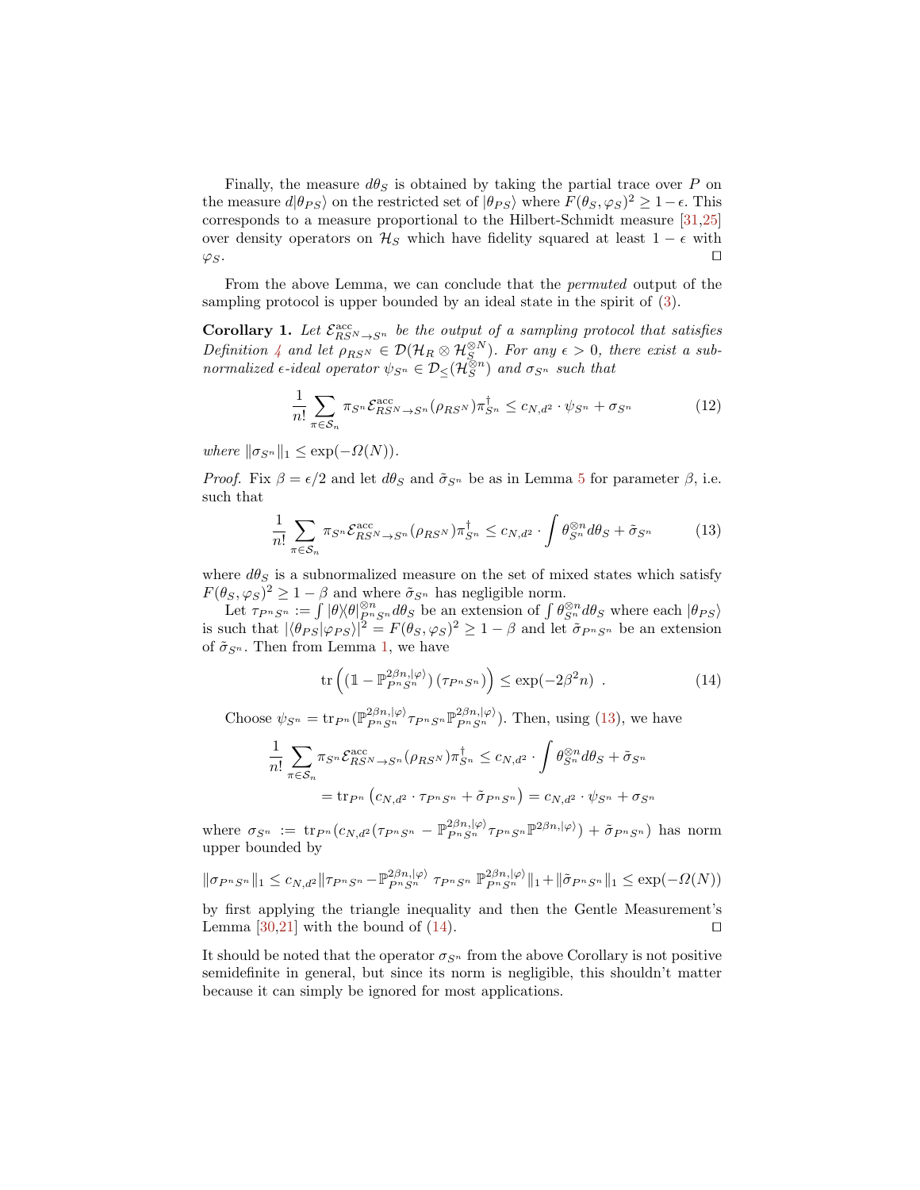Finally, the measure $d\theta_S$ is obtained by taking the partial trace over $P$ on the measure $d|\theta_{PS}\rangle$ on the restricted set of $|\theta_{PS}\rangle$ where $F(\theta_S, \varphi_S)^2 \geq 1-\epsilon$. This corresponds to a measure proportional to the Hilbert-Schmidt measure [31,25] over density operators on $\mathcal{H}_S$ which have fidelity squared at least $1-\epsilon$ with $\varphi_S$. $\square$

From the above Lemma, we can conclude that the *permuted* output of the sampling protocol is upper bounded by an ideal state in the spirit of (3).

**Corollary 1.** *Let $\mathcal{E}^{\mathrm{acc}}_{RS^N \to S^n}$ be the output of a sampling protocol that satisfies Definition 4 and let $\rho_{RS^N} \in \mathcal{D}(\mathcal{H}_R \otimes \mathcal{H}_S^{\otimes N})$. For any $\epsilon > 0$, there exist a sub-normalized $\epsilon$-ideal operator $\psi_{S^n} \in \mathcal{D}_{\leq}(\mathcal{H}_S^{\otimes n})$ and $\sigma_{S^n}$ such that*

$$\frac{1}{n!}\sum_{\pi \in \mathcal{S}_n} \pi_{S^n} \mathcal{E}^{\mathrm{acc}}_{RS^N \to S^n}(\rho_{RS^N}) \pi_{S^n}^\dagger \leq c_{N,d^2} \cdot \psi_{S^n} + \sigma_{S^n} \tag{12}$$

*where $\|\sigma_{S^n}\|_1 \leq \exp(-\Omega(N))$.*

*Proof.* Fix $\beta = \epsilon/2$ and let $d\theta_S$ and $\tilde{\sigma}_{S^n}$ be as in Lemma 5 for parameter $\beta$, i.e. such that

$$\frac{1}{n!}\sum_{\pi \in \mathcal{S}_n} \pi_{S^n} \mathcal{E}^{\mathrm{acc}}_{RS^N \to S^n}(\rho_{RS^N}) \pi_{S^n}^\dagger \leq c_{N,d^2} \cdot \int \theta_{S^n}^{\otimes n} d\theta_S + \tilde{\sigma}_{S^n} \tag{13}$$

where $d\theta_S$ is a subnormalized measure on the set of mixed states which satisfy $F(\theta_S, \varphi_S)^2 \geq 1-\beta$ and where $\tilde{\sigma}_{S^n}$ has negligible norm.

Let $\tau_{P^nS^n} := \int |\theta\rangle\langle\theta|_{P^nS^n}^{\otimes n} d\theta_S$ be an extension of $\int \theta_{S^n}^{\otimes n} d\theta_S$ where each $|\theta_{PS}\rangle$ is such that $|\langle\theta_{PS}|\varphi_{PS}\rangle|^2 = F(\theta_S, \varphi_S)^2 \geq 1-\beta$ and let $\tilde{\sigma}_{P^nS^n}$ be an extension of $\tilde{\sigma}_{S^n}$. Then from Lemma 1, we have

$$\mathrm{tr}\left( (\mathbb{1} - \mathbb{P}^{2\beta n, |\varphi\rangle}_{P^nS^n}) \left(\tau_{P^nS^n}\right) \right) \leq \exp(-2\beta^2 n) \ . \tag{14}$$

Choose $\psi_{S^n} = \mathrm{tr}_{P^n}(\mathbb{P}^{2\beta n, |\varphi\rangle}_{P^nS^n} \tau_{P^nS^n} \mathbb{P}^{2\beta n, |\varphi\rangle}_{P^nS^n})$. Then, using (13), we have

$$\begin{aligned}
\frac{1}{n!}\sum_{\pi \in \mathcal{S}_n} \pi_{S^n} \mathcal{E}^{\mathrm{acc}}_{RS^N \to S^n}(\rho_{RS^N}) \pi_{S^n}^\dagger &\leq c_{N,d^2} \cdot \int \theta_{S^n}^{\otimes n} d\theta_S + \tilde{\sigma}_{S^n} \\
&= \mathrm{tr}_{P^n}\left(c_{N,d^2} \cdot \tau_{P^nS^n} + \tilde{\sigma}_{P^nS^n}\right) = c_{N,d^2} \cdot \psi_{S^n} + \sigma_{S^n}
\end{aligned}$$

where $\sigma_{S^n} := \mathrm{tr}_{P^n}(c_{N,d^2}(\tau_{P^nS^n} - \mathbb{P}^{2\beta n, |\varphi\rangle}_{P^nS^n} \tau_{P^nS^n} \mathbb{P}^{2\beta n, |\varphi\rangle}) + \tilde{\sigma}_{P^nS^n})$ has norm upper bounded by

$$\|\sigma_{P^nS^n}\|_1 \leq c_{N,d^2} \|\tau_{P^nS^n} - \mathbb{P}^{2\beta n, |\varphi\rangle}_{P^nS^n} \ \tau_{P^nS^n} \ \mathbb{P}^{2\beta n, |\varphi\rangle}_{P^nS^n}\|_1 + \|\tilde{\sigma}_{P^nS^n}\|_1 \leq \exp(-\Omega(N))$$

by first applying the triangle inequality and then the Gentle Measurement's Lemma [30,21] with the bound of (14). $\square$

It should be noted that the operator $\sigma_{S^n}$ from the above Corollary is not positive semidefinite in general, but since its norm is negligible, this shouldn't matter because it can simply be ignored for most applications.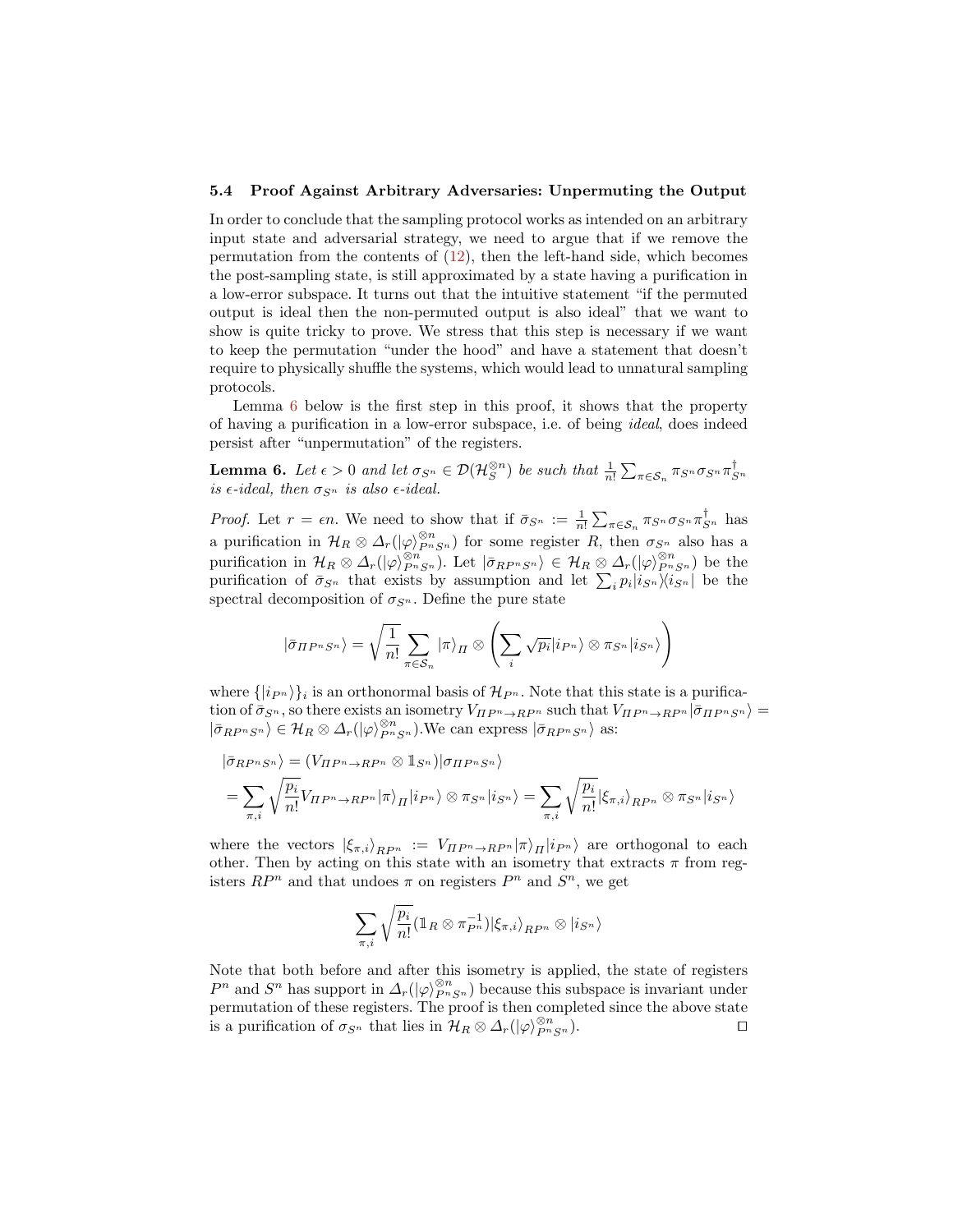### 5.4 Proof Against Arbitrary Adversaries: Unpermuting the Output

In order to conclude that the sampling protocol works as intended on an arbitrary input state and adversarial strategy, we need to argue that if we remove the permutation from the contents of (12), then the left-hand side, which becomes the post-sampling state, is still approximated by a state having a purification in a low-error subspace. It turns out that the intuitive statement "if the permuted output is ideal then the non-permuted output is also ideal" that we want to show is quite tricky to prove. We stress that this step is necessary if we want to keep the permutation "under the hood" and have a statement that doesn't require to physically shuffle the systems, which would lead to unnatural sampling protocols.

Lemma 6 below is the first step in this proof, it shows that the property of having a purification in a low-error subspace, i.e. of being *ideal*, does indeed persist after "unpermutation" of the registers.

**Lemma 6.** *Let $\epsilon > 0$ and let $\sigma_{S^n} \in \mathcal{D}(\mathcal{H}_S^{\otimes n})$ be such that $\frac{1}{n!}\sum_{\pi \in \mathcal{S}_n} \pi_{S^n} \sigma_{S^n} \pi_{S^n}^\dagger$ is $\epsilon$-ideal, then $\sigma_{S^n}$ is also $\epsilon$-ideal.*

*Proof.* Let $r = \epsilon n$. We need to show that if $\bar{\sigma}_{S^n} := \frac{1}{n!}\sum_{\pi \in \mathcal{S}_n} \pi_{S^n} \sigma_{S^n} \pi_{S^n}^\dagger$ has a purification in $\mathcal{H}_R \otimes \Delta_r(|\varphi\rangle_{P^n S^n}^{\otimes n})$ for some register $R$, then $\sigma_{S^n}$ also has a purification in $\mathcal{H}_R \otimes \Delta_r(|\varphi\rangle_{P^n S^n}^{\otimes n})$. Let $|\bar{\sigma}_{RP^nS^n}\rangle \in \mathcal{H}_R \otimes \Delta_r(|\varphi\rangle_{P^n S^n}^{\otimes n})$ be the purification of $\bar{\sigma}_{S^n}$ that exists by assumption and let $\sum_i p_i |i_{S^n}\rangle\langle i_{S^n}|$ be the spectral decomposition of $\sigma_{S^n}$. Define the pure state

$$|\bar{\sigma}_{\Pi P^n S^n}\rangle = \sqrt{\frac{1}{n!}} \sum_{\pi \in \mathcal{S}_n} |\pi\rangle_\Pi \otimes \left( \sum_i \sqrt{p_i} |i_{P^n}\rangle \otimes \pi_{S^n} |i_{S^n}\rangle \right)$$

where $\{|i_{P^n}\rangle\}_i$ is an orthonormal basis of $\mathcal{H}_{P^n}$. Note that this state is a purification of $\bar{\sigma}_{S^n}$, so there exists an isometry $V_{\Pi P^n \to RP^n}$ such that $V_{\Pi P^n \to RP^n}|\bar{\sigma}_{\Pi P^n S^n}\rangle = |\bar{\sigma}_{RP^nS^n}\rangle \in \mathcal{H}_R \otimes \Delta_r(|\varphi\rangle_{P^n S^n}^{\otimes n})$.We can express $|\bar{\sigma}_{RP^nS^n}\rangle$ as:

$$\begin{aligned}
&|\bar{\sigma}_{RP^nS^n}\rangle = (V_{\Pi P^n \to RP^n} \otimes \mathbb{1}_{S^n})|\sigma_{\Pi P^n S^n}\rangle \\
&= \sum_{\pi,i} \sqrt{\frac{p_i}{n!}} V_{\Pi P^n \to RP^n} |\pi\rangle_\Pi |i_{P^n}\rangle \otimes \pi_{S^n} |i_{S^n}\rangle = \sum_{\pi,i} \sqrt{\frac{p_i}{n!}} |\xi_{\pi,i}\rangle_{RP^n} \otimes \pi_{S^n}|i_{S^n}\rangle
\end{aligned}$$

where the vectors $|\xi_{\pi,i}\rangle_{RP^n} := V_{\Pi P^n \to RP^n}|\pi\rangle_\Pi |i_{P^n}\rangle$ are orthogonal to each other. Then by acting on this state with an isometry that extracts $\pi$ from registers $RP^n$ and that undoes $\pi$ on registers $P^n$ and $S^n$, we get

$$\sum_{\pi,i} \sqrt{\frac{p_i}{n!}} (\mathbb{1}_R \otimes \pi_{P^n}^{-1}) |\xi_{\pi,i}\rangle_{RP^n} \otimes |i_{S^n}\rangle$$

Note that both before and after this isometry is applied, the state of registers $P^n$ and $S^n$ has support in $\Delta_r(|\varphi\rangle_{P^n S^n}^{\otimes n})$ because this subspace is invariant under permutation of these registers. The proof is then completed since the above state is a purification of $\sigma_{S^n}$ that lies in $\mathcal{H}_R \otimes \Delta_r(|\varphi\rangle_{P^n S^n}^{\otimes n})$. $\square$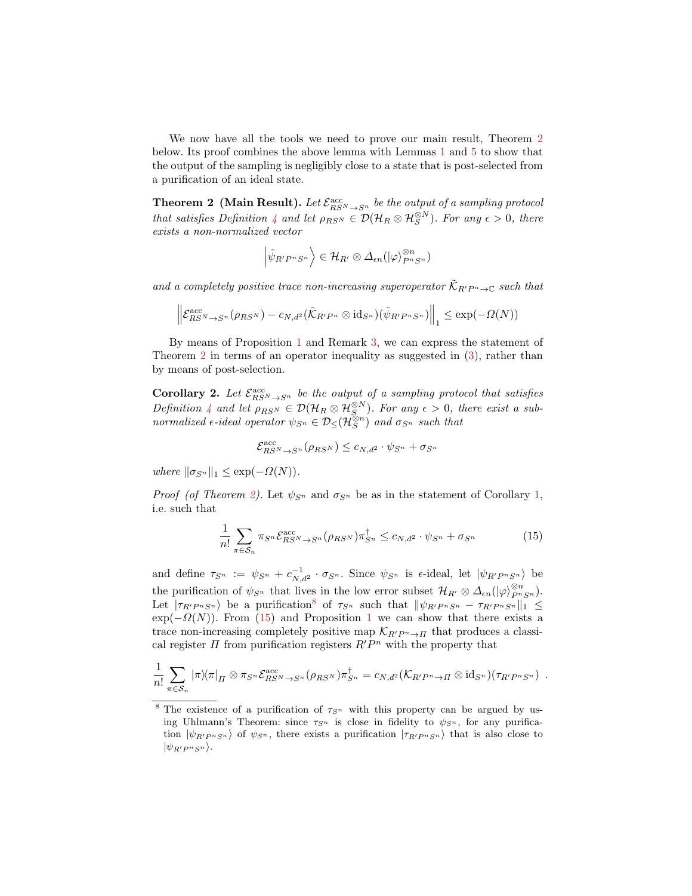We now have all the tools we need to prove our main result, Theorem 2 below. Its proof combines the above lemma with Lemmas 1 and 5 to show that the output of the sampling is negligibly close to a state that is post-selected from a purification of an ideal state.

**Theorem 2 (Main Result).** *Let $\mathcal{E}^{\mathrm{acc}}_{RS^N\to S^n}$ be the output of a sampling protocol that satisfies Definition 4 and let $\rho_{RS^N} \in \mathcal{D}(\mathcal{H}_R \otimes \mathcal{H}_S^{\otimes N})$. For any $\epsilon > 0$, there exists a non-normalized vector*

$$\left|\tilde{\psi}_{R'P^nS^n}\right\rangle \in \mathcal{H}_{R'} \otimes \Delta_{\epsilon n}(|\varphi\rangle^{\otimes n}_{P^nS^n})$$

*and a completely positive trace non-increasing superoperator $\tilde{\mathcal{K}}_{R'P^n\to\mathbb{C}}$ such that*

$$\left\|\mathcal{E}^{\mathrm{acc}}_{RS^N\to S^n}(\rho_{RS^N}) - c_{N,d^2}(\tilde{\mathcal{K}}_{R'P^n} \otimes \mathrm{id}_{S^n})(\tilde{\psi}_{R'P^nS^n})\right\|_1 \leq \exp(-\Omega(N))$$

By means of Proposition 1 and Remark 3, we can express the statement of Theorem 2 in terms of an operator inequality as suggested in (3), rather than by means of post-selection.

**Corollary 2.** *Let $\mathcal{E}^{\mathrm{acc}}_{RS^N\to S^n}$ be the output of a sampling protocol that satisfies Definition 4 and let $\rho_{RS^N} \in \mathcal{D}(\mathcal{H}_R \otimes \mathcal{H}_S^{\otimes N})$. For any $\epsilon > 0$, there exist a sub-normalized $\epsilon$-ideal operator $\psi_{S^n} \in \mathcal{D}_{\leq}(\mathcal{H}_S^{\otimes n})$ and $\sigma_{S^n}$ such that*

$$\mathcal{E}^{\mathrm{acc}}_{RS^N\to S^n}(\rho_{RS^N}) \leq c_{N,d^2} \cdot \psi_{S^n} + \sigma_{S^n}$$

*where $\|\sigma_{S^n}\|_1 \leq \exp(-\Omega(N))$.*

*Proof (of Theorem 2).* Let $\psi_{S^n}$ and $\sigma_{S^n}$ be as in the statement of Corollary 1, i.e. such that

$$\frac{1}{n!}\sum_{\pi\in\mathcal{S}_n} \pi_{S^n}\mathcal{E}^{\mathrm{acc}}_{RS^N\to S^n}(\rho_{RS^N})\pi^{\dagger}_{S^n} \leq c_{N,d^2} \cdot \psi_{S^n} + \sigma_{S^n} \tag{15}$$

and define $\tau_{S^n} := \psi_{S^n} + c^{-1}_{N,d^2} \cdot \sigma_{S^n}$. Since $\psi_{S^n}$ is $\epsilon$-ideal, let $|\psi_{R'P^nS^n}\rangle$ be the purification of $\psi_{S^n}$ that lives in the low error subset $\mathcal{H}_{R'} \otimes \Delta_{\epsilon n}(|\varphi\rangle^{\otimes n}_{P^nS^n})$. Let $|\tau_{R'P^nS^n}\rangle$ be a purification[8] of $\tau_{S^n}$ such that $\|\psi_{R'P^nS^n} - \tau_{R'P^nS^n}\|_1 \leq \exp(-\Omega(N))$. From (15) and Proposition 1 we can show that there exists a trace non-increasing completely positive map $\mathcal{K}_{R'P^n\to\Pi}$ that produces a classical register $\Pi$ from purification registers $R'P^n$ with the property that

$$\frac{1}{n!}\sum_{\pi\in\mathcal{S}_n} |\pi\rangle\langle\pi|_{\Pi} \otimes \pi_{S^n}\mathcal{E}^{\mathrm{acc}}_{RS^N\to S^n}(\rho_{RS^N})\pi^{\dagger}_{S^n} = c_{N,d^2}(\mathcal{K}_{R'P^n\to\Pi} \otimes \mathrm{id}_{S^n})(\tau_{R'P^nS^n})\ .$$

---

[8] The existence of a purification of $\tau_{S^n}$ with this property can be argued by using Uhlmann's Theorem: since $\tau_{S^n}$ is close in fidelity to $\psi_{S^n}$, for any purification $|\psi_{R'P^nS^n}\rangle$ of $\psi_{S^n}$, there exists a purification $|\tau_{R'P^nS^n}\rangle$ that is also close to $|\psi_{R'P^nS^n}\rangle$.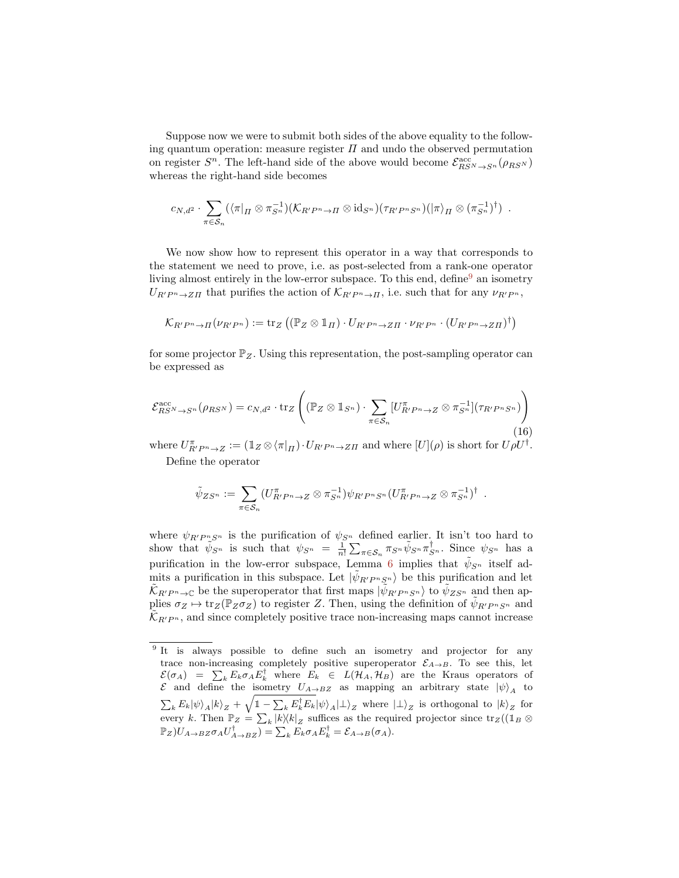Suppose now we were to submit both sides of the above equality to the following quantum operation: measure register $\Pi$ and undo the observed permutation on register $S^n$. The left-hand side of the above would become $\mathcal{E}^{\mathrm{acc}}_{RS^N \to S^n}(\rho_{RS^N})$ whereas the right-hand side becomes

$$c_{N,d^2} \cdot \sum_{\pi \in \mathcal{S}_n} (\langle \pi |_\Pi \otimes \pi^{-1}_{S^n})(\mathcal{K}_{R'P^n \to \Pi} \otimes \mathrm{id}_{S^n})(\tau_{R'P^nS^n})(|\pi\rangle_\Pi \otimes (\pi^{-1}_{S^n})^\dagger) \ .$$

We now show how to represent this operator in a way that corresponds to the statement we need to prove, i.e. as post-selected from a rank-one operator living almost entirely in the low-error subspace. To this end, define[9] an isometry $U_{R'P^n \to Z\Pi}$ that purifies the action of $\mathcal{K}_{R'P^n \to \Pi}$, i.e. such that for any $\nu_{R'P^n}$,

$$\mathcal{K}_{R'P^n \to \Pi}(\nu_{R'P^n}) := \mathrm{tr}_Z\left( (\mathbb{P}_Z \otimes \mathbb{1}_\Pi) \cdot U_{R'P^n \to Z\Pi} \cdot \nu_{R'P^n} \cdot (U_{R'P^n \to Z\Pi})^\dagger \right)$$

for some projector $\mathbb{P}_Z$. Using this representation, the post-sampling operator can be expressed as

$$\mathcal{E}^{\mathrm{acc}}_{RS^N \to S^n}(\rho_{RS^N}) = c_{N,d^2} \cdot \mathrm{tr}_Z \left( (\mathbb{P}_Z \otimes \mathbb{1}_{S^n}) \cdot \sum_{\pi \in \mathcal{S}_n} [U^\pi_{R'P^n \to Z} \otimes \pi^{-1}_{S^n}](\tau_{R'P^nS^n}) \right) \tag{16}$$

where $U^\pi_{R'P^n \to Z} := (\mathbb{1}_Z \otimes \langle \pi |_\Pi) \cdot U_{R'P^n \to Z\Pi}$ and where $[U](\rho)$ is short for $U\rho U^\dagger$.

Define the operator

$$\tilde{\psi}_{ZS^n} := \sum_{\pi \in \mathcal{S}_n} (U^\pi_{R'P^n \to Z} \otimes \pi^{-1}_{S^n}) \psi_{R'P^nS^n} (U^\pi_{R'P^n \to Z} \otimes \pi^{-1}_{S^n})^\dagger \ .$$

where $\psi_{R'P^nS^n}$ is the purification of $\psi_{S^n}$ defined earlier. It isn't too hard to show that $\tilde{\psi}_{S^n}$ is such that $\psi_{S^n} = \frac{1}{n!}\sum_{\pi \in \mathcal{S}_n} \pi_{S^n} \tilde{\psi}_{S^n} \pi^\dagger_{S^n}$. Since $\psi_{S^n}$ has a purification in the low-error subspace, Lemma 6 implies that $\tilde{\psi}_{S^n}$ itself admits a purification in this subspace. Let $|\tilde{\psi}_{R'P^nS^n}\rangle$ be this purification and let $\tilde{\mathcal{K}}_{R'P^n \to \mathbb{C}}$ be the superoperator that first maps $|\tilde{\psi}_{R'P^nS^n}\rangle$ to $\tilde{\psi}_{ZS^n}$ and then applies $\sigma_Z \mapsto \mathrm{tr}_Z(\mathbb{P}_Z \sigma_Z)$ to register $Z$. Then, using the definition of $\tilde{\psi}_{R'P^nS^n}$ and $\tilde{\mathcal{K}}_{R'P^n}$, and since completely positive trace non-increasing maps cannot increase

[9] It is always possible to define such an isometry and projector for any trace non-increasing completely positive superoperator $\mathcal{E}_{A \to B}$. To see this, let $\mathcal{E}(\sigma_A) = \sum_k E_k \sigma_A E_k^\dagger$ where $E_k \in L(\mathcal{H}_A, \mathcal{H}_B)$ are the Kraus operators of $\mathcal{E}$ and define the isometry $U_{A \to BZ}$ as mapping an arbitrary state $|\psi\rangle_A$ to $\sum_k E_k |\psi\rangle_A |k\rangle_Z + \sqrt{\mathbb{1} - \sum_k E_k^\dagger E_k} |\psi\rangle_A |\bot\rangle_Z$ where $|\bot\rangle_Z$ is orthogonal to $|k\rangle_Z$ for every $k$. Then $\mathbb{P}_Z = \sum_k |k\rangle\langle k|_Z$ suffices as the required projector since $\mathrm{tr}_Z((\mathbb{1}_B \otimes \mathbb{P}_Z) U_{A \to BZ} \sigma_A U^\dagger_{A \to BZ}) = \sum_k E_k \sigma_A E_k^\dagger = \mathcal{E}_{A \to B}(\sigma_A)$.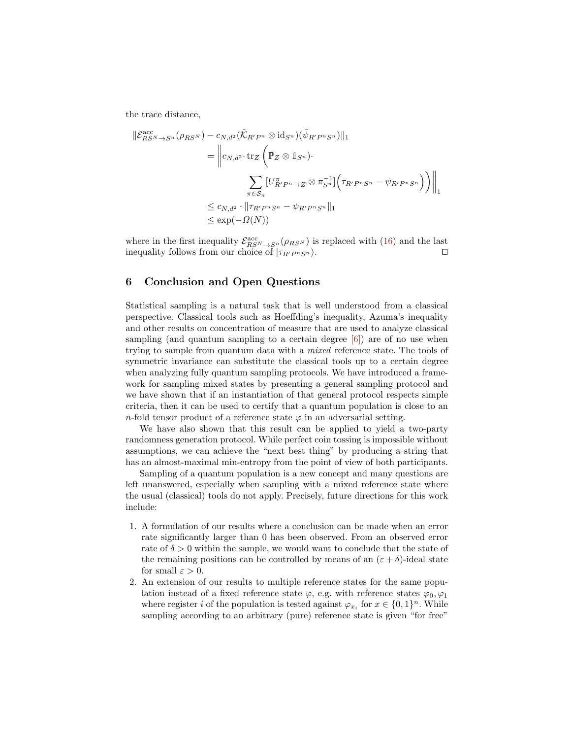the trace distance,

$$
\begin{aligned}
\|\mathcal{E}^{\mathrm{acc}}_{RS^N\to S^n}(\rho_{RS^N}) - c_{N,d^2}(\tilde{\mathcal{K}}_{R'P^n}\otimes \mathrm{id}_{S^n})(\tilde{\psi}_{R'P^nS^n})\|_1 \\
= \Bigg\| c_{N,d^2}\cdot \mathrm{tr}_Z \Bigg( \mathbb{P}_Z \otimes \mathbb{1}_{S^n})\cdot \\
\sum_{\pi\in\mathcal{S}_n} [U^{\pi}_{R'P^n\to Z}\otimes \pi^{-1}_{S^n}]\Big(\tau_{R'P^nS^n} - \psi_{R'P^nS^n}\Big)\Bigg)\Bigg\|_1 \\
\le c_{N,d^2}\cdot \|\tau_{R'P^nS^n} - \psi_{R'P^nS^n}\|_1 \\
\le \exp(-\Omega(N))
\end{aligned}
$$

where in the first inequality $\mathcal{E}^{\mathrm{acc}}_{RS^N\to S^n}(\rho_{RS^N})$ is replaced with (16) and the last inequality follows from our choice of $|\tau_{R'P^nS^n}\rangle$. $\square$

## 6 Conclusion and Open Questions

Statistical sampling is a natural task that is well understood from a classical perspective. Classical tools such as Hoeffding's inequality, Azuma's inequality and other results on concentration of measure that are used to analyze classical sampling (and quantum sampling to a certain degree [6]) are of no use when trying to sample from quantum data with a *mixed* reference state. The tools of symmetric invariance can substitute the classical tools up to a certain degree when analyzing fully quantum sampling protocols. We have introduced a framework for sampling mixed states by presenting a general sampling protocol and we have shown that if an instantiation of that general protocol respects simple criteria, then it can be used to certify that a quantum population is close to an $n$-fold tensor product of a reference state $\varphi$ in an adversarial setting.

We have also shown that this result can be applied to yield a two-party randomness generation protocol. While perfect coin tossing is impossible without assumptions, we can achieve the "next best thing" by producing a string that has an almost-maximal min-entropy from the point of view of both participants.

Sampling of a quantum population is a new concept and many questions are left unanswered, especially when sampling with a mixed reference state where the usual (classical) tools do not apply. Precisely, future directions for this work include:

1. A formulation of our results where a conclusion can be made when an error rate significantly larger than 0 has been observed. From an observed error rate of $\delta > 0$ within the sample, we would want to conclude that the state of the remaining positions can be controlled by means of an $(\varepsilon+\delta)$-ideal state for small $\varepsilon > 0$.
2. An extension of our results to multiple reference states for the same population instead of a fixed reference state $\varphi$, e.g. with reference states $\varphi_0, \varphi_1$ where register $i$ of the population is tested against $\varphi_{x_i}$ for $x \in \{0,1\}^n$. While sampling according to an arbitrary (pure) reference state is given "for free"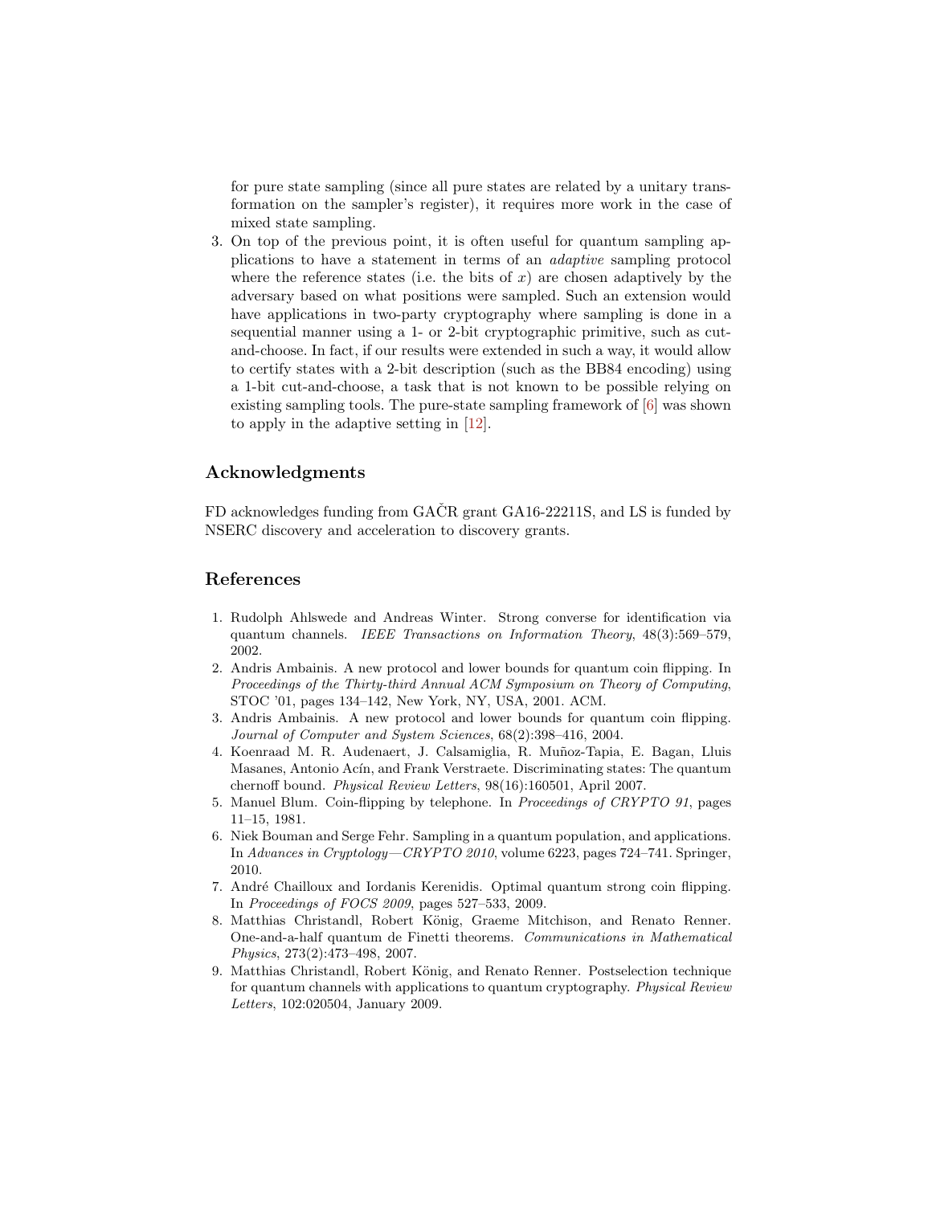for pure state sampling (since all pure states are related by a unitary transformation on the sampler's register), it requires more work in the case of mixed state sampling.

3. On top of the previous point, it is often useful for quantum sampling applications to have a statement in terms of an *adaptive* sampling protocol where the reference states (i.e. the bits of $x$) are chosen adaptively by the adversary based on what positions were sampled. Such an extension would have applications in two-party cryptography where sampling is done in a sequential manner using a 1- or 2-bit cryptographic primitive, such as cut-and-choose. In fact, if our results were extended in such a way, it would allow to certify states with a 2-bit description (such as the BB84 encoding) using a 1-bit cut-and-choose, a task that is not known to be possible relying on existing sampling tools. The pure-state sampling framework of [6] was shown to apply in the adaptive setting in [12].

## Acknowledgments

FD acknowledges funding from GAČR grant GA16-22211S, and LS is funded by NSERC discovery and acceleration to discovery grants.

## References

1. Rudolph Ahlswede and Andreas Winter. Strong converse for identification via quantum channels. *IEEE Transactions on Information Theory*, 48(3):569–579, 2002.
2. Andris Ambainis. A new protocol and lower bounds for quantum coin flipping. In *Proceedings of the Thirty-third Annual ACM Symposium on Theory of Computing*, STOC '01, pages 134–142, New York, NY, USA, 2001. ACM.
3. Andris Ambainis. A new protocol and lower bounds for quantum coin flipping. *Journal of Computer and System Sciences*, 68(2):398–416, 2004.
4. Koenraad M. R. Audenaert, J. Calsamiglia, R. Muñoz-Tapia, E. Bagan, Lluis Masanes, Antonio Acín, and Frank Verstraete. Discriminating states: The quantum chernoff bound. *Physical Review Letters*, 98(16):160501, April 2007.
5. Manuel Blum. Coin-flipping by telephone. In *Proceedings of CRYPTO 91*, pages 11–15, 1981.
6. Niek Bouman and Serge Fehr. Sampling in a quantum population, and applications. In *Advances in Cryptology—CRYPTO 2010*, volume 6223, pages 724–741. Springer, 2010.
7. André Chailloux and Iordanis Kerenidis. Optimal quantum strong coin flipping. In *Proceedings of FOCS 2009*, pages 527–533, 2009.
8. Matthias Christandl, Robert König, Graeme Mitchison, and Renato Renner. One-and-a-half quantum de Finetti theorems. *Communications in Mathematical Physics*, 273(2):473–498, 2007.
9. Matthias Christandl, Robert König, and Renato Renner. Postselection technique for quantum channels with applications to quantum cryptography. *Physical Review Letters*, 102:020504, January 2009.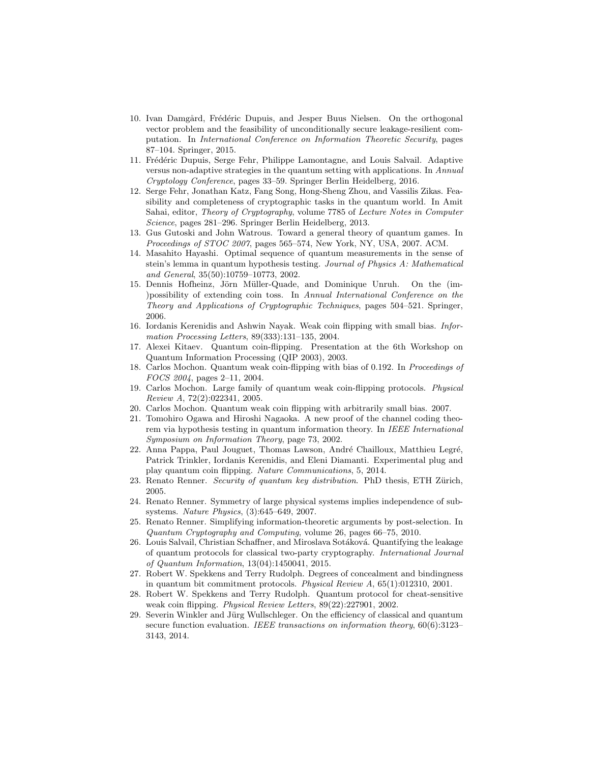10. Ivan Damgård, Frédéric Dupuis, and Jesper Buus Nielsen. On the orthogonal vector problem and the feasibility of unconditionally secure leakage-resilient computation. In *International Conference on Information Theoretic Security*, pages 87–104. Springer, 2015.
11. Frédéric Dupuis, Serge Fehr, Philippe Lamontagne, and Louis Salvail. Adaptive versus non-adaptive strategies in the quantum setting with applications. In *Annual Cryptology Conference*, pages 33–59. Springer Berlin Heidelberg, 2016.
12. Serge Fehr, Jonathan Katz, Fang Song, Hong-Sheng Zhou, and Vassilis Zikas. Feasibility and completeness of cryptographic tasks in the quantum world. In Amit Sahai, editor, *Theory of Cryptography*, volume 7785 of *Lecture Notes in Computer Science*, pages 281–296. Springer Berlin Heidelberg, 2013.
13. Gus Gutoski and John Watrous. Toward a general theory of quantum games. In *Proceedings of STOC 2007*, pages 565–574, New York, NY, USA, 2007. ACM.
14. Masahito Hayashi. Optimal sequence of quantum measurements in the sense of stein's lemma in quantum hypothesis testing. *Journal of Physics A: Mathematical and General*, 35(50):10759–10773, 2002.
15. Dennis Hofheinz, Jörn Müller-Quade, and Dominique Unruh. On the (im-)possibility of extending coin toss. In *Annual International Conference on the Theory and Applications of Cryptographic Techniques*, pages 504–521. Springer, 2006.
16. Iordanis Kerenidis and Ashwin Nayak. Weak coin flipping with small bias. *Information Processing Letters*, 89(333):131–135, 2004.
17. Alexei Kitaev. Quantum coin-flipping. Presentation at the 6th Workshop on Quantum Information Processing (QIP 2003), 2003.
18. Carlos Mochon. Quantum weak coin-flipping with bias of 0.192. In *Proceedings of FOCS 2004*, pages 2–11, 2004.
19. Carlos Mochon. Large family of quantum weak coin-flipping protocols. *Physical Review A*, 72(2):022341, 2005.
20. Carlos Mochon. Quantum weak coin flipping with arbitrarily small bias. 2007.
21. Tomohiro Ogawa and Hiroshi Nagaoka. A new proof of the channel coding theorem via hypothesis testing in quantum information theory. In *IEEE International Symposium on Information Theory*, page 73, 2002.
22. Anna Pappa, Paul Jouguet, Thomas Lawson, André Chailloux, Matthieu Legré, Patrick Trinkler, Iordanis Kerenidis, and Eleni Diamanti. Experimental plug and play quantum coin flipping. *Nature Communications*, 5, 2014.
23. Renato Renner. *Security of quantum key distribution*. PhD thesis, ETH Zürich, 2005.
24. Renato Renner. Symmetry of large physical systems implies independence of subsystems. *Nature Physics*, (3):645–649, 2007.
25. Renato Renner. Simplifying information-theoretic arguments by post-selection. In *Quantum Cryptography and Computing*, volume 26, pages 66–75, 2010.
26. Louis Salvail, Christian Schaffner, and Miroslava Sotáková. Quantifying the leakage of quantum protocols for classical two-party cryptography. *International Journal of Quantum Information*, 13(04):1450041, 2015.
27. Robert W. Spekkens and Terry Rudolph. Degrees of concealment and bindingness in quantum bit commitment protocols. *Physical Review A*, 65(1):012310, 2001.
28. Robert W. Spekkens and Terry Rudolph. Quantum protocol for cheat-sensitive weak coin flipping. *Physical Review Letters*, 89(22):227901, 2002.
29. Severin Winkler and Jürg Wullschleger. On the efficiency of classical and quantum secure function evaluation. *IEEE transactions on information theory*, 60(6):3123–3143, 2014.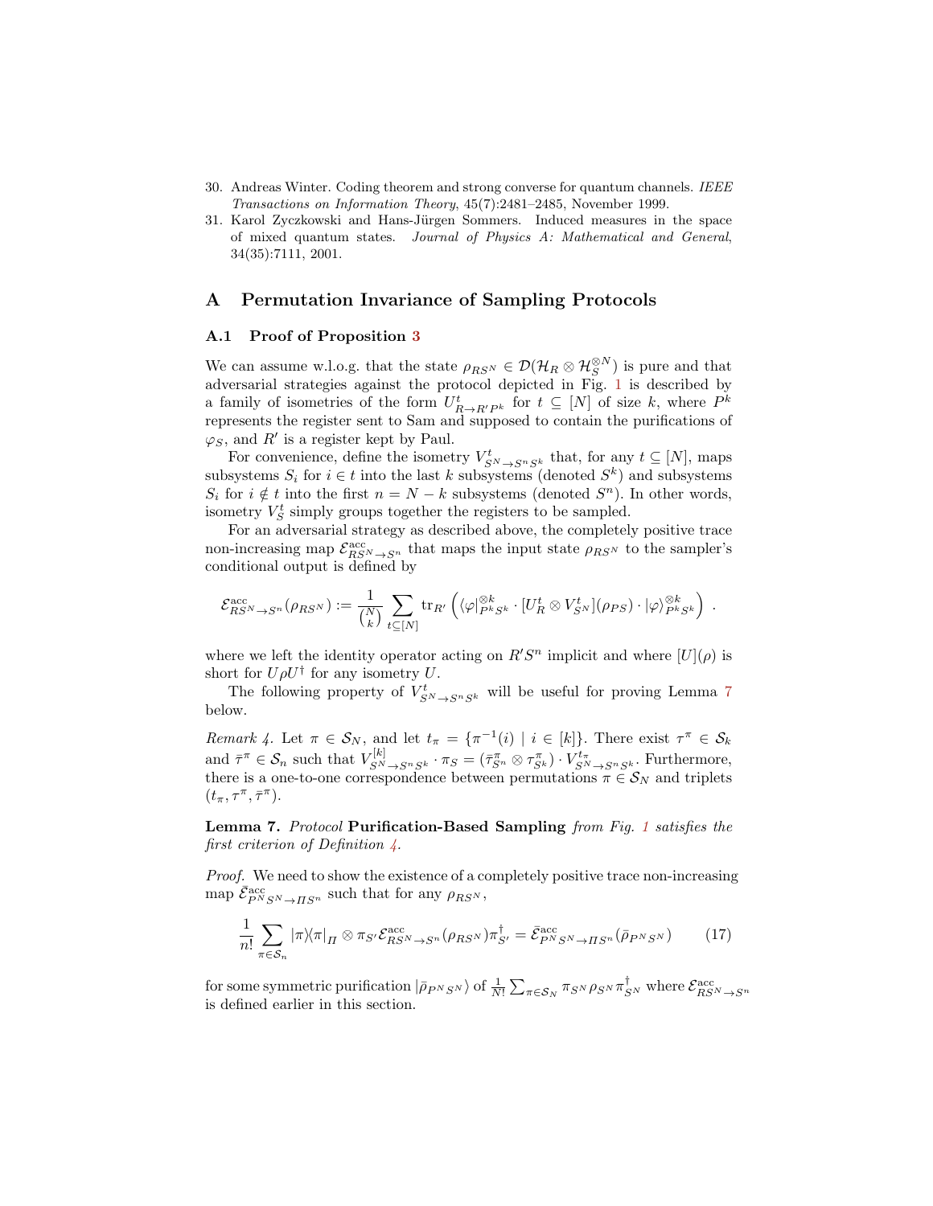30. Andreas Winter. Coding theorem and strong converse for quantum channels. *IEEE Transactions on Information Theory*, 45(7):2481–2485, November 1999.
31. Karol Zyczkowski and Hans-Jürgen Sommers. Induced measures in the space of mixed quantum states. *Journal of Physics A: Mathematical and General*, 34(35):7111, 2001.

# A Permutation Invariance of Sampling Protocols

## A.1 Proof of Proposition 3

We can assume w.l.o.g. that the state $\rho_{RS^N} \in \mathcal{D}(\mathcal{H}_R \otimes \mathcal{H}_S^{\otimes N})$ is pure and that adversarial strategies against the protocol depicted in Fig. 1 is described by a family of isometries of the form $U^t_{R\to R'P^k}$ for $t \subseteq [N]$ of size $k$, where $P^k$ represents the register sent to Sam and supposed to contain the purifications of $\varphi_S$, and $R'$ is a register kept by Paul.

For convenience, define the isometry $V^t_{S^N\to S^n S^k}$ that, for any $t \subseteq [N]$, maps subsystems $S_i$ for $i \in t$ into the last $k$ subsystems (denoted $S^k$) and subsystems $S_i$ for $i \notin t$ into the first $n = N - k$ subsystems (denoted $S^n$). In other words, isometry $V^t_S$ simply groups together the registers to be sampled.

For an adversarial strategy as described above, the completely positive trace non-increasing map $\mathcal{E}^{\text{acc}}_{RS^N\to S^n}$ that maps the input state $\rho_{RS^N}$ to the sampler's conditional output is defined by

$$
\mathcal{E}^{\text{acc}}_{RS^N\to S^n}(\rho_{RS^N}) := \frac{1}{\binom{N}{k}} \sum_{t\subseteq[N]} \operatorname{tr}_{R'}\left( \langle\varphi|^{\otimes k}_{P^kS^k} \cdot [U^t_R \otimes V^t_{S^N}](\rho_{PS}) \cdot |\varphi\rangle^{\otimes k}_{P^kS^k} \right) .
$$

where we left the identity operator acting on $R'S^n$ implicit and where $[U](\rho)$ is short for $U\rho U^\dagger$ for any isometry $U$.

The following property of $V^t_{S^N\to S^nS^k}$ will be useful for proving Lemma 7 below.

*Remark 4.* Let $\pi \in \mathcal{S}_N$, and let $t_\pi = \{\pi^{-1}(i) \mid i \in [k]\}$. There exist $\tau^\pi \in \mathcal{S}_k$ and $\bar{\tau}^\pi \in \mathcal{S}_n$ such that $V^{[k]}_{S^N\to S^nS^k} \cdot \pi_S = (\bar{\tau}^\pi_{S^n} \otimes \tau^\pi_{S^k}) \cdot V^{t_\pi}_{S^N\to S^nS^k}$. Furthermore, there is a one-to-one correspondence between permutations $\pi \in \mathcal{S}_N$ and triplets $(t_\pi, \tau^\pi, \bar{\tau}^\pi)$.

**Lemma 7.** *Protocol* **Purification-Based Sampling** *from Fig. 1 satisfies the first criterion of Definition 4.*

*Proof.* We need to show the existence of a completely positive trace non-increasing map $\bar{\mathcal{E}}^{\text{acc}}_{P^NS^N\to \Pi S^n}$ such that for any $\rho_{RS^N}$,

$$
\frac{1}{n!} \sum_{\pi\in\mathcal{S}_n} |\pi\rangle\!\langle\pi|_\Pi \otimes \pi_{S'} \mathcal{E}^{\text{acc}}_{RS^N\to S^n}(\rho_{RS^N})\pi^\dagger_{S'} = \bar{\mathcal{E}}^{\text{acc}}_{P^NS^N\to \Pi S^n}(\bar{\rho}_{P^NS^N}) \tag{17}
$$

for some symmetric purification $|\bar{\rho}_{P^NS^N}\rangle$ of $\frac{1}{N!}\sum_{\pi\in\mathcal{S}_N} \pi_{S^N}\rho_{S^N}\pi^\dagger_{S^N}$ where $\mathcal{E}^{\text{acc}}_{RS^N\to S^n}$ is defined earlier in this section.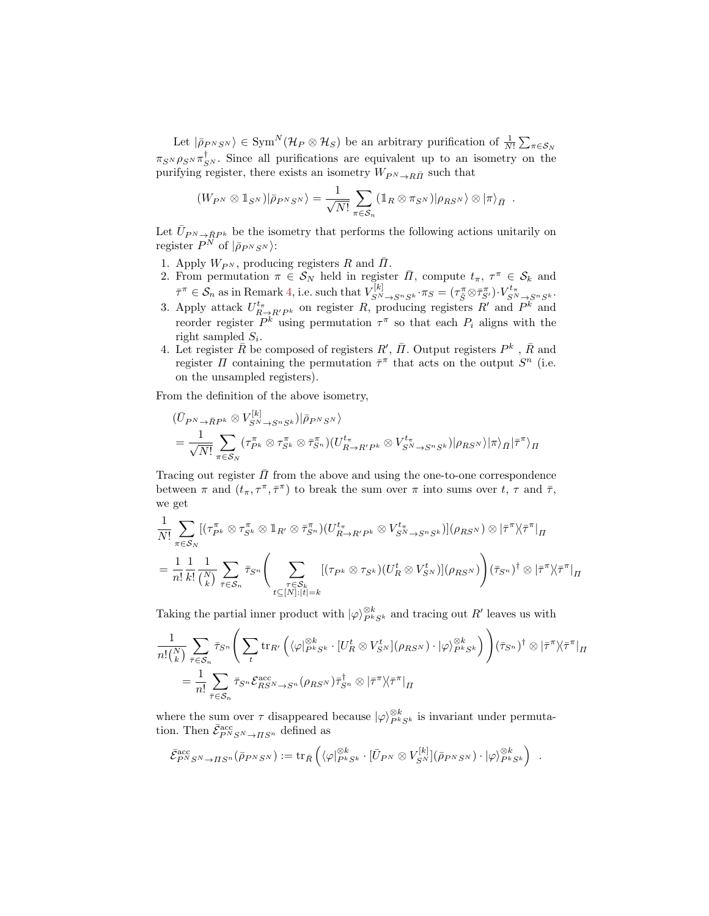Let $|\bar{\rho}_{P^N S^N}\rangle \in \mathrm{Sym}^N(\mathcal{H}_P \otimes \mathcal{H}_S)$ be an arbitrary purification of $\frac{1}{N!}\sum_{\pi\in\mathcal{S}_N} \pi_{S^N}\rho_{S^N}\pi_{S^N}^\dagger$. Since all purifications are equivalent up to an isometry on the purifying register, there exists an isometry $W_{P^N \to R\bar{\Pi}}$ such that

$$(W_{P^N} \otimes \mathbb{1}_{S^N})|\bar{\rho}_{P^N S^N}\rangle = \frac{1}{\sqrt{N!}}\sum_{\pi\in\mathcal{S}_n}(\mathbb{1}_R \otimes \pi_{S^N})|\rho_{RS^N}\rangle \otimes |\pi\rangle_{\bar{\Pi}} \ .$$

Let $\bar{U}_{P^N\to\bar{R}P^k}$ be the isometry that performs the following actions unitarily on register $P^N$ of $|\bar{\rho}_{P^N S^N}\rangle$:

1. Apply $W_{P^N}$, producing registers $R$ and $\bar{\Pi}$.
2. From permutation $\pi \in \mathcal{S}_N$ held in register $\bar{\Pi}$, compute $t_\pi$, $\tau^\pi \in \mathcal{S}_k$ and $\bar{\tau}^\pi \in \mathcal{S}_n$ as in Remark 4, i.e. such that $V^{[k]}_{S^N\to S^n S^k}\cdot\pi_S = (\tau^\pi_{\tilde{S}}\otimes\bar{\tau}^\pi_{S'})\cdot V^{t_\pi}_{S^N\to S^n S^k}$.
3. Apply attack $U^{t_\pi}_{R\to R'P^k}$ on register $R$, producing registers $R'$ and $P^k$ and reorder register $P^k$ using permutation $\tau^\pi$ so that each $P_i$ aligns with the right sampled $S_i$.
4. Let register $\bar{R}$ be composed of registers $R'$, $\bar{\Pi}$. Output registers $P^k$ , $\bar{R}$ and register $\Pi$ containing the permutation $\bar{\tau}^\pi$ that acts on the output $S^n$ (i.e. on the unsampled registers).

From the definition of the above isometry,

$$\begin{aligned}
&(\bar{U}_{P^N\to\bar{R}P^k} \otimes V^{[k]}_{S^N\to S^n S^k})|\bar{\rho}_{P^N S^N}\rangle \\
&= \frac{1}{\sqrt{N!}}\sum_{\pi\in\mathcal{S}_N}(\tau^\pi_{P^k}\otimes\tau^\pi_{S^k}\otimes\bar{\tau}^\pi_{S^n})(U^{t_\pi}_{R\to R'P^k}\otimes V^{t_\pi}_{S^N\to S^n S^k})|\rho_{RS^N}\rangle|\pi\rangle_{\bar{\Pi}}|\bar{\tau}^\pi\rangle_{\Pi}
\end{aligned}$$

Tracing out register $\bar{\Pi}$ from the above and using the one-to-one correspondence between $\pi$ and $(t_\pi, \tau^\pi, \bar{\tau}^\pi)$ to break the sum over $\pi$ into sums over $t$, $\tau$ and $\bar{\tau}$, we get

$$\begin{aligned}
&\frac{1}{N!}\sum_{\pi\in\mathcal{S}_N}[(\tau^\pi_{P^k}\otimes\tau^\pi_{S^k}\otimes\mathbb{1}_{R'}\otimes\bar{\tau}^\pi_{S^n})(U^{t_\pi}_{R\to R'P^k}\otimes V^{t_\pi}_{S^N\to S^n S^k})](\rho_{RS^N})\otimes|\bar{\tau}^\pi\rangle\!\langle\bar{\tau}^\pi|_\Pi \\
&= \frac{1}{n!}\frac{1}{k!}\frac{1}{\binom{N}{k}}\sum_{\bar{\tau}\in\mathcal{S}_n}\bar{\tau}_{S^n}\left(\sum_{\substack{\tau\in\mathcal{S}_k\\ t\subseteq[N]:|t|=k}}[(\tau_{P^k}\otimes\tau_{S^k})(U^t_R\otimes V^t_{S^N})](\rho_{RS^N})\right)(\bar{\tau}_{S^n})^\dagger\otimes|\bar{\tau}^\pi\rangle\!\langle\bar{\tau}^\pi|_\Pi
\end{aligned}$$

Taking the partial inner product with $|\varphi\rangle^{\otimes k}_{P^k S^k}$ and tracing out $R'$ leaves us with

$$\begin{aligned}
&\frac{1}{n!\binom{N}{k}}\sum_{\bar{\tau}\in\mathcal{S}_n}\bar{\tau}_{S^n}\left(\sum_t \mathrm{tr}_{R'}\left(\langle\varphi|^{\otimes k}_{P^k S^k}\cdot[U^t_R\otimes V^t_{S^N}](\rho_{RS^N})\cdot|\varphi\rangle^{\otimes k}_{P^k S^k}\right)\right)(\bar{\tau}_{S^n})^\dagger\otimes|\bar{\tau}^\pi\rangle\!\langle\bar{\tau}^\pi|_\Pi \\
&\qquad = \frac{1}{n!}\sum_{\bar{\tau}\in\mathcal{S}_n}\bar{\tau}_{S^n}\mathcal{E}^{\mathrm{acc}}_{RS^N\to S^n}(\rho_{RS^N})\bar{\tau}^\dagger_{S^n}\otimes|\bar{\tau}^\pi\rangle\!\langle\bar{\tau}^\pi|_\Pi
\end{aligned}$$

where the sum over $\tau$ disappeared because $|\varphi\rangle^{\otimes k}_{P^k S^k}$ is invariant under permutation. Then $\bar{\mathcal{E}}^{\mathrm{acc}}_{P^N S^N\to\Pi S^n}$ defined as

$$\bar{\mathcal{E}}^{\mathrm{acc}}_{P^N S^N\to\Pi S^n}(\bar{\rho}_{P^N S^N}) := \mathrm{tr}_{\bar{R}}\left(\langle\varphi|^{\otimes k}_{P^k S^k}\cdot[\bar{U}_{P^N}\otimes V^{[k]}_{S^N}](\bar{\rho}_{P^N S^N})\cdot|\varphi\rangle^{\otimes k}_{P^k S^k}\right) \ .$$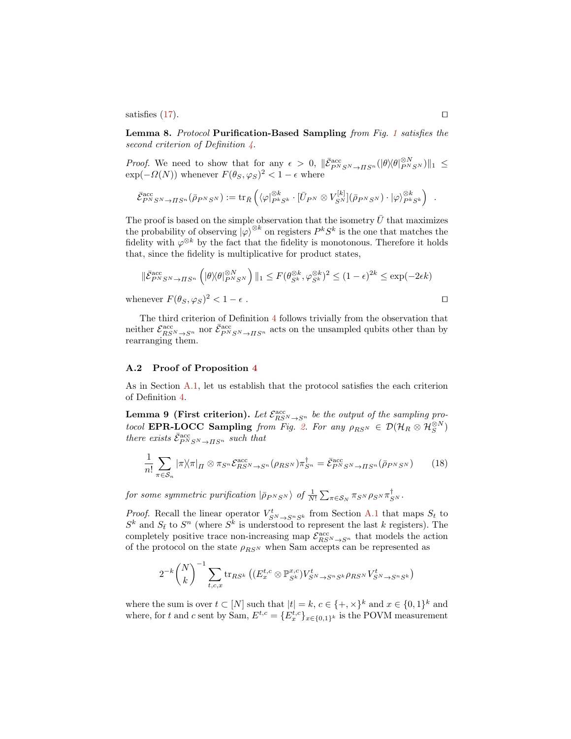satisfies (17). □

**Lemma 8.** *Protocol* **Purification-Based Sampling** *from Fig. 1 satisfies the second criterion of Definition 4.*

*Proof.* We need to show that for any $\epsilon > 0$, $\|\bar{\mathcal{E}}^{\mathrm{acc}}_{P^N S^N \to \Pi S^n}(|\theta\rangle\langle\theta|^{\otimes N}_{P^N S^N})\|_1 \leq \exp(-\Omega(N))$ whenever $F(\theta_S, \varphi_S)^2 < 1 - \epsilon$ where

$$\bar{\mathcal{E}}^{\mathrm{acc}}_{P^N S^N \to \Pi S^n}(\bar{\rho}_{P^N S^N}) := \mathrm{tr}_{\bar{R}}\left(\langle\varphi|^{\otimes k}_{P^k S^k} \cdot [\bar{U}_{P^N} \otimes V^{[k]}_{S^N}](\bar{\rho}_{P^N S^N}) \cdot |\varphi\rangle^{\otimes k}_{P^k S^k}\right) \ .$$

The proof is based on the simple observation that the isometry $\bar{U}$ that maximizes the probability of observing $|\varphi\rangle^{\otimes k}$ on registers $P^k S^k$ is the one that matches the fidelity with $\varphi^{\otimes k}$ by the fact that the fidelity is monotonous. Therefore it holds that, since the fidelity is multiplicative for product states,

$$\|\bar{\mathcal{E}}^{\mathrm{acc}}_{P^N S^N \to \Pi S^n}\left(|\theta\rangle\langle\theta|^{\otimes N}_{P^N S^N}\right)\|_1 \leq F(\theta^{\otimes k}_{S^k}, \varphi^{\otimes k}_{S^k})^2 \leq (1-\epsilon)^{2k} \leq \exp(-2\epsilon k)$$

whenever $F(\theta_S, \varphi_S)^2 < 1 - \epsilon$ . □

The third criterion of Definition 4 follows trivially from the observation that neither $\mathcal{E}^{\mathrm{acc}}_{RS^N \to S^n}$ nor $\bar{\mathcal{E}}^{\mathrm{acc}}_{P^N S^N \to \Pi S^n}$ acts on the unsampled qubits other than by rearranging them.

### A.2 Proof of Proposition 4

As in Section A.1, let us establish that the protocol satisfies the each criterion of Definition 4.

**Lemma 9 (First criterion).** *Let $\mathcal{E}^{\mathrm{acc}}_{RS^N \to S^n}$ be the output of the sampling protocol* **EPR-LOCC Sampling** *from Fig. 2. For any $\rho_{RS^N} \in \mathcal{D}(\mathcal{H}_R \otimes \mathcal{H}_S^{\otimes N})$ there exists $\bar{\mathcal{E}}^{\mathrm{acc}}_{P^N S^N \to \Pi S^n}$ such that*

$$\frac{1}{n!}\sum_{\pi \in \mathcal{S}_n} |\pi\rangle\langle\pi|_\Pi \otimes \pi_{S^n} \mathcal{E}^{\mathrm{acc}}_{RS^N \to S^n}(\rho_{RS^N})\pi^\dagger_{S^n} = \bar{\mathcal{E}}^{\mathrm{acc}}_{P^N S^N \to \Pi S^n}(\bar{\rho}_{P^N S^N}) \tag{18}$$

*for some symmetric purification $|\bar{\rho}_{P^N S^N}\rangle$ of $\frac{1}{N!}\sum_{\pi \in \mathcal{S}_N} \pi_{S^N} \rho_{S^N} \pi^\dagger_{S^N}$.*

*Proof.* Recall the linear operator $V^t_{S^N \to S^n S^k}$ from Section A.1 that maps $S_t$ to $S^k$ and $S_{\bar{t}}$ to $S^n$ (where $S^k$ is understood to represent the last $k$ registers). The completely positive trace non-increasing map $\mathcal{E}^{\mathrm{acc}}_{RS^N \to S^n}$ that models the action of the protocol on the state $\rho_{RS^N}$ when Sam accepts can be represented as

$$2^{-k}\binom{N}{k}^{-1}\sum_{t,c,x} \mathrm{tr}_{RS^k}\left((E^{t,c}_x \otimes \mathbb{P}^{x,c}_{S^k})V^t_{S^N \to S^n S^k}\rho_{RS^N}V^t_{S^N \to S^n S^k}\right)$$

where the sum is over $t \subset [N]$ such that $|t| = k$, $c \in \{+, \times\}^k$ and $x \in \{0,1\}^k$ and where, for $t$ and $c$ sent by Sam, $E^{t,c} = \{E^{t,c}_x\}_{x \in \{0,1\}^k}$ is the POVM measurement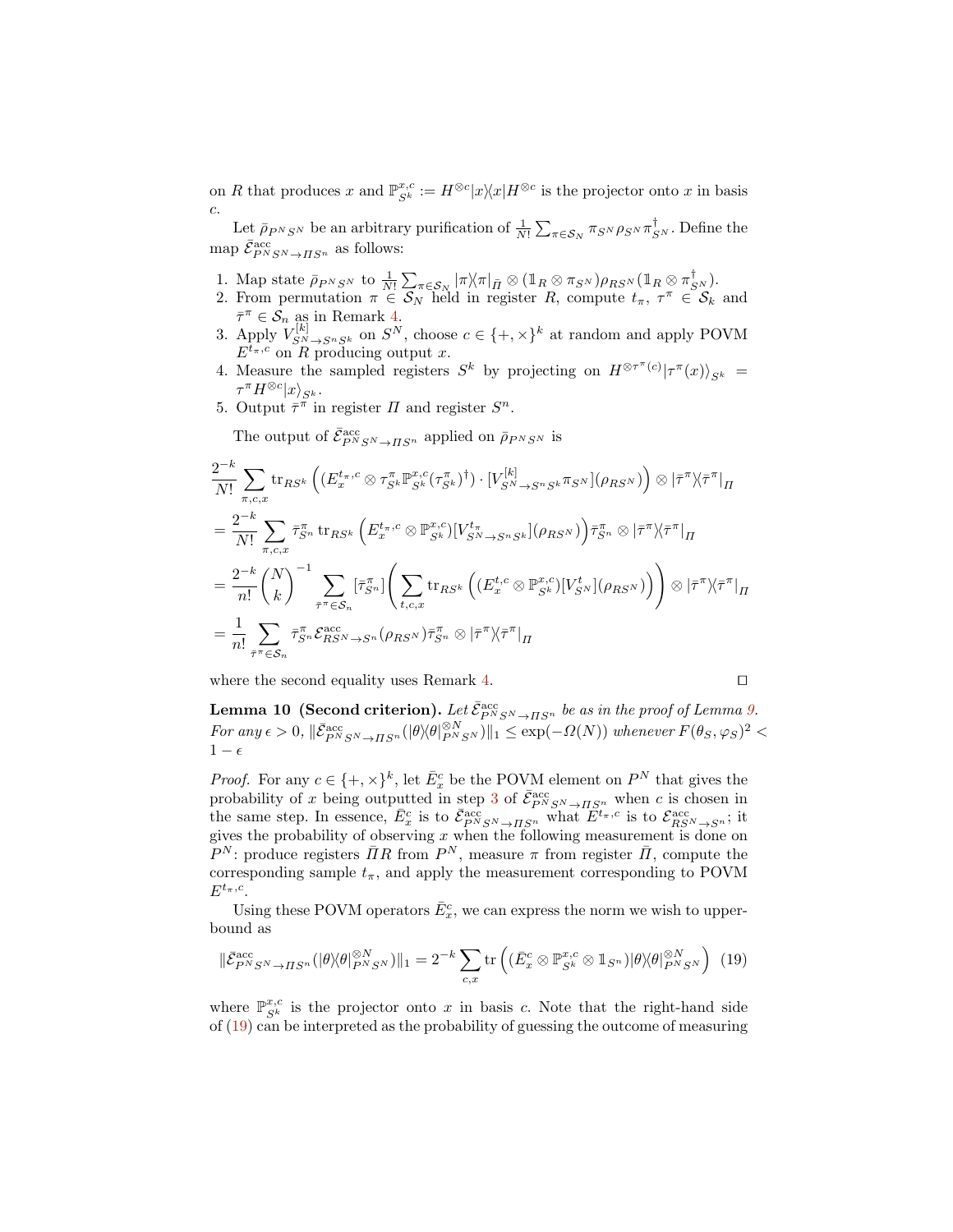on $R$ that produces $x$ and $\mathbb{P}^{x,c}_{S^k} := H^{\otimes c}|x\rangle\langle x|H^{\otimes c}$ is the projector onto $x$ in basis $c$.

Let $\bar{\rho}_{P^N S^N}$ be an arbitrary purification of $\frac{1}{N!}\sum_{\pi\in\mathcal{S}_N} \pi_{S^N}\rho_{S^N}\pi^{\dagger}_{S^N}$. Define the map $\bar{\mathcal{E}}^{\text{acc}}_{P^N S^N \to \Pi S^n}$ as follows:

1. Map state $\bar{\rho}_{P^N S^N}$ to $\frac{1}{N!}\sum_{\pi\in\mathcal{S}_N} |\pi\rangle\langle\pi|_{\bar{\Pi}} \otimes (\mathbb{1}_R \otimes \pi_{S^N})\rho_{RS^N}(\mathbb{1}_R \otimes \pi^{\dagger}_{S^N})$.
2. From permutation $\pi \in \mathcal{S}_N$ held in register $R$, compute $t_\pi$, $\tau^\pi \in \mathcal{S}_k$ and $\bar{\tau}^\pi \in \mathcal{S}_n$ as in Remark 4.
3. Apply $V^{[k]}_{S^N \to S^n S^k}$ on $S^N$, choose $c \in \{+,\times\}^k$ at random and apply POVM $E^{t_\pi,c}$ on $R$ producing output $x$.
4. Measure the sampled registers $S^k$ by projecting on $H^{\otimes\tau^\pi(c)}|\tau^\pi(x)\rangle_{S^k} = \tau^\pi H^{\otimes c}|x\rangle_{S^k}$.
5. Output $\bar{\tau}^\pi$ in register $\Pi$ and register $S^n$.

The output of $\bar{\mathcal{E}}^{\text{acc}}_{P^N S^N \to \Pi S^n}$ applied on $\bar{\rho}_{P^N S^N}$ is

$$
\begin{aligned}
&\frac{2^{-k}}{N!}\sum_{\pi,c,x} \operatorname{tr}_{RS^k}\left( (E^{t_\pi,c}_x \otimes \tau^\pi_{S^k}\mathbb{P}^{x,c}_{S^k}(\tau^\pi_{S^k})^\dagger)\cdot [V^{[k]}_{S^N\to S^n S^k}\pi_{S^N}](\rho_{RS^N})\right) \otimes |\bar{\tau}^\pi\rangle\langle\bar{\tau}^\pi|_{\Pi} \\
&= \frac{2^{-k}}{N!}\sum_{\pi,c,x} \bar{\tau}^\pi_{S^n} \operatorname{tr}_{RS^k}\left( E^{t_\pi,c}_x \otimes \mathbb{P}^{x,c}_{S^k})[V^{t_\pi}_{S^N\to S^n S^k}](\rho_{RS^N})\right)\bar{\tau}^\pi_{S^n} \otimes |\bar{\tau}^\pi\rangle\langle\bar{\tau}^\pi|_{\Pi} \\
&= \frac{2^{-k}}{n!}\binom{N}{k}^{-1} \sum_{\bar{\tau}^\pi\in\mathcal{S}_n} [\bar{\tau}^\pi_{S^n}]\left( \sum_{t,c,x} \operatorname{tr}_{RS^k}\left( (E^{t,c}_x \otimes \mathbb{P}^{x,c}_{S^k})[V^t_{S^N}](\rho_{RS^N})\right)\right) \otimes |\bar{\tau}^\pi\rangle\langle\bar{\tau}^\pi|_{\Pi} \\
&= \frac{1}{n!}\sum_{\bar{\tau}^\pi\in\mathcal{S}_n} \bar{\tau}^\pi_{S^n}\mathcal{E}^{\text{acc}}_{RS^N\to S^n}(\rho_{RS^N})\bar{\tau}^\pi_{S^n} \otimes |\bar{\tau}^\pi\rangle\langle\bar{\tau}^\pi|_{\Pi}
\end{aligned}
$$

where the second equality uses Remark 4. $\square$

**Lemma 10 (Second criterion).** *Let $\bar{\mathcal{E}}^{\text{acc}}_{P^N S^N \to \Pi S^n}$ be as in the proof of Lemma 9. For any $\epsilon > 0$, $\|\bar{\mathcal{E}}^{\text{acc}}_{P^N S^N\to\Pi S^n}(|\theta\rangle\langle\theta|^{\otimes N}_{P^N S^N})\|_1 \le \exp(-\Omega(N))$ whenever $F(\theta_S, \varphi_S)^2 < 1-\epsilon$*

*Proof.* For any $c \in \{+,\times\}^k$, let $\bar{E}^c_x$ be the POVM element on $P^N$ that gives the probability of $x$ being outputted in step 3 of $\bar{\mathcal{E}}^{\text{acc}}_{P^N S^N\to\Pi S^n}$ when $c$ is chosen in the same step. In essence, $\bar{E}^c_x$ is to $\bar{\mathcal{E}}^{\text{acc}}_{P^N S^N\to\Pi S^n}$ what $E^{t_\pi,c}$ is to $\mathcal{E}^{\text{acc}}_{RS^N\to S^n}$; it gives the probability of observing $x$ when the following measurement is done on $P^N$: produce registers $\bar{\Pi}R$ from $P^N$, measure $\pi$ from register $\bar{\Pi}$, compute the corresponding sample $t_\pi$, and apply the measurement corresponding to POVM $E^{t_\pi,c}$.

Using these POVM operators $\bar{E}^c_x$, we can express the norm we wish to upper-bound as

$$
\|\bar{\mathcal{E}}^{\text{acc}}_{P^N S^N\to\Pi S^n}(|\theta\rangle\langle\theta|^{\otimes N}_{P^N S^N})\|_1 = 2^{-k}\sum_{c,x} \operatorname{tr}\left( (\bar{E}^c_x \otimes \mathbb{P}^{x,c}_{S^k} \otimes \mathbb{1}_{S^n})|\theta\rangle\langle\theta|^{\otimes N}_{P^N S^N}\right) \quad (19)
$$

where $\mathbb{P}^{x,c}_{S^k}$ is the projector onto $x$ in basis $c$. Note that the right-hand side of (19) can be interpreted as the probability of guessing the outcome of measuring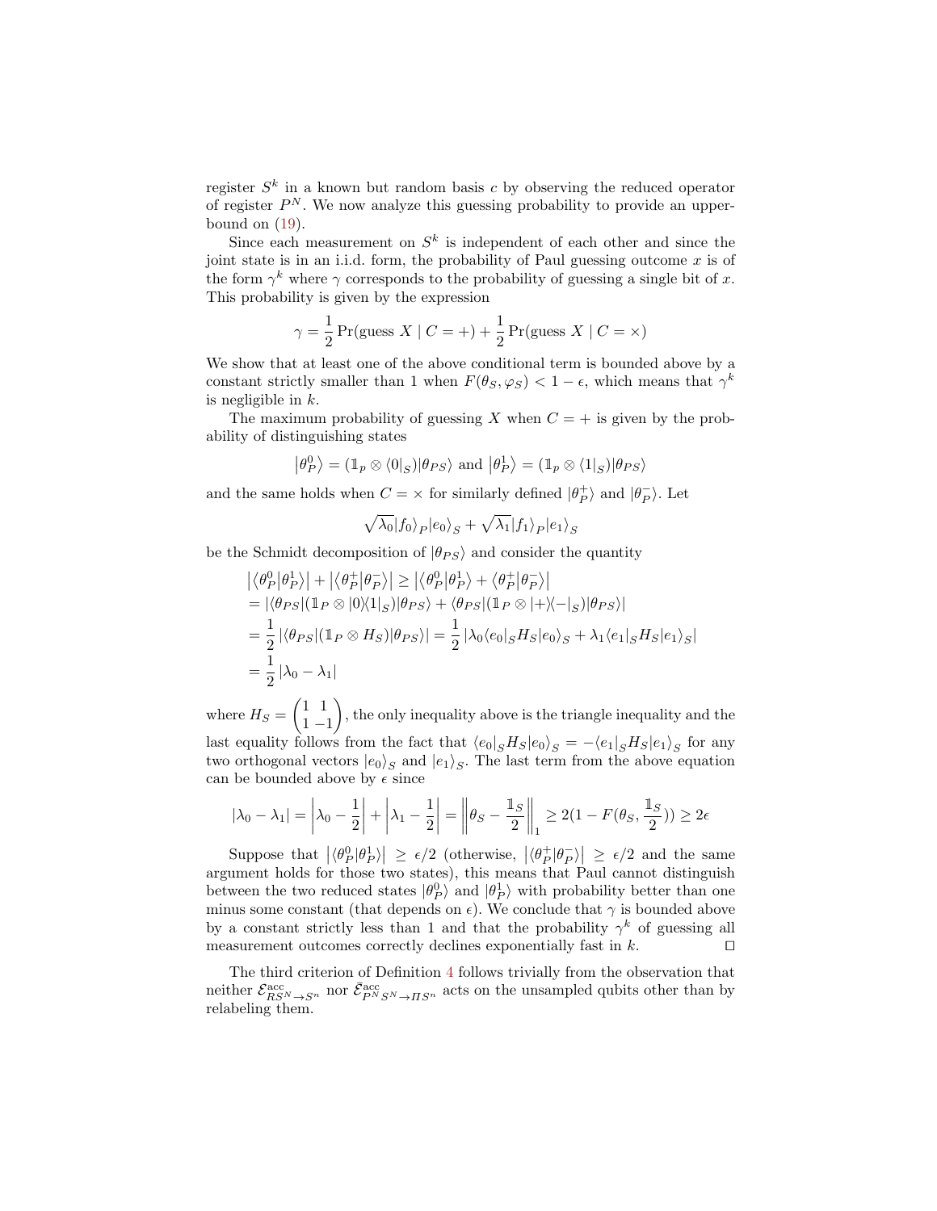register $S^k$ in a known but random basis $c$ by observing the reduced operator of register $P^N$. We now analyze this guessing probability to provide an upper-bound on (19).

Since each measurement on $S^k$ is independent of each other and since the joint state is in an i.i.d. form, the probability of Paul guessing outcome $x$ is of the form $\gamma^k$ where $\gamma$ corresponds to the probability of guessing a single bit of $x$. This probability is given by the expression

$$\gamma = \frac{1}{2}\Pr(\text{guess } X \mid C = +) + \frac{1}{2}\Pr(\text{guess } X \mid C = \times)$$

We show that at least one of the above conditional term is bounded above by a constant strictly smaller than 1 when $F(\theta_S, \varphi_S) < 1 - \epsilon$, which means that $\gamma^k$ is negligible in $k$.

The maximum probability of guessing $X$ when $C = +$ is given by the probability of distinguishing states

$$|\theta_P^0\rangle = (\mathbb{1}_p \otimes \langle 0|_S)|\theta_{PS}\rangle \text{ and } |\theta_P^1\rangle = (\mathbb{1}_p \otimes \langle 1|_S)|\theta_{PS}\rangle$$

and the same holds when $C = \times$ for similarly defined $|\theta_P^+\rangle$ and $|\theta_P^-\rangle$. Let

$$\sqrt{\lambda_0}|f_0\rangle_P|e_0\rangle_S + \sqrt{\lambda_1}|f_1\rangle_P|e_1\rangle_S$$

be the Schmidt decomposition of $|\theta_{PS}\rangle$ and consider the quantity

$$\begin{aligned}
&|\langle\theta_P^0|\theta_P^1\rangle| + |\langle\theta_P^+|\theta_P^-\rangle| \geq |\langle\theta_P^0|\theta_P^1\rangle + \langle\theta_P^+|\theta_P^-\rangle| \\
&= |\langle\theta_{PS}|(\mathbb{1}_P \otimes |0\rangle\langle 1|_S)|\theta_{PS}\rangle + \langle\theta_{PS}|(\mathbb{1}_P \otimes |+\rangle\langle -|_S)|\theta_{PS}\rangle| \\
&= \frac{1}{2}|\langle\theta_{PS}|(\mathbb{1}_P \otimes H_S)|\theta_{PS}\rangle| = \frac{1}{2}|\lambda_0\langle e_0|_S H_S|e_0\rangle_S + \lambda_1\langle e_1|_S H_S|e_1\rangle_S| \\
&= \frac{1}{2}|\lambda_0 - \lambda_1|
\end{aligned}$$

where $H_S = \begin{pmatrix} 1 & 1 \\ 1 & -1 \end{pmatrix}$, the only inequality above is the triangle inequality and the last equality follows from the fact that $\langle e_0|_S H_S|e_0\rangle_S = -\langle e_1|_S H_S|e_1\rangle_S$ for any two orthogonal vectors $|e_0\rangle_S$ and $|e_1\rangle_S$. The last term from the above equation can be bounded above by $\epsilon$ since

$$|\lambda_0 - \lambda_1| = \left|\lambda_0 - \frac{1}{2}\right| + \left|\lambda_1 - \frac{1}{2}\right| = \left\|\theta_S - \frac{\mathbb{1}_S}{2}\right\|_1 \geq 2(1 - F(\theta_S, \frac{\mathbb{1}_S}{2})) \geq 2\epsilon$$

Suppose that $|\langle\theta_P^0|\theta_P^1\rangle| \geq \epsilon/2$ (otherwise, $|\langle\theta_P^+|\theta_P^-\rangle| \geq \epsilon/2$ and the same argument holds for those two states), this means that Paul cannot distinguish between the two reduced states $|\theta_P^0\rangle$ and $|\theta_P^1\rangle$ with probability better than one minus some constant (that depends on $\epsilon$). We conclude that $\gamma$ is bounded above by a constant strictly less than 1 and that the probability $\gamma^k$ of guessing all measurement outcomes correctly declines exponentially fast in $k$. □

The third criterion of Definition 4 follows trivially from the observation that neither $\mathcal{E}^{\text{acc}}_{RS^N \to S^n}$ nor $\bar{\mathcal{E}}^{\text{acc}}_{P^N S^N \to \Pi S^n}$ acts on the unsampled qubits other than by relabeling them.